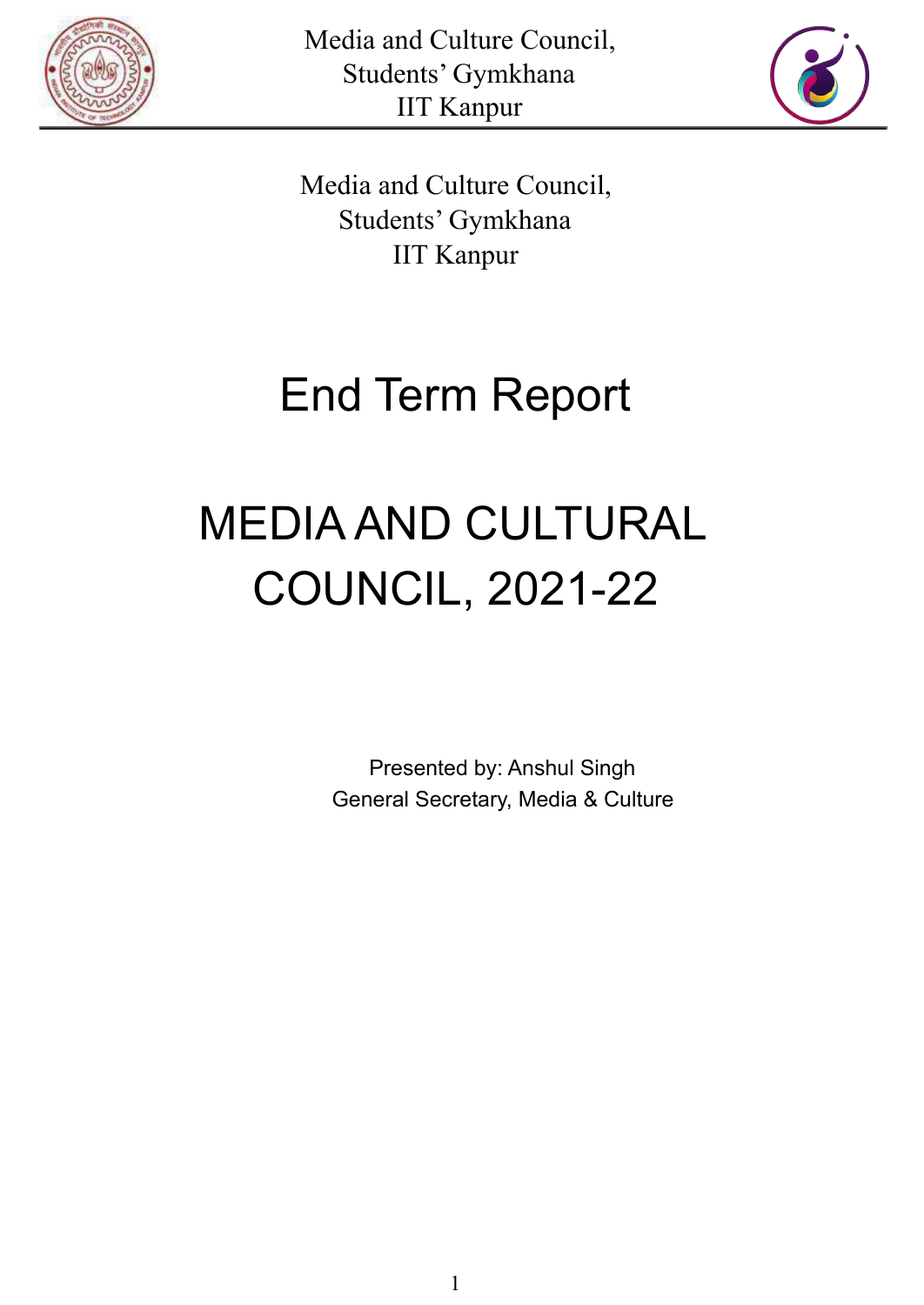Media and Culture Council,
Students' Gymkhana
IIT Kanpur

# End Term Report

# MEDIA AND CULTURAL COUNCIL, 2021-22

Presented by: Anshul Singh
General Secretary, Media & Culture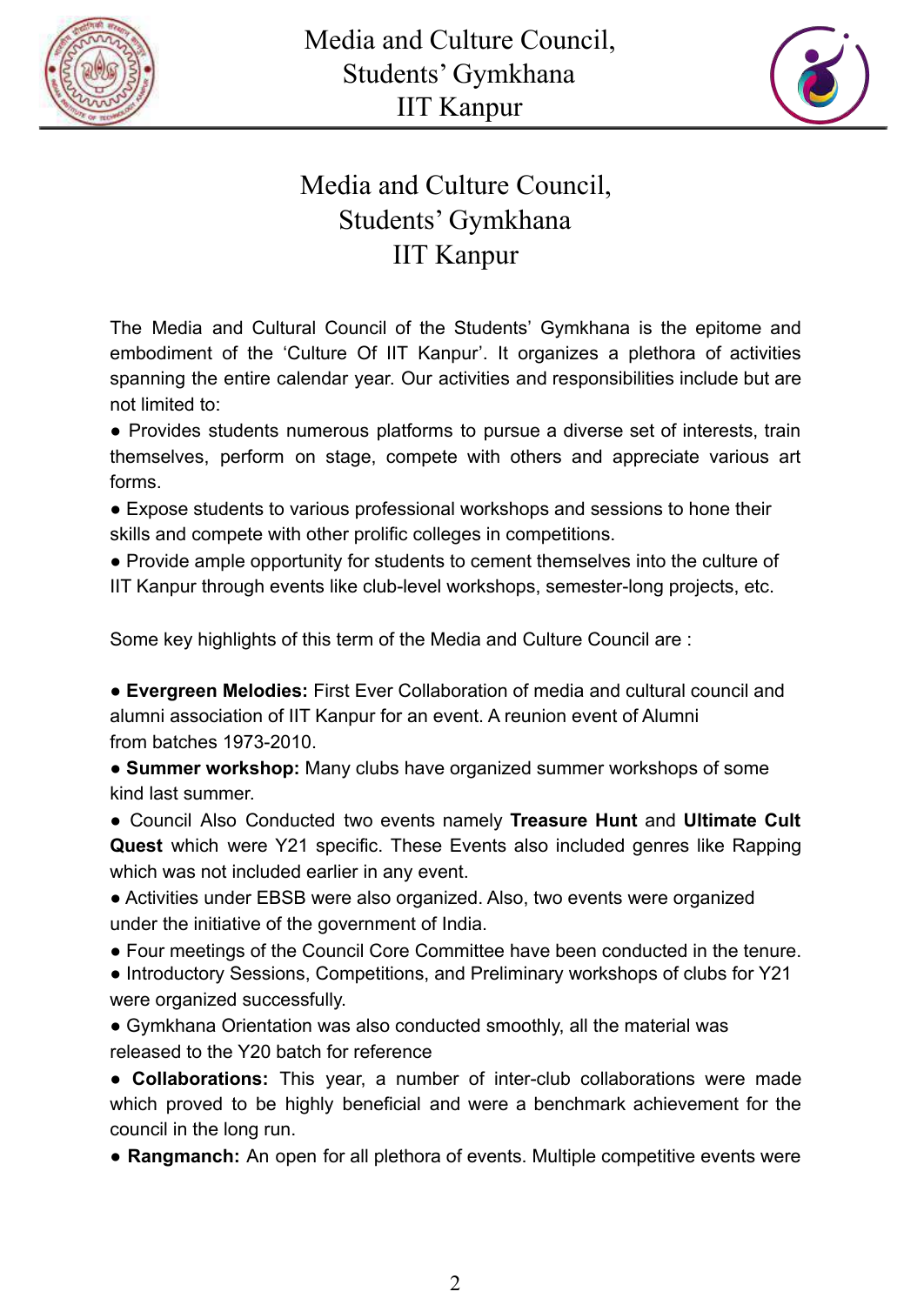# Media and Culture Council, Students' Gymkhana IIT Kanpur

The Media and Cultural Council of the Students' Gymkhana is the epitome and embodiment of the 'Culture Of IIT Kanpur'. It organizes a plethora of activities spanning the entire calendar year. Our activities and responsibilities include but are not limited to:

- Provides students numerous platforms to pursue a diverse set of interests, train themselves, perform on stage, compete with others and appreciate various art forms.
- Expose students to various professional workshops and sessions to hone their skills and compete with other prolific colleges in competitions.
- Provide ample opportunity for students to cement themselves into the culture of IIT Kanpur through events like club-level workshops, semester-long projects, etc.

Some key highlights of this term of the Media and Culture Council are :

- **Evergreen Melodies:** First Ever Collaboration of media and cultural council and alumni association of IIT Kanpur for an event. A reunion event of Alumni from batches 1973-2010.
- **Summer workshop:** Many clubs have organized summer workshops of some kind last summer.
- Council Also Conducted two events namely **Treasure Hunt** and **Ultimate Cult Quest** which were Y21 specific. These Events also included genres like Rapping which was not included earlier in any event.
- Activities under EBSB were also organized. Also, two events were organized under the initiative of the government of India.
- Four meetings of the Council Core Committee have been conducted in the tenure.
- Introductory Sessions, Competitions, and Preliminary workshops of clubs for Y21 were organized successfully.
- Gymkhana Orientation was also conducted smoothly, all the material was released to the Y20 batch for reference
- **Collaborations:** This year, a number of inter-club collaborations were made which proved to be highly beneficial and were a benchmark achievement for the council in the long run.
- **Rangmanch:** An open for all plethora of events. Multiple competitive events were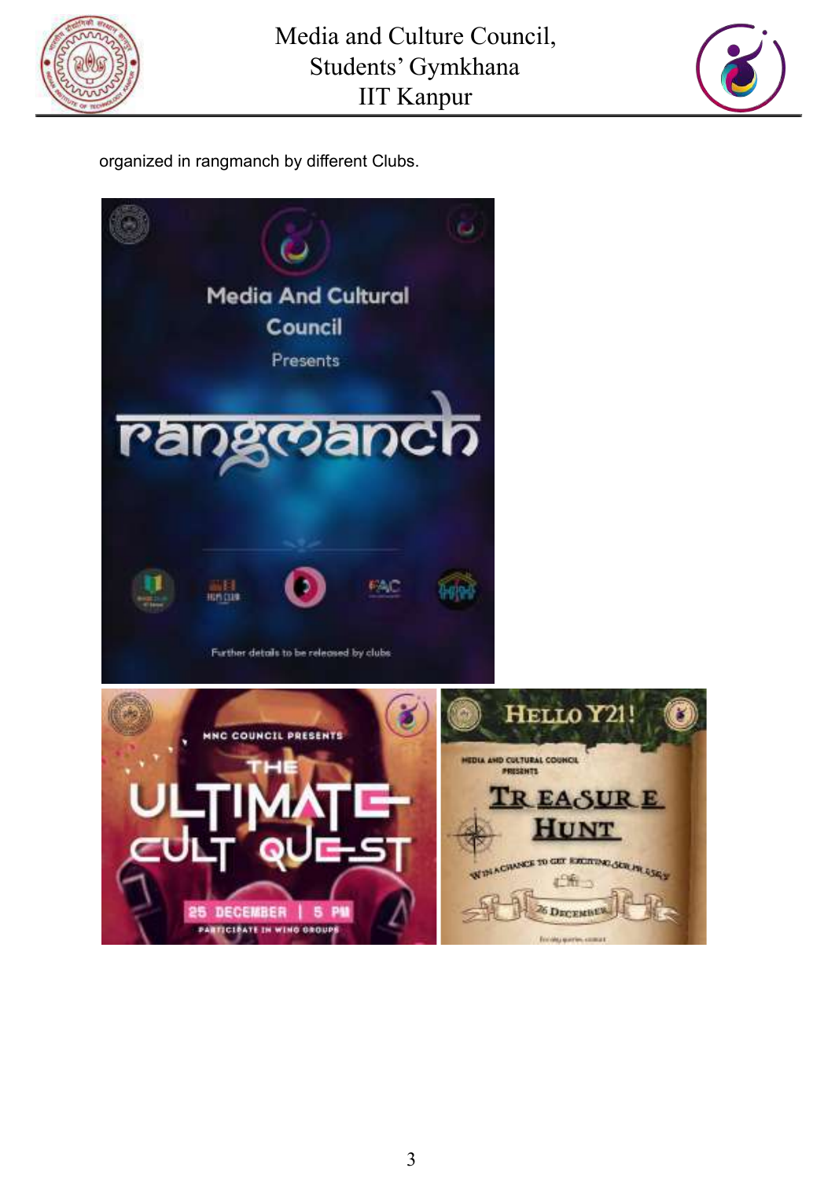organized in rangmanch by different Clubs.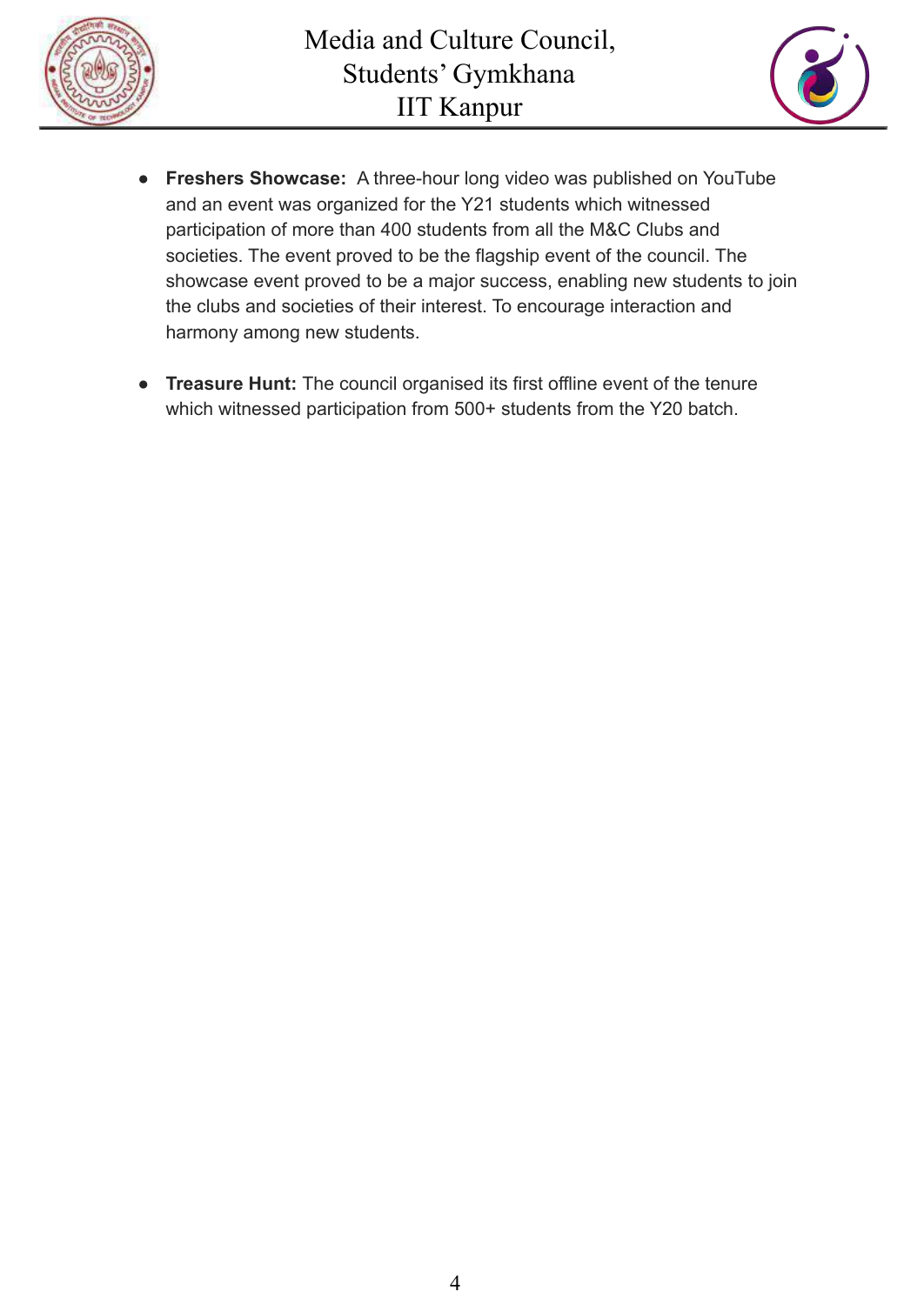- **Freshers Showcase:** A three-hour long video was published on YouTube and an event was organized for the Y21 students which witnessed participation of more than 400 students from all the M&C Clubs and societies. The event proved to be the flagship event of the council. The showcase event proved to be a major success, enabling new students to join the clubs and societies of their interest. To encourage interaction and harmony among new students.

- **Treasure Hunt:** The council organised its first offline event of the tenure which witnessed participation from 500+ students from the Y20 batch.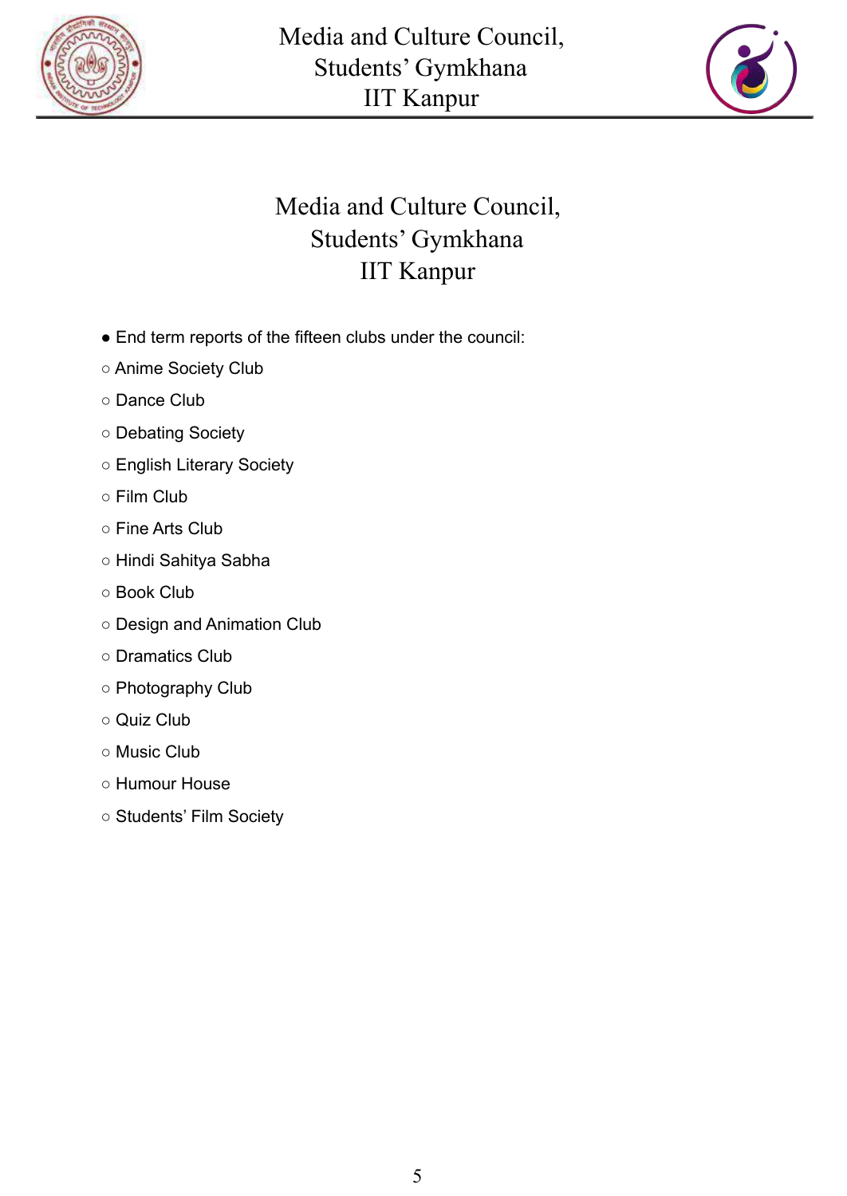# Media and Culture Council, Students' Gymkhana IIT Kanpur

- End term reports of the fifteen clubs under the council:
  - Anime Society Club
  - Dance Club
  - Debating Society
  - English Literary Society
  - Film Club
  - Fine Arts Club
  - Hindi Sahitya Sabha
  - Book Club
  - Design and Animation Club
  - Dramatics Club
  - Photography Club
  - Quiz Club
  - Music Club
  - Humour House
  - Students' Film Society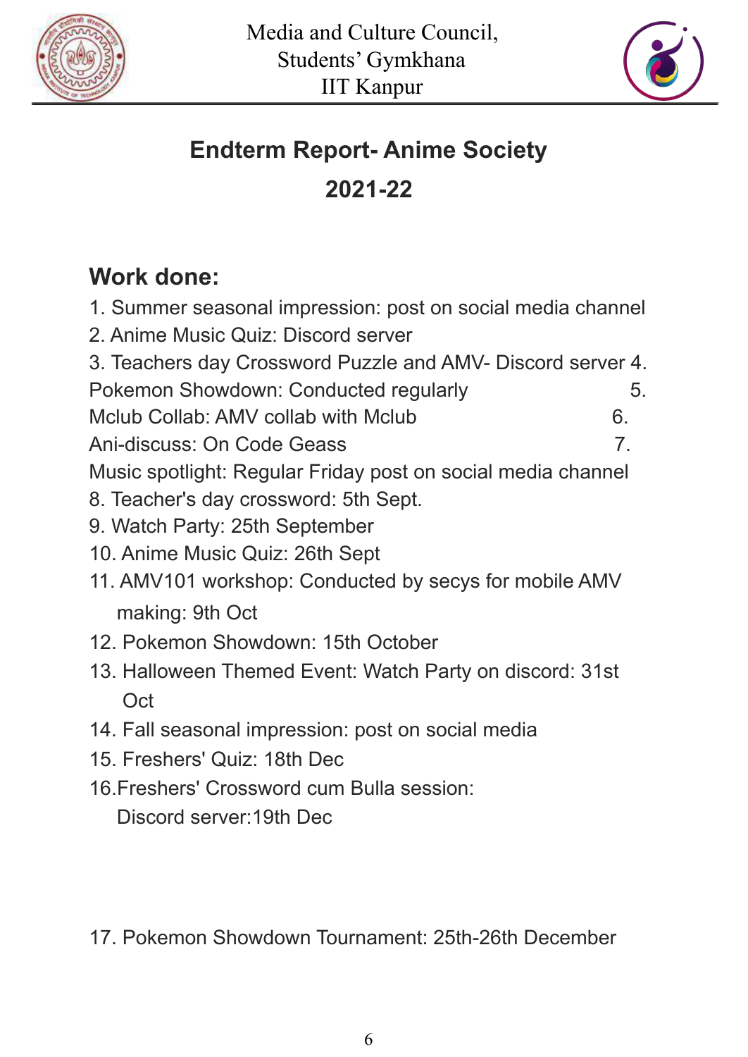# Endterm Report- Anime Society

## 2021-22

### Work done:

1. Summer seasonal impression: post on social media channel
2. Anime Music Quiz: Discord server
3. Teachers day Crossword Puzzle and AMV- Discord server
4. Pokemon Showdown: Conducted regularly
5. Mclub Collab: AMV collab with Mclub
6. Ani-discuss: On Code Geass
7. Music spotlight: Regular Friday post on social media channel
8. Teacher's day crossword: 5th Sept.
9. Watch Party: 25th September
10. Anime Music Quiz: 26th Sept
11. AMV101 workshop: Conducted by secys for mobile AMV making: 9th Oct
12. Pokemon Showdown: 15th October
13. Halloween Themed Event: Watch Party on discord: 31st Oct
14. Fall seasonal impression: post on social media
15. Freshers' Quiz: 18th Dec
16. Freshers' Crossword cum Bulla session: Discord server:19th Dec
17. Pokemon Showdown Tournament: 25th-26th December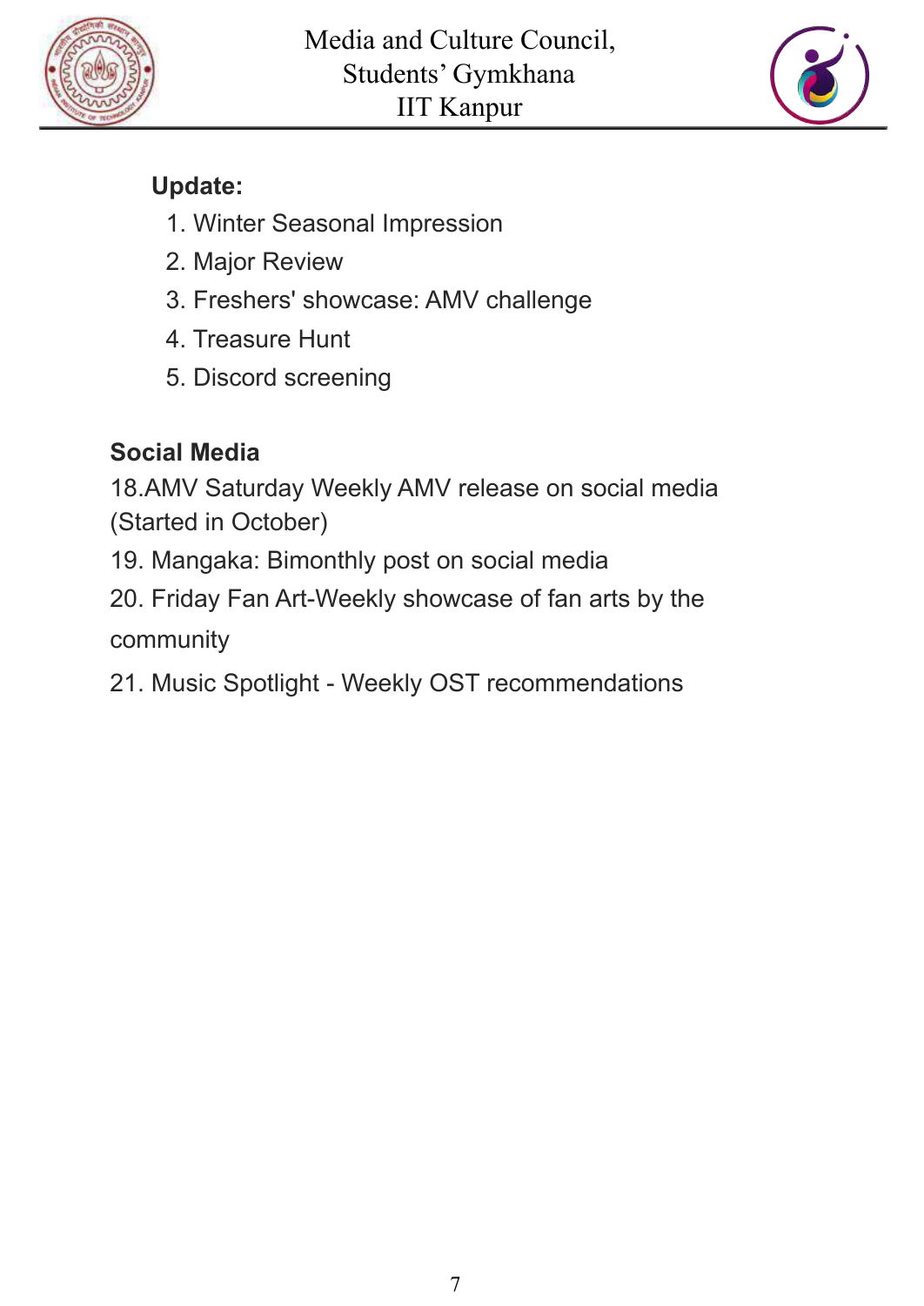**Update:**

1. Winter Seasonal Impression
2. Major Review
3. Freshers' showcase: AMV challenge
4. Treasure Hunt
5. Discord screening

**Social Media**

18.AMV Saturday Weekly AMV release on social media (Started in October)

19. Mangaka: Bimonthly post on social media

20. Friday Fan Art-Weekly showcase of fan arts by the community

21. Music Spotlight - Weekly OST recommendations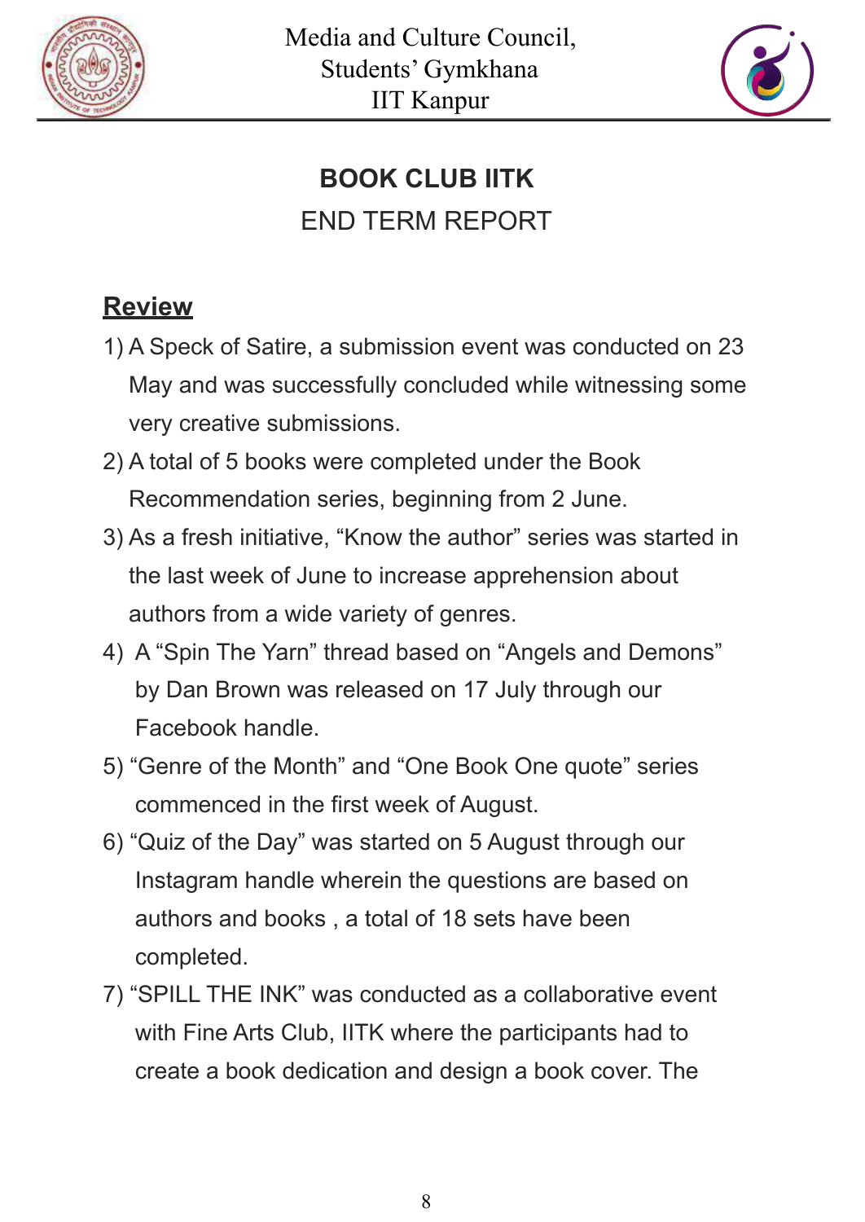Media and Culture Council,
Students' Gymkhana
IIT Kanpur

## BOOK CLUB IITK

### END TERM REPORT

## Review

1) A Speck of Satire, a submission event was conducted on 23 May and was successfully concluded while witnessing some very creative submissions.
2) A total of 5 books were completed under the Book Recommendation series, beginning from 2 June.
3) As a fresh initiative, "Know the author" series was started in the last week of June to increase apprehension about authors from a wide variety of genres.
4) A "Spin The Yarn" thread based on "Angels and Demons" by Dan Brown was released on 17 July through our Facebook handle.
5) "Genre of the Month" and "One Book One quote" series commenced in the first week of August.
6) "Quiz of the Day" was started on 5 August through our Instagram handle wherein the questions are based on authors and books , a total of 18 sets have been completed.
7) "SPILL THE INK" was conducted as a collaborative event with Fine Arts Club, IITK where the participants had to create a book dedication and design a book cover. The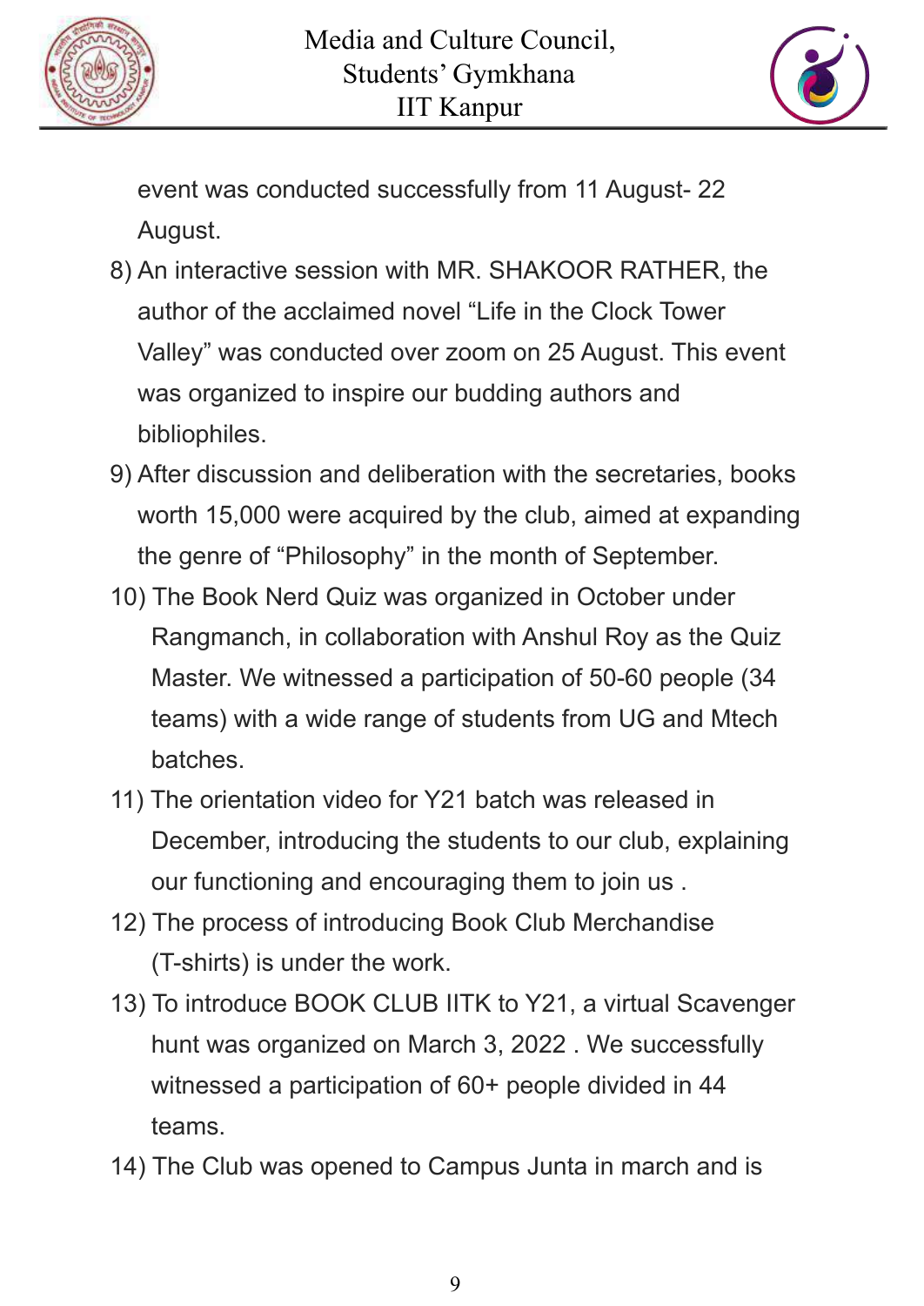event was conducted successfully from 11 August- 22 August.

8) An interactive session with MR. SHAKOOR RATHER, the author of the acclaimed novel “Life in the Clock Tower Valley” was conducted over zoom on 25 August. This event was organized to inspire our budding authors and bibliophiles.
9) After discussion and deliberation with the secretaries, books worth 15,000 were acquired by the club, aimed at expanding the genre of “Philosophy” in the month of September.
10) The Book Nerd Quiz was organized in October under Rangmanch, in collaboration with Anshul Roy as the Quiz Master. We witnessed a participation of 50-60 people (34 teams) with a wide range of students from UG and Mtech batches.
11) The orientation video for Y21 batch was released in December, introducing the students to our club, explaining our functioning and encouraging them to join us .
12) The process of introducing Book Club Merchandise (T-shirts) is under the work.
13) To introduce BOOK CLUB IITK to Y21, a virtual Scavenger hunt was organized on March 3, 2022 . We successfully witnessed a participation of 60+ people divided in 44 teams.
14) The Club was opened to Campus Junta in march and is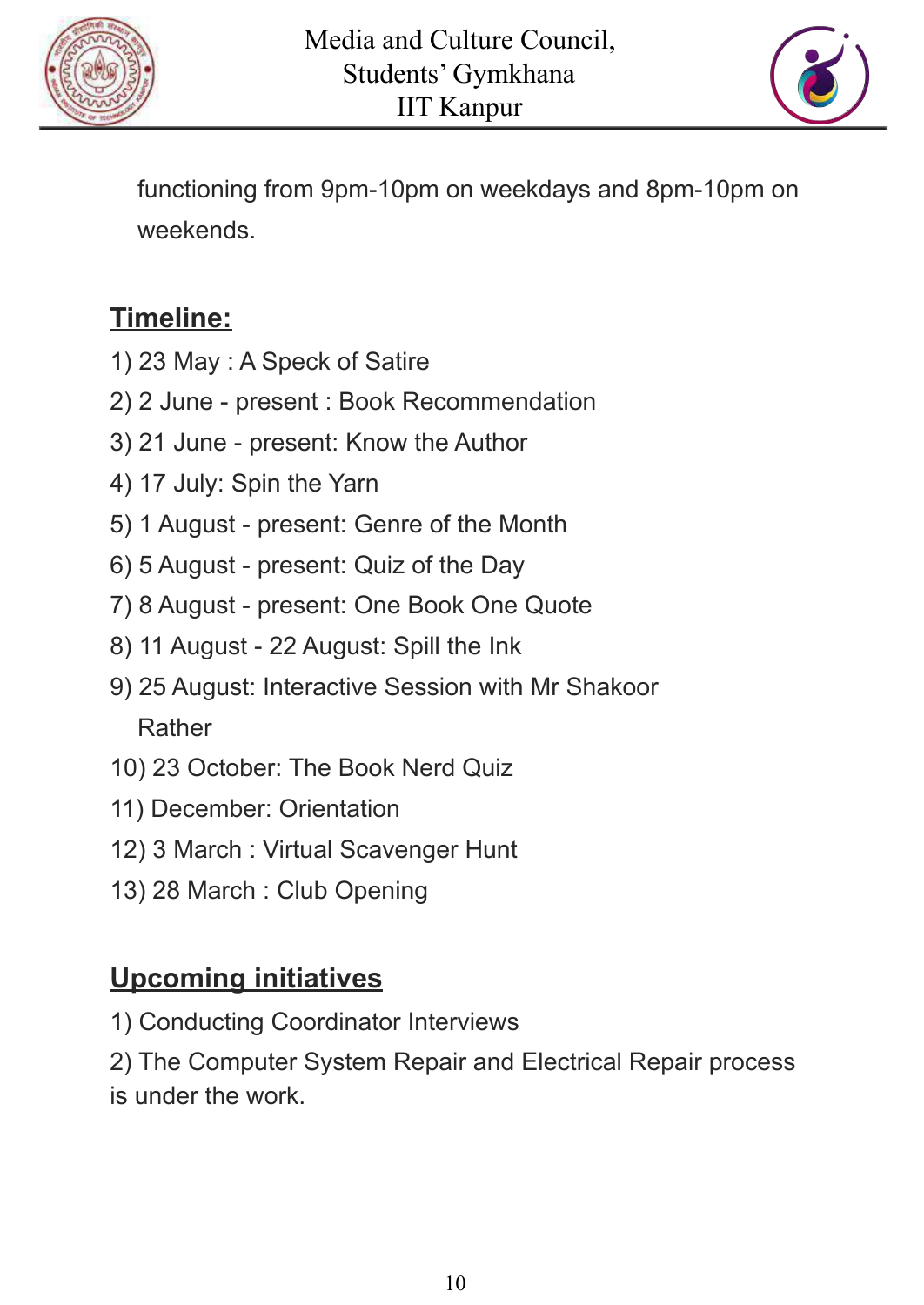functioning from 9pm-10pm on weekdays and 8pm-10pm on weekends.

## Timeline:

1) 23 May : A Speck of Satire
2) 2 June - present : Book Recommendation
3) 21 June - present: Know the Author
4) 17 July: Spin the Yarn
5) 1 August - present: Genre of the Month
6) 5 August - present: Quiz of the Day
7) 8 August - present: One Book One Quote
8) 11 August - 22 August: Spill the Ink
9) 25 August: Interactive Session with Mr Shakoor Rather
10) 23 October: The Book Nerd Quiz
11) December: Orientation
12) 3 March : Virtual Scavenger Hunt
13) 28 March : Club Opening

## Upcoming initiatives

1) Conducting Coordinator Interviews
2) The Computer System Repair and Electrical Repair process is under the work.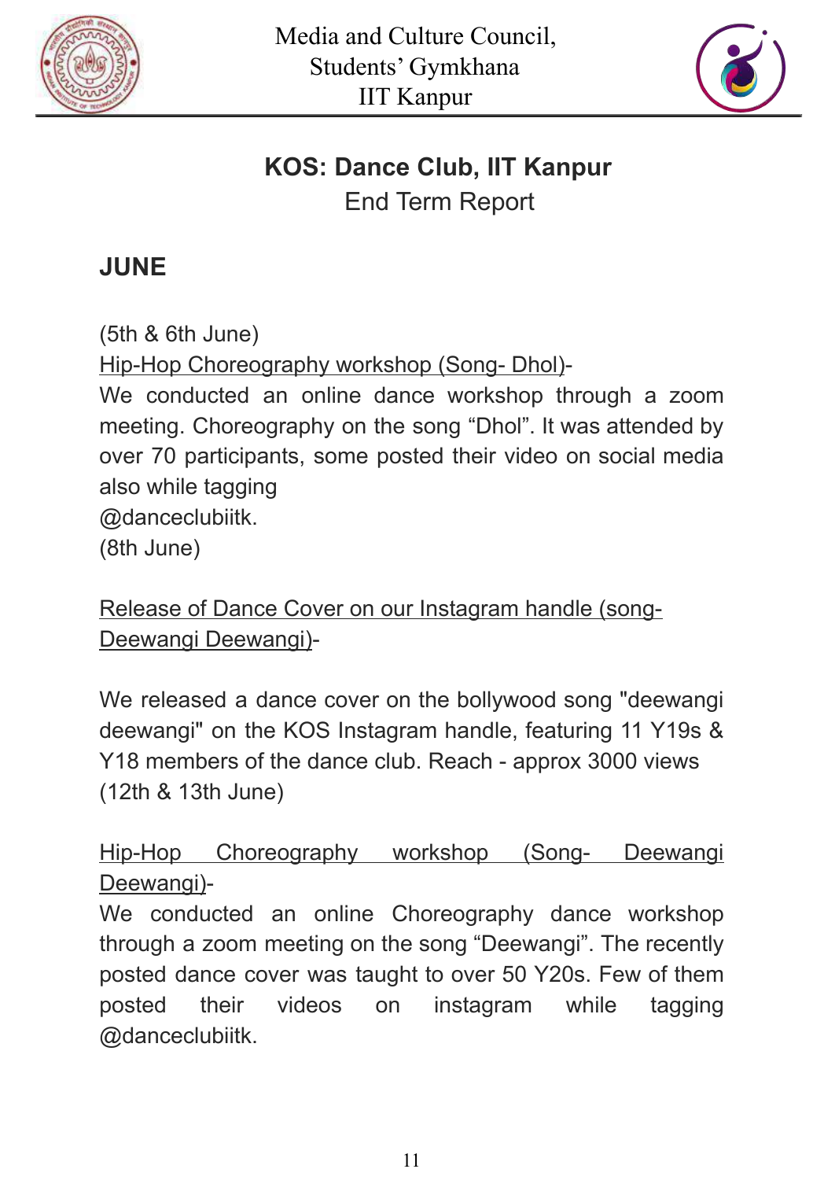Media and Culture Council,
Students' Gymkhana
IIT Kanpur

## **KOS: Dance Club, IIT Kanpur**

End Term Report

## JUNE

(5th & 6th June)

Hip-Hop Choreography workshop (Song- Dhol)-

We conducted an online dance workshop through a zoom meeting. Choreography on the song "Dhol". It was attended by over 70 participants, some posted their video on social media also while tagging @danceclubiitk.

(8th June)

Release of Dance Cover on our Instagram handle (song- Deewangi Deewangi)-

We released a dance cover on the bollywood song "deewangi deewangi" on the KOS Instagram handle, featuring 11 Y19s & Y18 members of the dance club. Reach - approx 3000 views

(12th & 13th June)

Hip-Hop Choreography workshop (Song- Deewangi Deewangi)-

We conducted an online Choreography dance workshop through a zoom meeting on the song "Deewangi". The recently posted dance cover was taught to over 50 Y20s. Few of them posted their videos on instagram while tagging @danceclubiitk.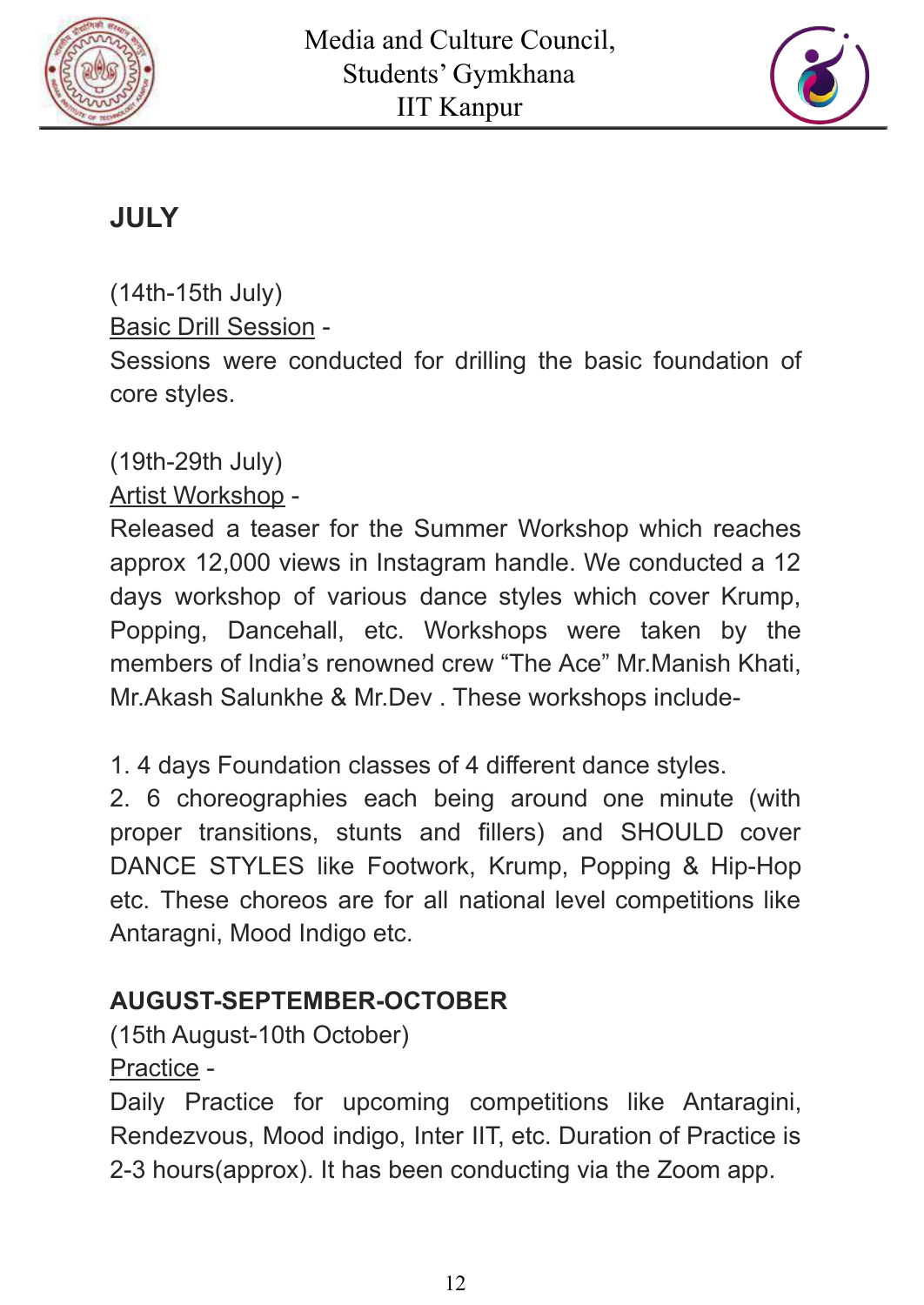## JULY

(14th-15th July)
Basic Drill Session -
Sessions were conducted for drilling the basic foundation of core styles.

(19th-29th July)
Artist Workshop -
Released a teaser for the Summer Workshop which reaches approx 12,000 views in Instagram handle. We conducted a 12 days workshop of various dance styles which cover Krump, Popping, Dancehall, etc. Workshops were taken by the members of India's renowned crew "The Ace" Mr.Manish Khati, Mr.Akash Salunkhe & Mr.Dev . These workshops include-

1. 4 days Foundation classes of 4 different dance styles.
2. 6 choreographies each being around one minute (with proper transitions, stunts and fillers) and SHOULD cover DANCE STYLES like Footwork, Krump, Popping & Hip-Hop etc. These choreos are for all national level competitions like Antaragni, Mood Indigo etc.

## AUGUST-SEPTEMBER-OCTOBER

(15th August-10th October)
Practice -
Daily Practice for upcoming competitions like Antaragini, Rendezvous, Mood indigo, Inter IIT, etc. Duration of Practice is 2-3 hours(approx). It has been conducting via the Zoom app.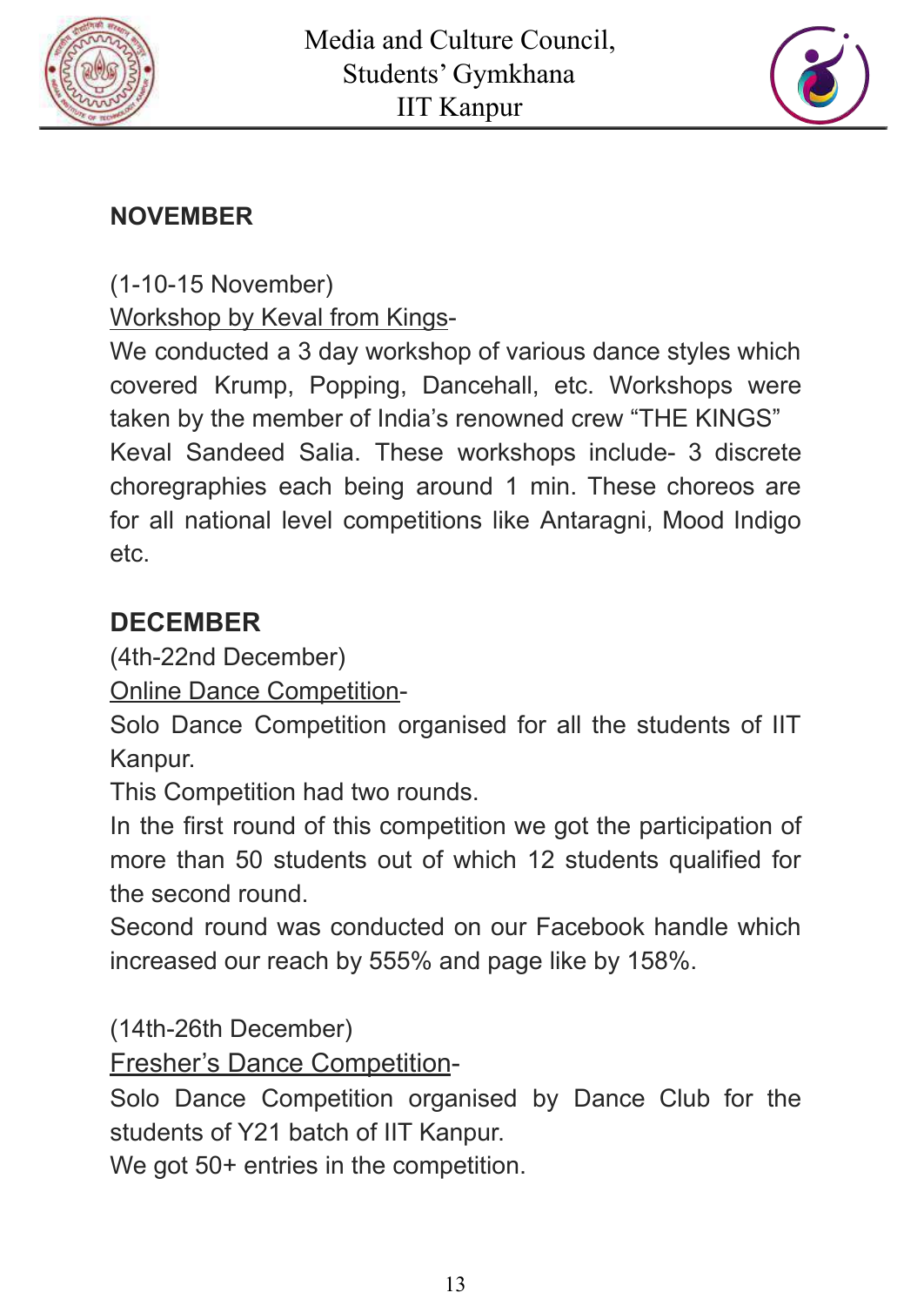## NOVEMBER

(1-10-15 November)

Workshop by Keval from Kings-

We conducted a 3 day workshop of various dance styles which covered Krump, Popping, Dancehall, etc. Workshops were taken by the member of India's renowned crew "THE KINGS" Keval Sandeed Salia. These workshops include- 3 discrete choregraphies each being around 1 min. These choreos are for all national level competitions like Antaragni, Mood Indigo etc.

## DECEMBER

(4th-22nd December)

Online Dance Competition-

Solo Dance Competition organised for all the students of IIT Kanpur.

This Competition had two rounds.

In the first round of this competition we got the participation of more than 50 students out of which 12 students qualified for the second round.

Second round was conducted on our Facebook handle which increased our reach by 555% and page like by 158%.

(14th-26th December)

Fresher's Dance Competition-

Solo Dance Competition organised by Dance Club for the students of Y21 batch of IIT Kanpur.

We got 50+ entries in the competition.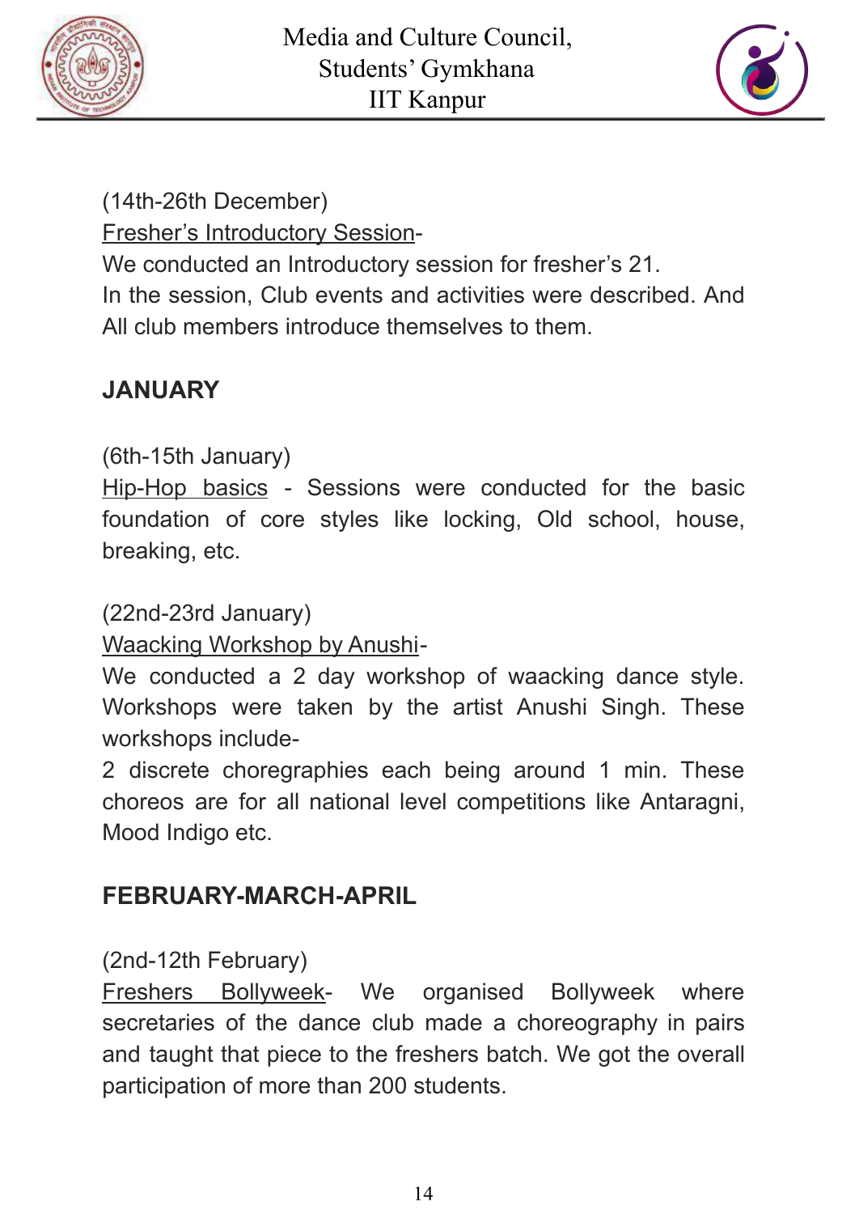(14th-26th December)

Fresher's Introductory Session-

We conducted an Introductory session for fresher's 21.
In the session, Club events and activities were described. And All club members introduce themselves to them.

## JANUARY

(6th-15th January)

Hip-Hop basics - Sessions were conducted for the basic foundation of core styles like locking, Old school, house, breaking, etc.

(22nd-23rd January)

Waacking Workshop by Anushi-

We conducted a 2 day workshop of waacking dance style. Workshops were taken by the artist Anushi Singh. These workshops include-

2 discrete choregraphies each being around 1 min. These choreos are for all national level competitions like Antaragni, Mood Indigo etc.

## FEBRUARY-MARCH-APRIL

(2nd-12th February)

Freshers Bollyweek- We organised Bollyweek where secretaries of the dance club made a choreography in pairs and taught that piece to the freshers batch. We got the overall participation of more than 200 students.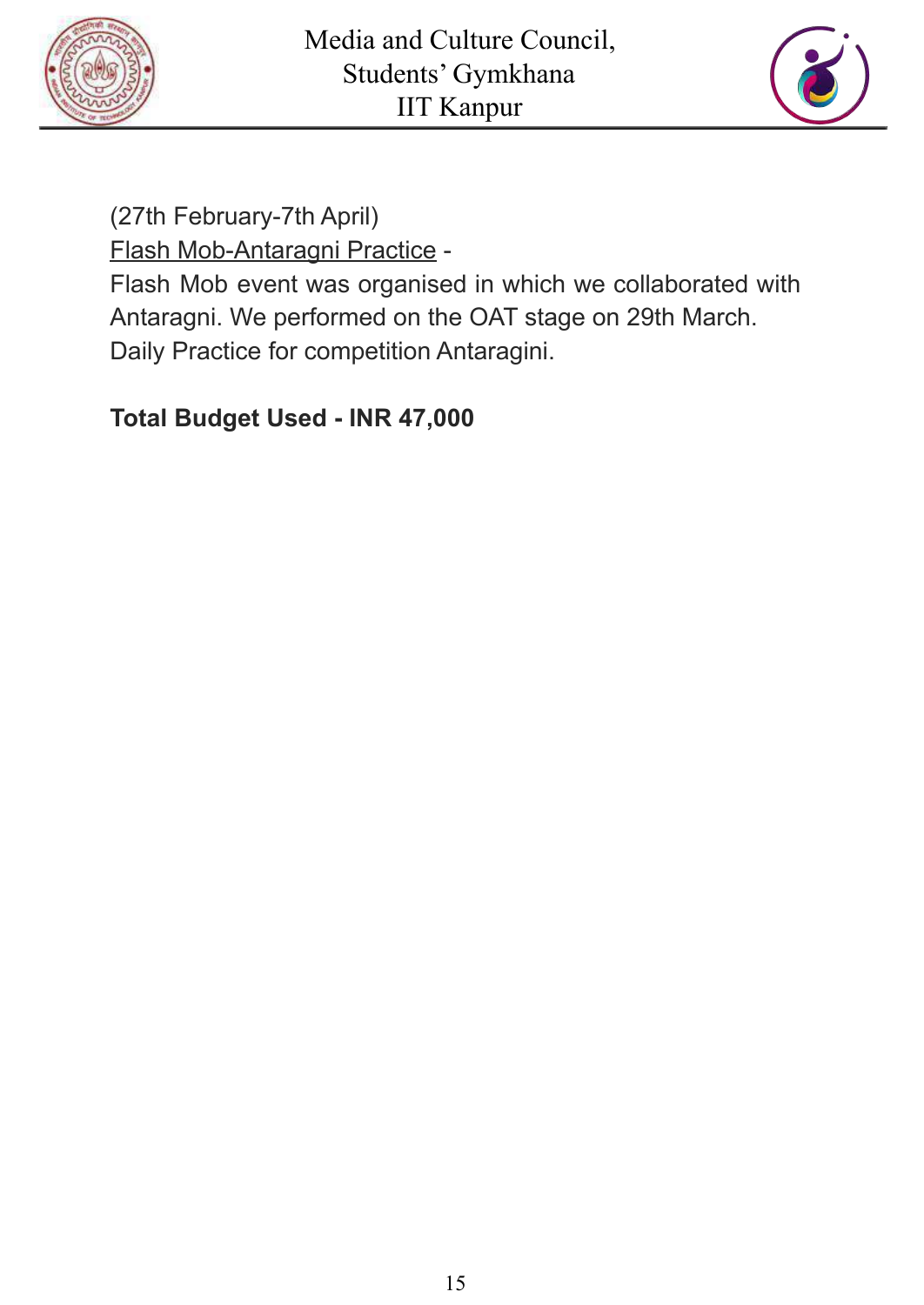(27th February-7th April)

Flash Mob-Antaragni Practice -

Flash Mob event was organised in which we collaborated with Antaragni. We performed on the OAT stage on 29th March. Daily Practice for competition Antaragini.

**Total Budget Used - INR 47,000**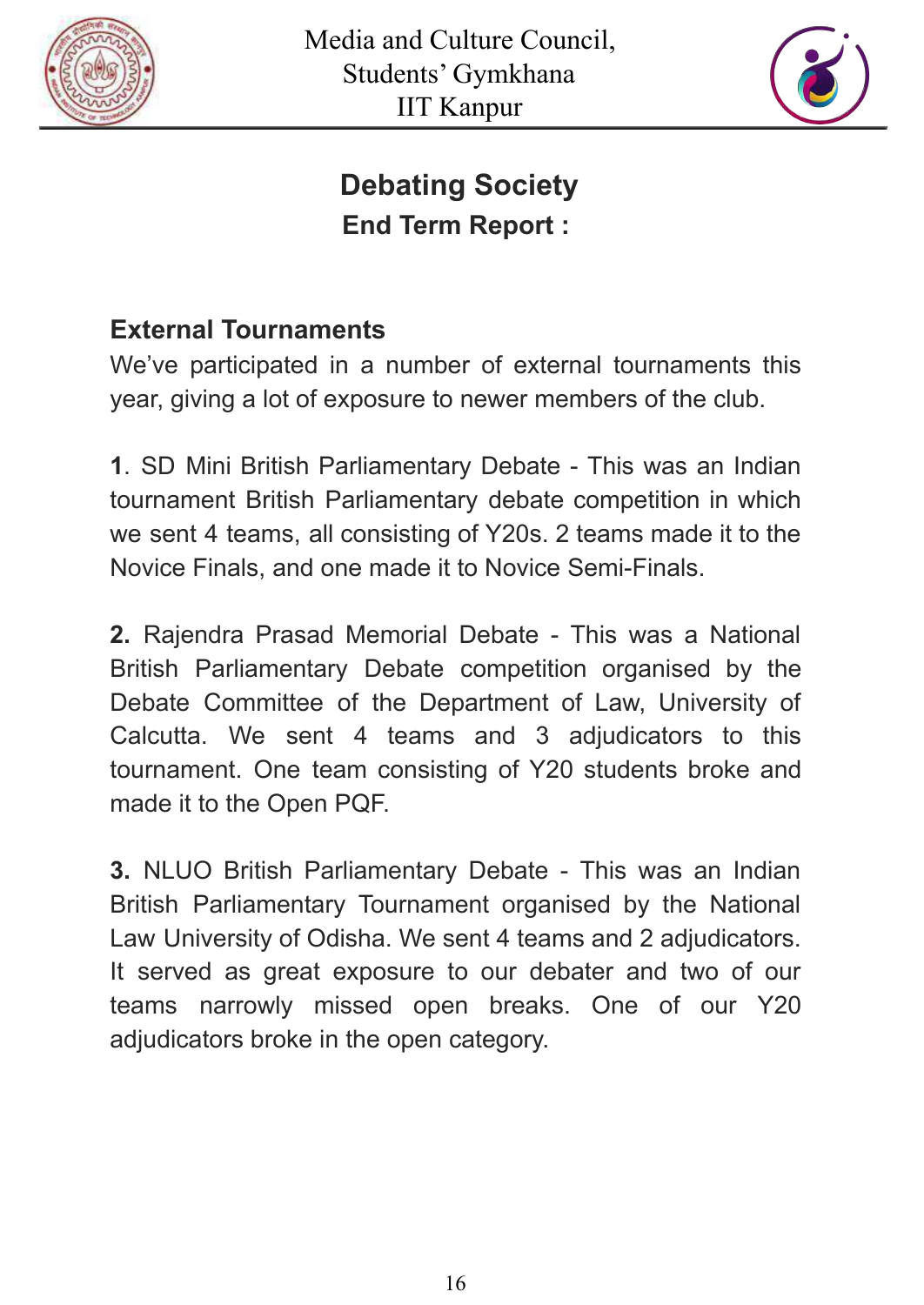# Debating Society

## End Term Report :

### External Tournaments

We’ve participated in a number of external tournaments this year, giving a lot of exposure to newer members of the club.

**1**. SD Mini British Parliamentary Debate - This was an Indian tournament British Parliamentary debate competition in which we sent 4 teams, all consisting of Y20s. 2 teams made it to the Novice Finals, and one made it to Novice Semi-Finals.

**2.** Rajendra Prasad Memorial Debate - This was a National British Parliamentary Debate competition organised by the Debate Committee of the Department of Law, University of Calcutta. We sent 4 teams and 3 adjudicators to this tournament. One team consisting of Y20 students broke and made it to the Open PQF.

**3.** NLUO British Parliamentary Debate - This was an Indian British Parliamentary Tournament organised by the National Law University of Odisha. We sent 4 teams and 2 adjudicators. It served as great exposure to our debater and two of our teams narrowly missed open breaks. One of our Y20 adjudicators broke in the open category.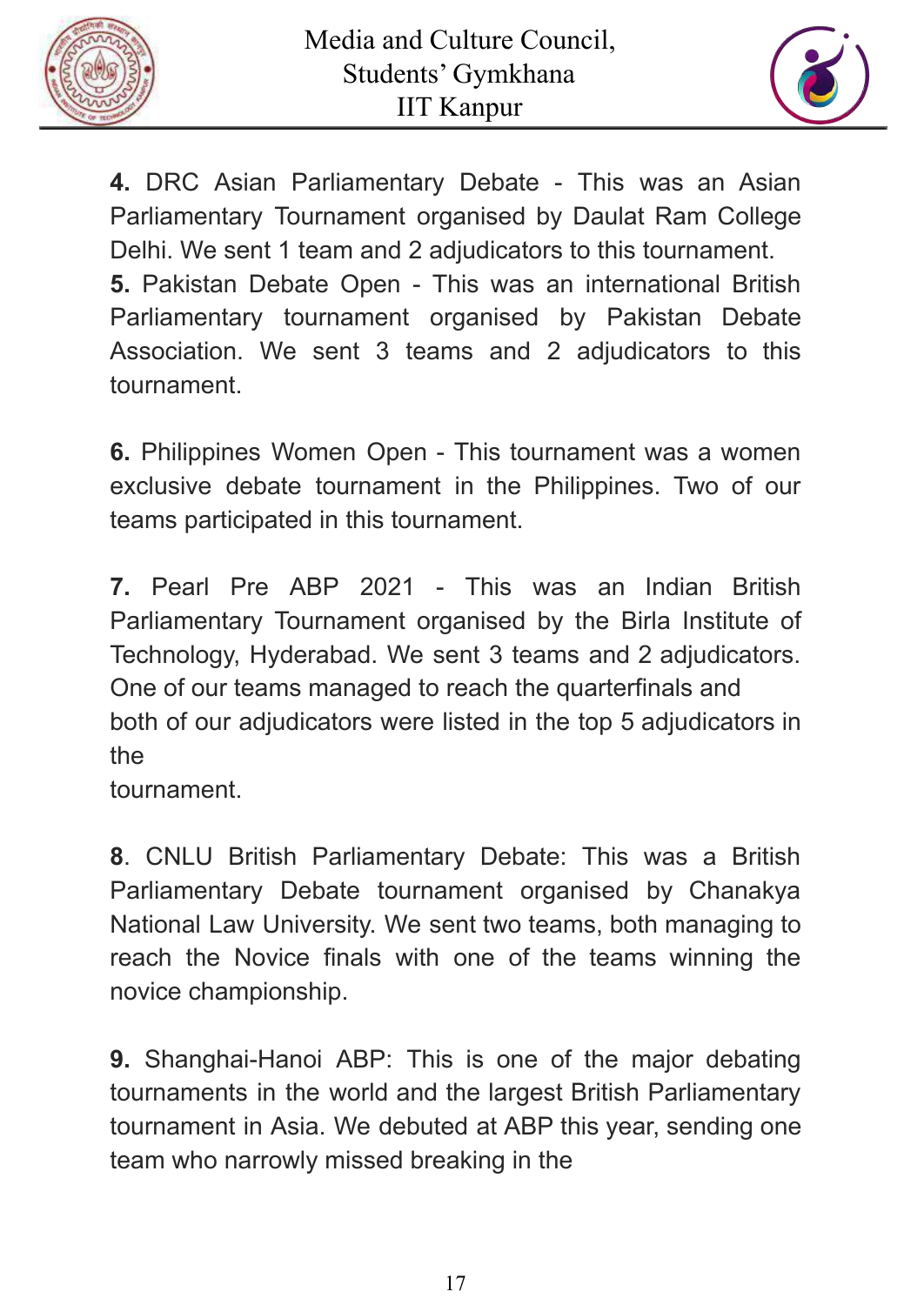**4.** DRC Asian Parliamentary Debate - This was an Asian Parliamentary Tournament organised by Daulat Ram College Delhi. We sent 1 team and 2 adjudicators to this tournament.
**5.** Pakistan Debate Open - This was an international British Parliamentary tournament organised by Pakistan Debate Association. We sent 3 teams and 2 adjudicators to this tournament.

**6.** Philippines Women Open - This tournament was a women exclusive debate tournament in the Philippines. Two of our teams participated in this tournament.

**7.** Pearl Pre ABP 2021 - This was an Indian British Parliamentary Tournament organised by the Birla Institute of Technology, Hyderabad. We sent 3 teams and 2 adjudicators. One of our teams managed to reach the quarterfinals and both of our adjudicators were listed in the top 5 adjudicators in the tournament.

**8**. CNLU British Parliamentary Debate: This was a British Parliamentary Debate tournament organised by Chanakya National Law University. We sent two teams, both managing to reach the Novice finals with one of the teams winning the novice championship.

**9.** Shanghai-Hanoi ABP: This is one of the major debating tournaments in the world and the largest British Parliamentary tournament in Asia. We debuted at ABP this year, sending one team who narrowly missed breaking in the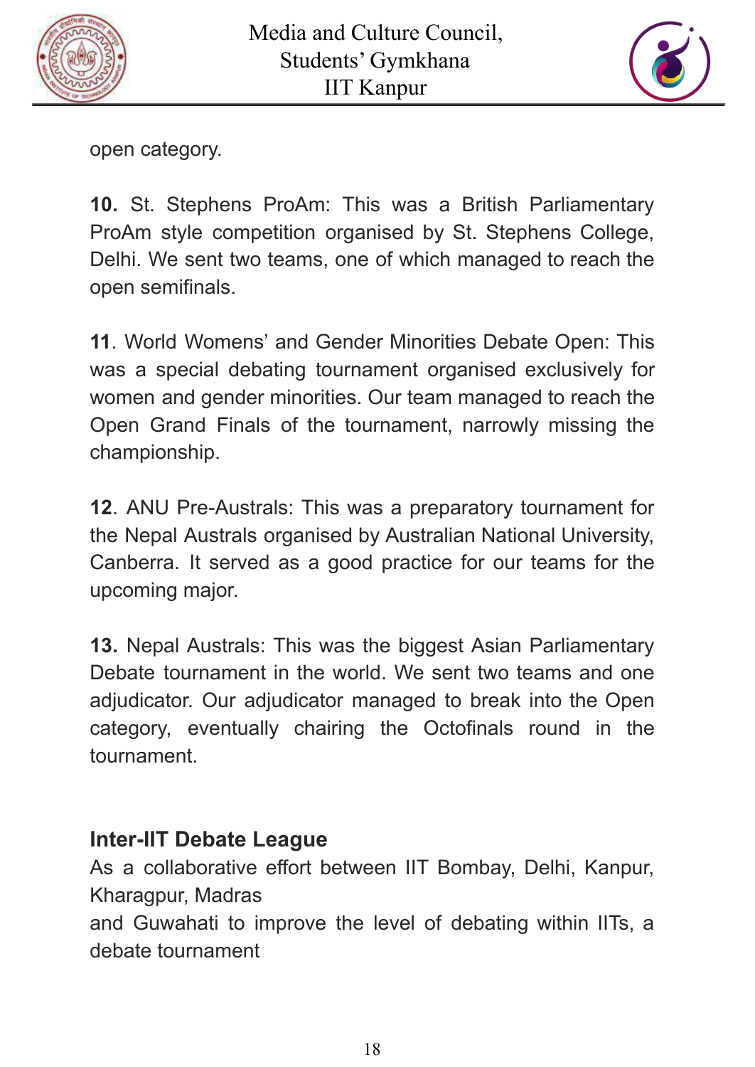open category.

**10.** St. Stephens ProAm: This was a British Parliamentary ProAm style competition organised by St. Stephens College, Delhi. We sent two teams, one of which managed to reach the open semifinals.

**11**. World Womens' and Gender Minorities Debate Open: This was a special debating tournament organised exclusively for women and gender minorities. Our team managed to reach the Open Grand Finals of the tournament, narrowly missing the championship.

**12**. ANU Pre-Australs: This was a preparatory tournament for the Nepal Australs organised by Australian National University, Canberra. It served as a good practice for our teams for the upcoming major.

**13.** Nepal Australs: This was the biggest Asian Parliamentary Debate tournament in the world. We sent two teams and one adjudicator. Our adjudicator managed to break into the Open category, eventually chairing the Octofinals round in the tournament.

### Inter-IIT Debate League

As a collaborative effort between IIT Bombay, Delhi, Kanpur, Kharagpur, Madras
and Guwahati to improve the level of debating within IITs, a debate tournament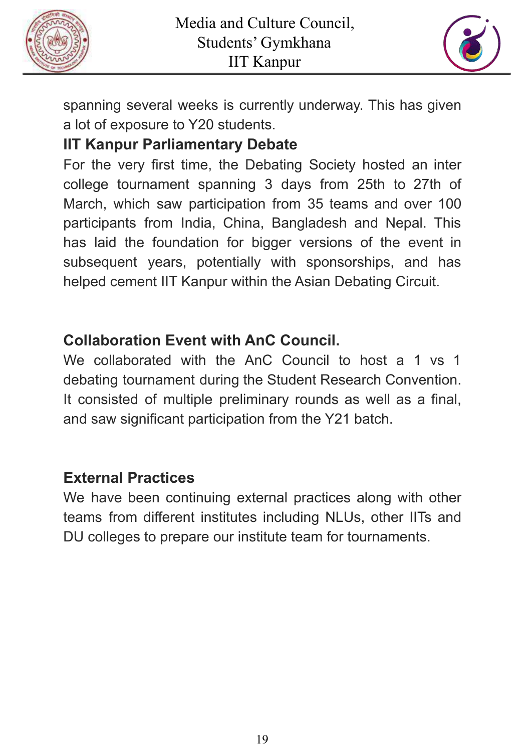spanning several weeks is currently underway. This has given a lot of exposure to Y20 students.

**IIT Kanpur Parliamentary Debate**

For the very first time, the Debating Society hosted an inter college tournament spanning 3 days from 25th to 27th of March, which saw participation from 35 teams and over 100 participants from India, China, Bangladesh and Nepal. This has laid the foundation for bigger versions of the event in subsequent years, potentially with sponsorships, and has helped cement IIT Kanpur within the Asian Debating Circuit.

**Collaboration Event with AnC Council.**

We collaborated with the AnC Council to host a 1 vs 1 debating tournament during the Student Research Convention. It consisted of multiple preliminary rounds as well as a final, and saw significant participation from the Y21 batch.

**External Practices**

We have been continuing external practices along with other teams from different institutes including NLUs, other IITs and DU colleges to prepare our institute team for tournaments.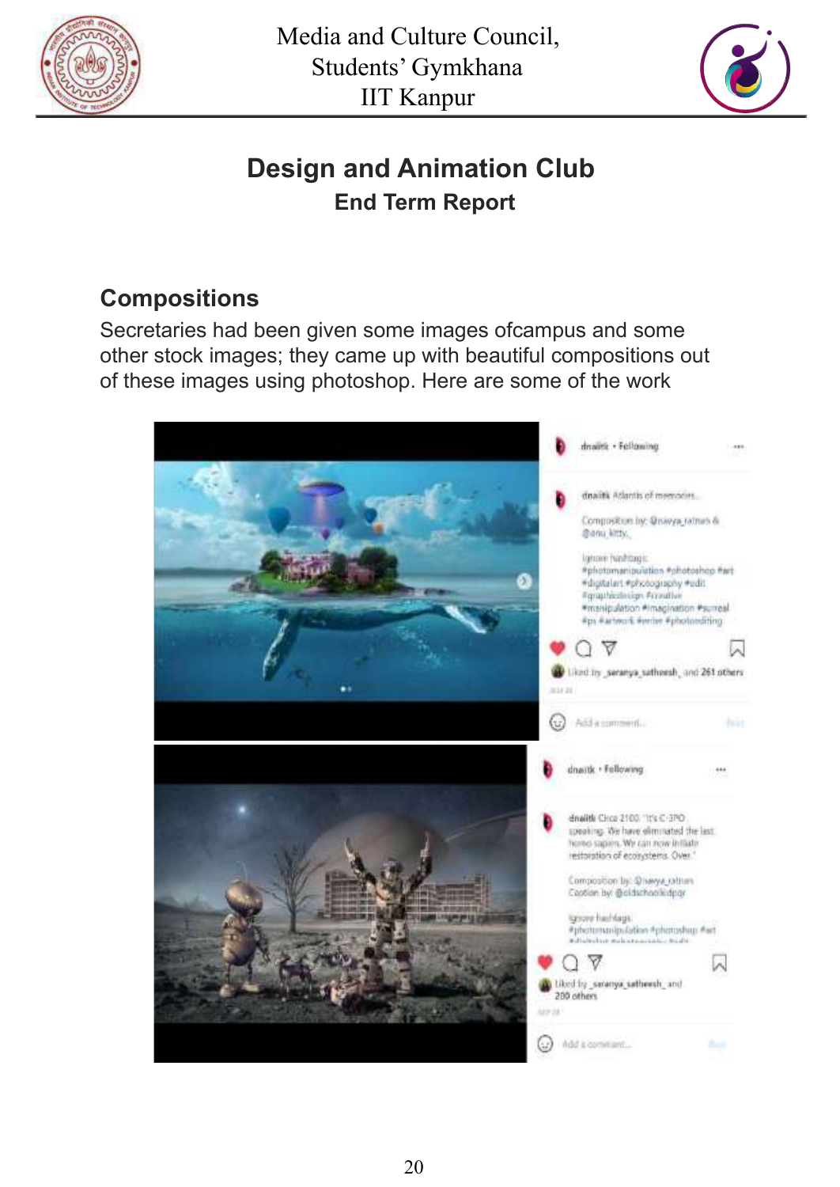# Design and Animation Club

## End Term Report

### Compositions

Secretaries had been given some images ofcampus and some other stock images; they came up with beautiful compositions out of these images using photoshop. Here are some of the work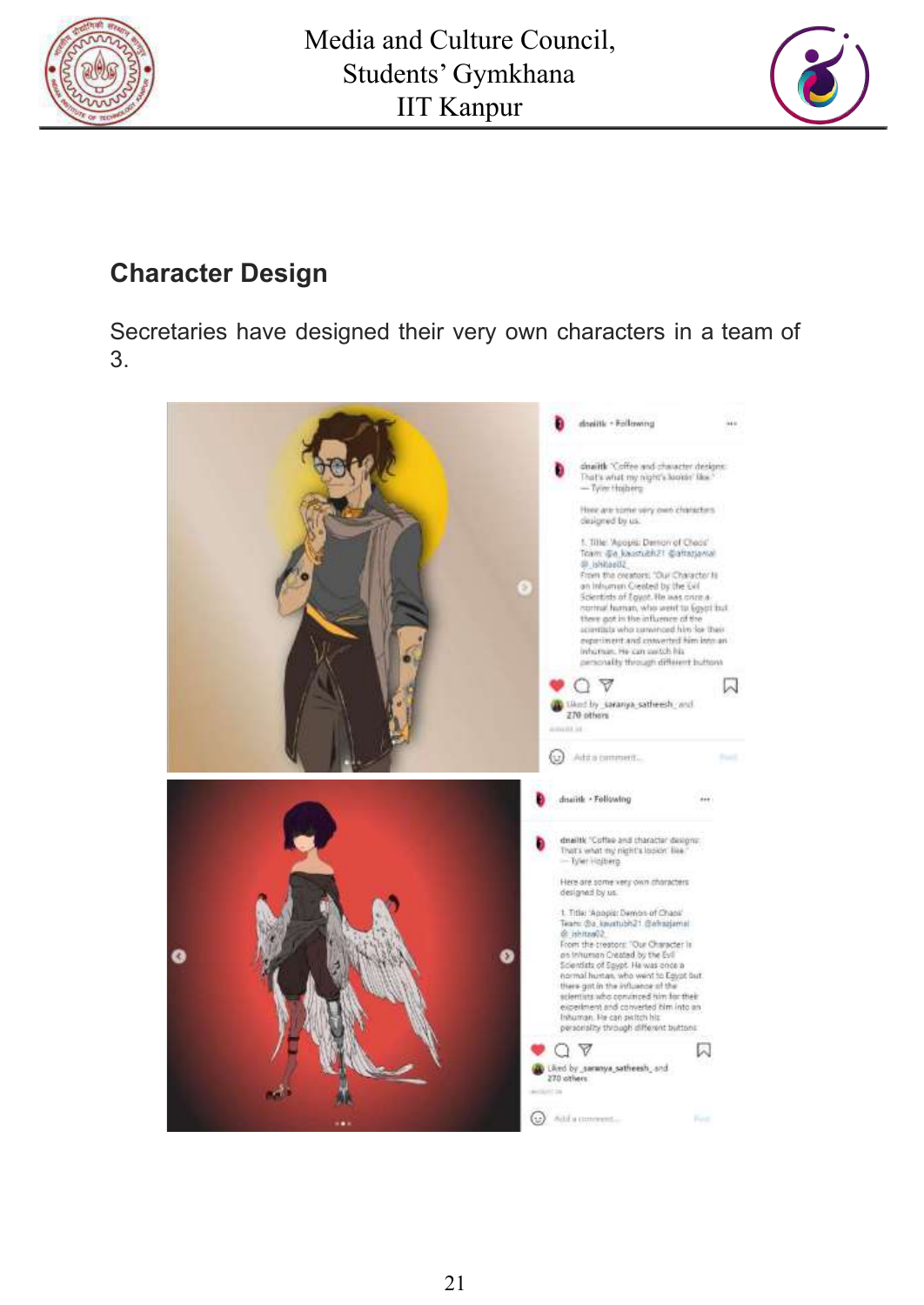## Character Design

Secretaries have designed their very own characters in a team of 3.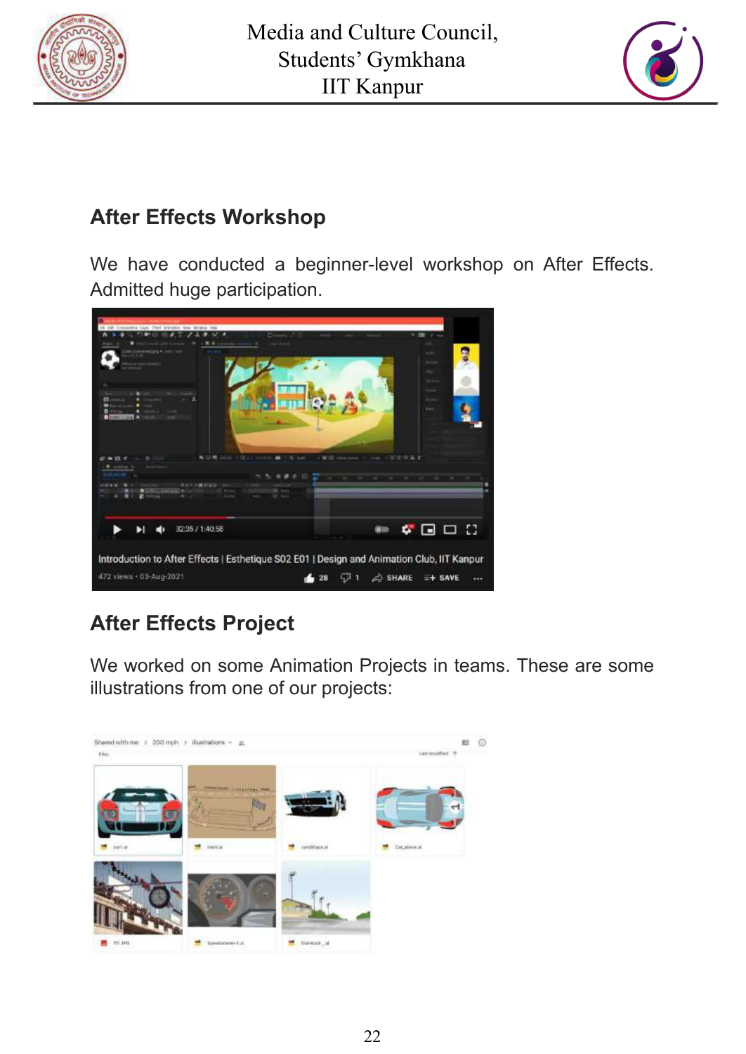## After Effects Workshop

We have conducted a beginner-level workshop on After Effects. Admitted huge participation.

## After Effects Project

We worked on some Animation Projects in teams. These are some illustrations from one of our projects: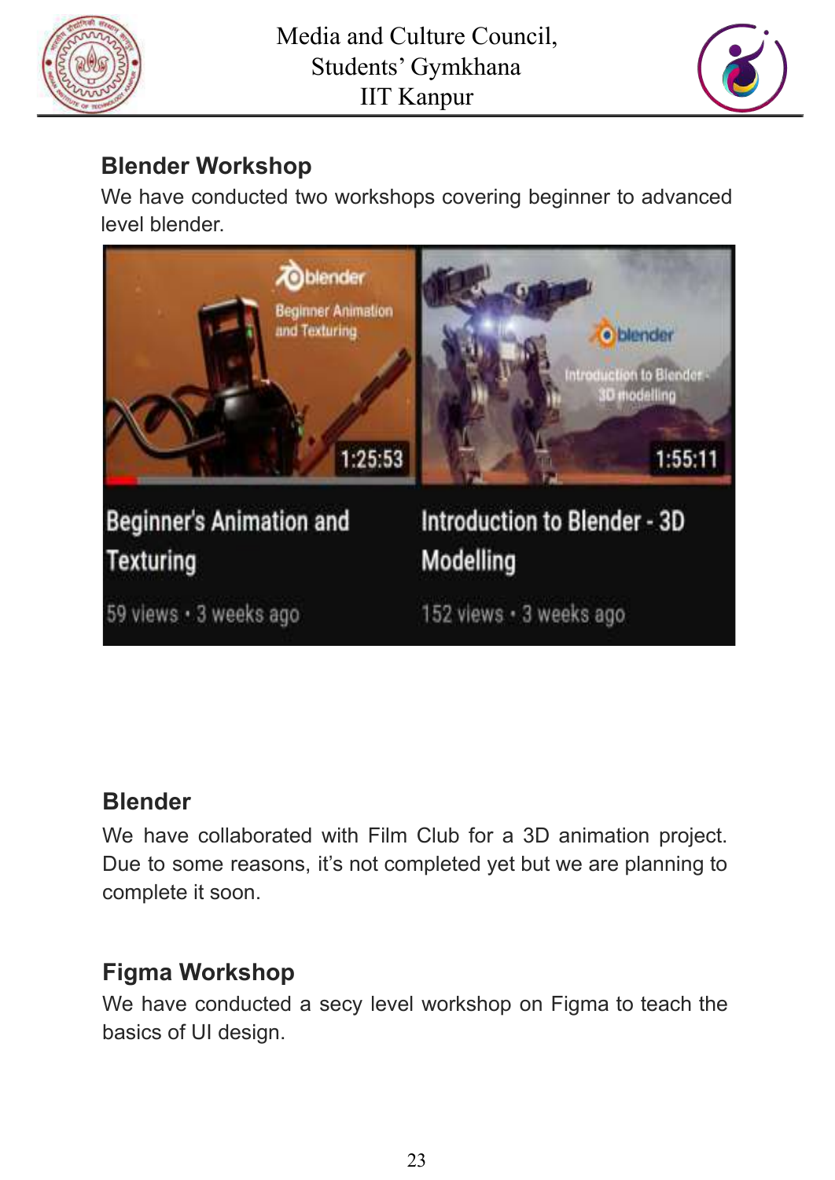## Blender Workshop

We have conducted two workshops covering beginner to advanced level blender.

## Blender

We have collaborated with Film Club for a 3D animation project. Due to some reasons, it's not completed yet but we are planning to complete it soon.

## Figma Workshop

We have conducted a secy level workshop on Figma to teach the basics of UI design.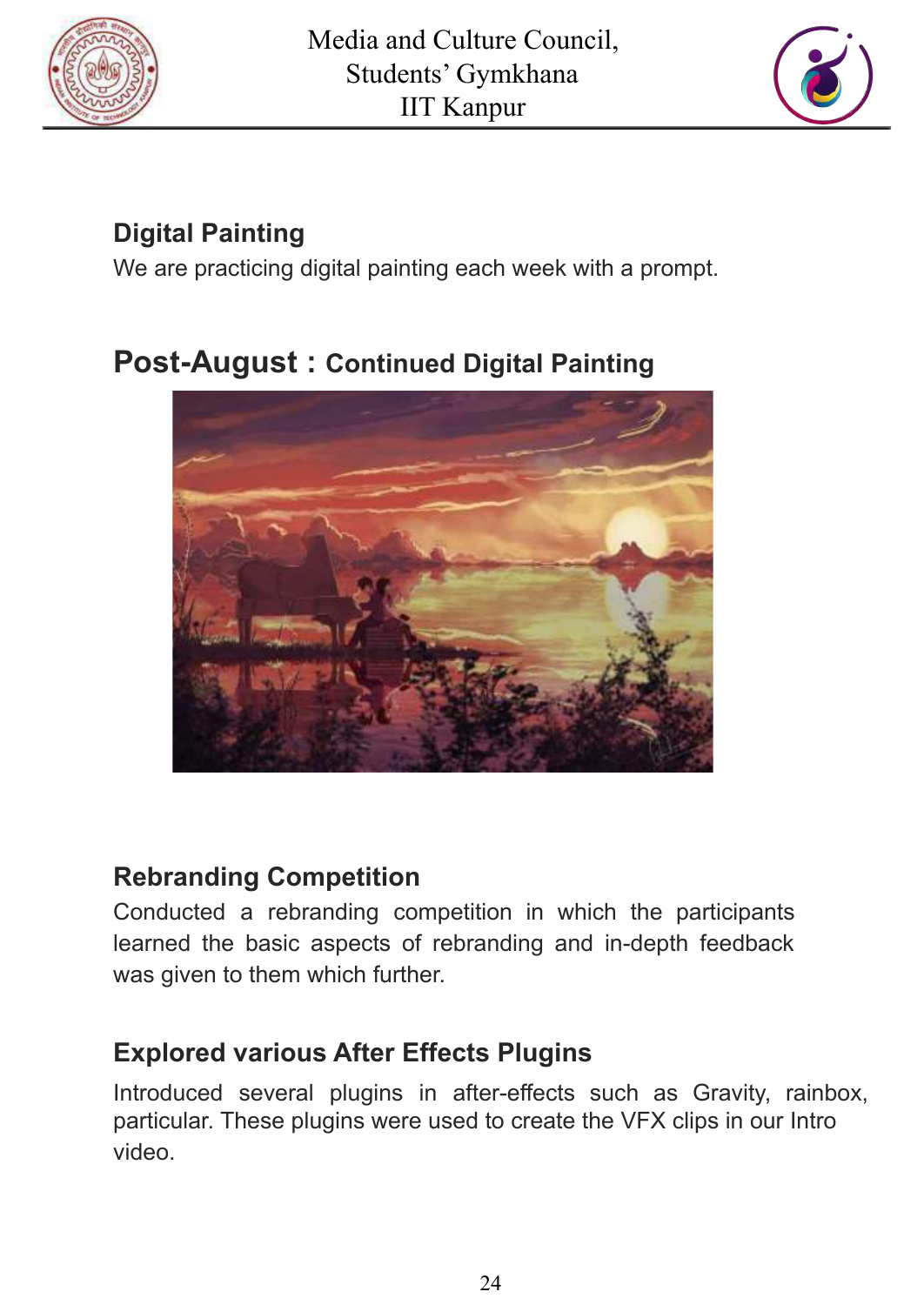## Digital Painting

We are practicing digital painting each week with a prompt.

## Post-August : Continued Digital Painting

## Rebranding Competition

Conducted a rebranding competition in which the participants learned the basic aspects of rebranding and in-depth feedback was given to them which further.

## Explored various After Effects Plugins

Introduced several plugins in after-effects such as Gravity, rainbox, particular. These plugins were used to create the VFX clips in our Intro video.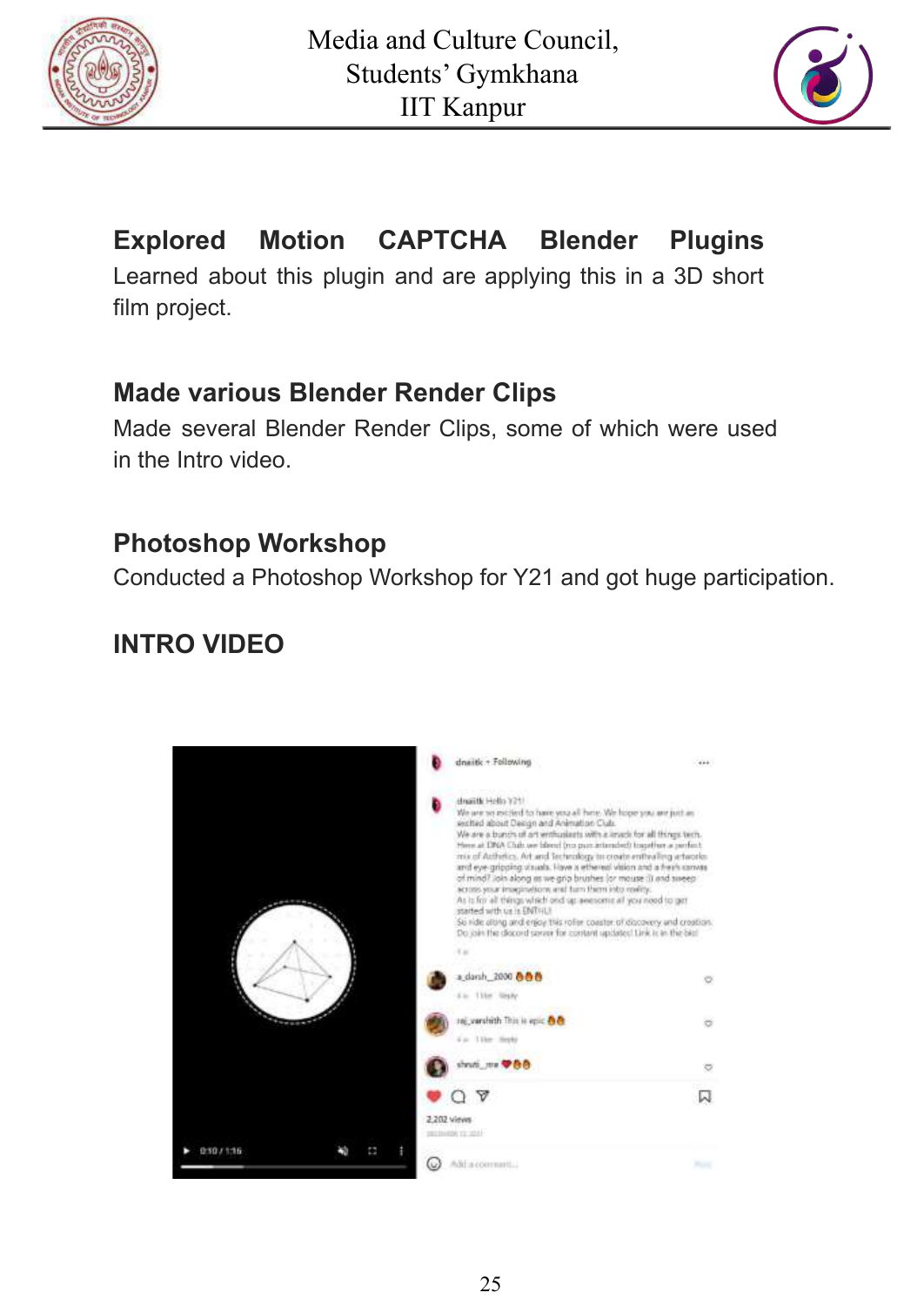### Explored Motion CAPTCHA Blender Plugins

Learned about this plugin and are applying this in a 3D short film project.

### Made various Blender Render Clips

Made several Blender Render Clips, some of which were used in the Intro video.

### Photoshop Workshop

Conducted a Photoshop Workshop for Y21 and got huge participation.

### INTRO VIDEO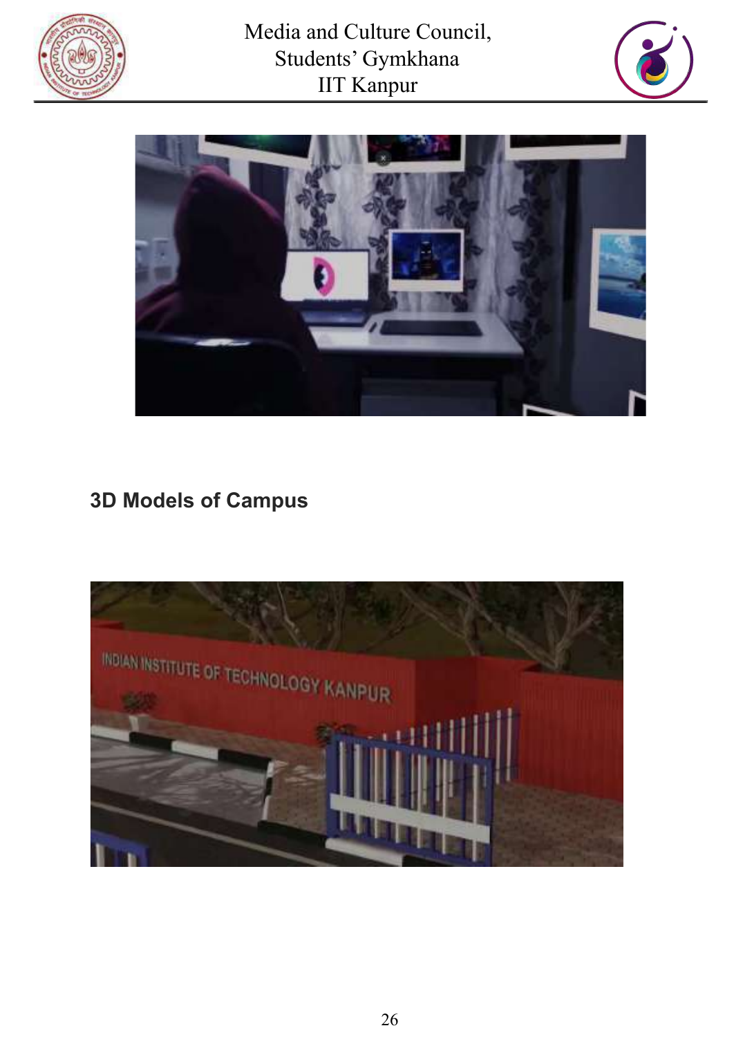## 3D Models of Campus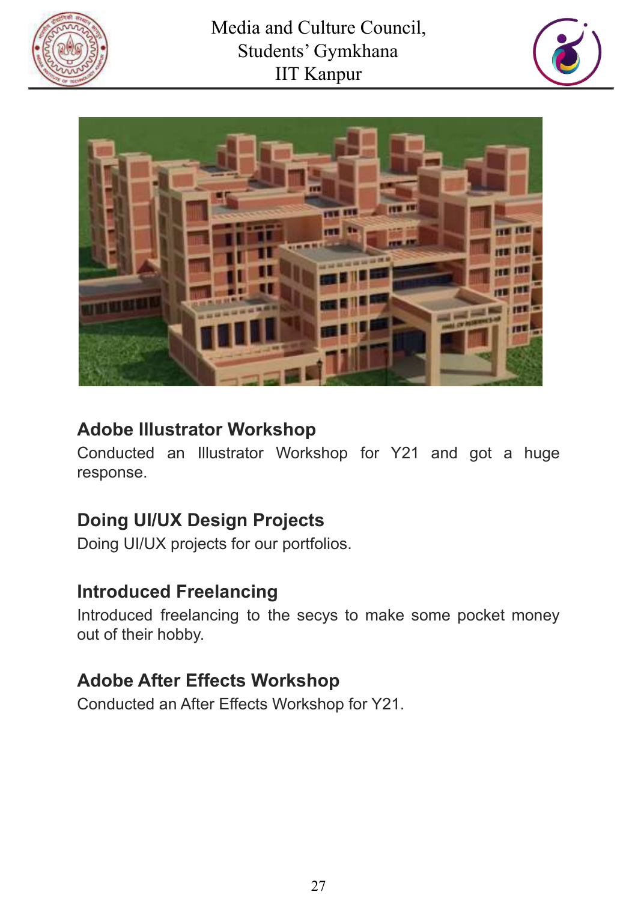### Adobe Illustrator Workshop

Conducted an Illustrator Workshop for Y21 and got a huge response.

### Doing UI/UX Design Projects

Doing UI/UX projects for our portfolios.

### Introduced Freelancing

Introduced freelancing to the secys to make some pocket money out of their hobby.

### Adobe After Effects Workshop

Conducted an After Effects Workshop for Y21.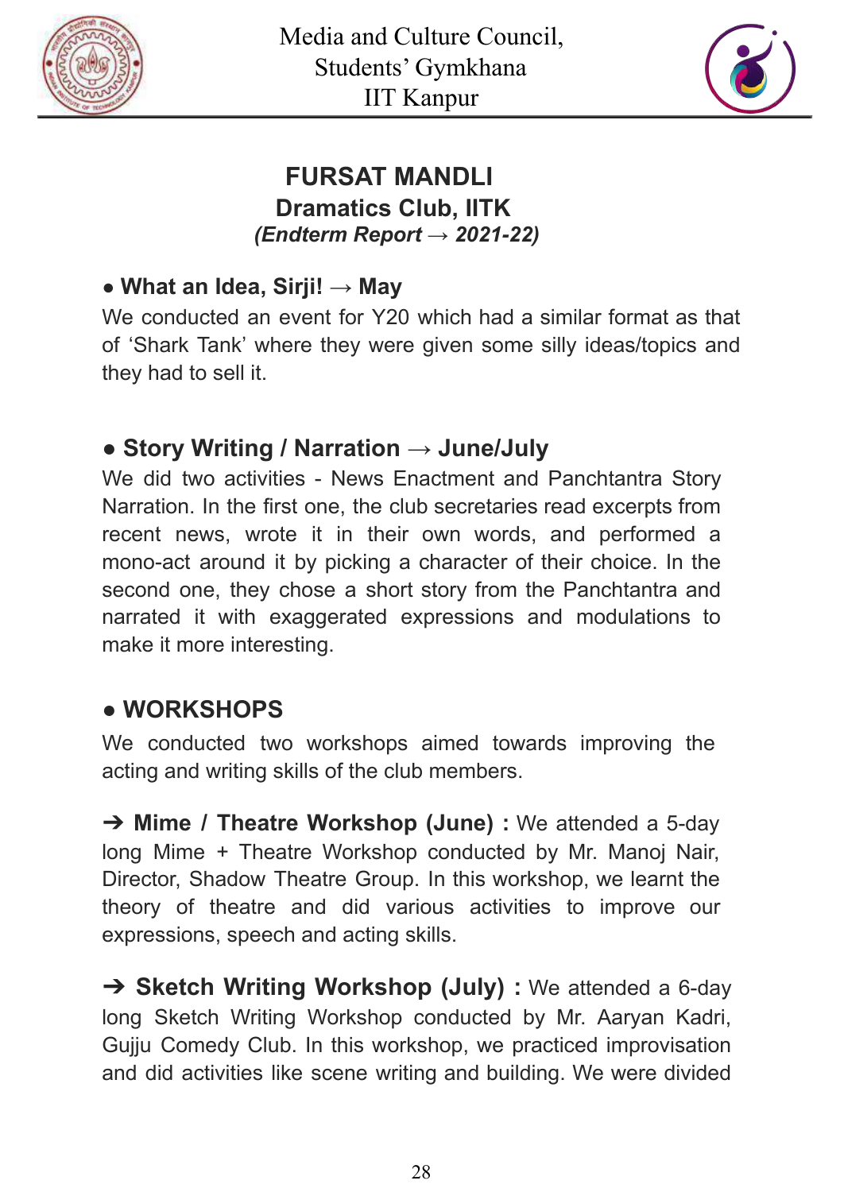# FURSAT MANDLI

## Dramatics Club, IITK

***(Endterm Report → 2021-22)***

### ● What an Idea, Sirji! → May

We conducted an event for Y20 which had a similar format as that of 'Shark Tank' where they were given some silly ideas/topics and they had to sell it.

### ● Story Writing / Narration → June/July

We did two activities - News Enactment and Panchtantra Story Narration. In the first one, the club secretaries read excerpts from recent news, wrote it in their own words, and performed a mono-act around it by picking a character of their choice. In the second one, they chose a short story from the Panchtantra and narrated it with exaggerated expressions and modulations to make it more interesting.

### ● WORKSHOPS

We conducted two workshops aimed towards improving the acting and writing skills of the club members.

➔ **Mime / Theatre Workshop (June) :** We attended a 5-day long Mime + Theatre Workshop conducted by Mr. Manoj Nair, Director, Shadow Theatre Group. In this workshop, we learnt the theory of theatre and did various activities to improve our expressions, speech and acting skills.

➔ **Sketch Writing Workshop (July) :** We attended a 6-day long Sketch Writing Workshop conducted by Mr. Aaryan Kadri, Gujju Comedy Club. In this workshop, we practiced improvisation and did activities like scene writing and building. We were divided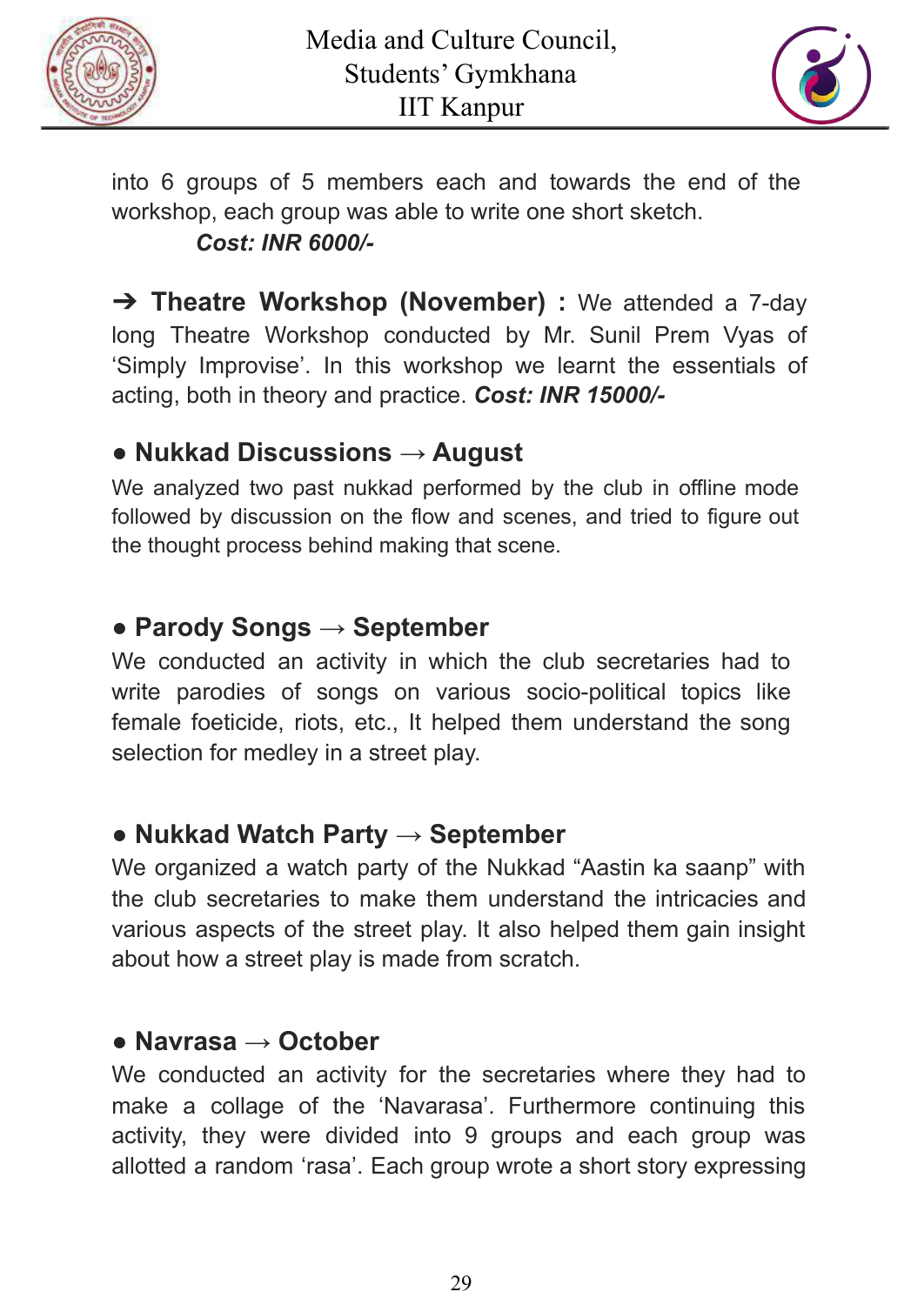into 6 groups of 5 members each and towards the end of the workshop, each group was able to write one short sketch.

***Cost: INR 6000/-***

➔ **Theatre Workshop (November) :** We attended a 7-day long Theatre Workshop conducted by Mr. Sunil Prem Vyas of ‘Simply Improvise’. In this workshop we learnt the essentials of acting, both in theory and practice. ***Cost: INR 15000/-***

### ● Nukkad Discussions → August

We analyzed two past nukkad performed by the club in offline mode followed by discussion on the flow and scenes, and tried to figure out the thought process behind making that scene.

### ● Parody Songs → September

We conducted an activity in which the club secretaries had to write parodies of songs on various socio-political topics like female foeticide, riots, etc., It helped them understand the song selection for medley in a street play.

### ● Nukkad Watch Party → September

We organized a watch party of the Nukkad “Aastin ka saanp” with the club secretaries to make them understand the intricacies and various aspects of the street play. It also helped them gain insight about how a street play is made from scratch.

### ● Navrasa → October

We conducted an activity for the secretaries where they had to make a collage of the ‘Navarasa’. Furthermore continuing this activity, they were divided into 9 groups and each group was allotted a random ‘rasa’. Each group wrote a short story expressing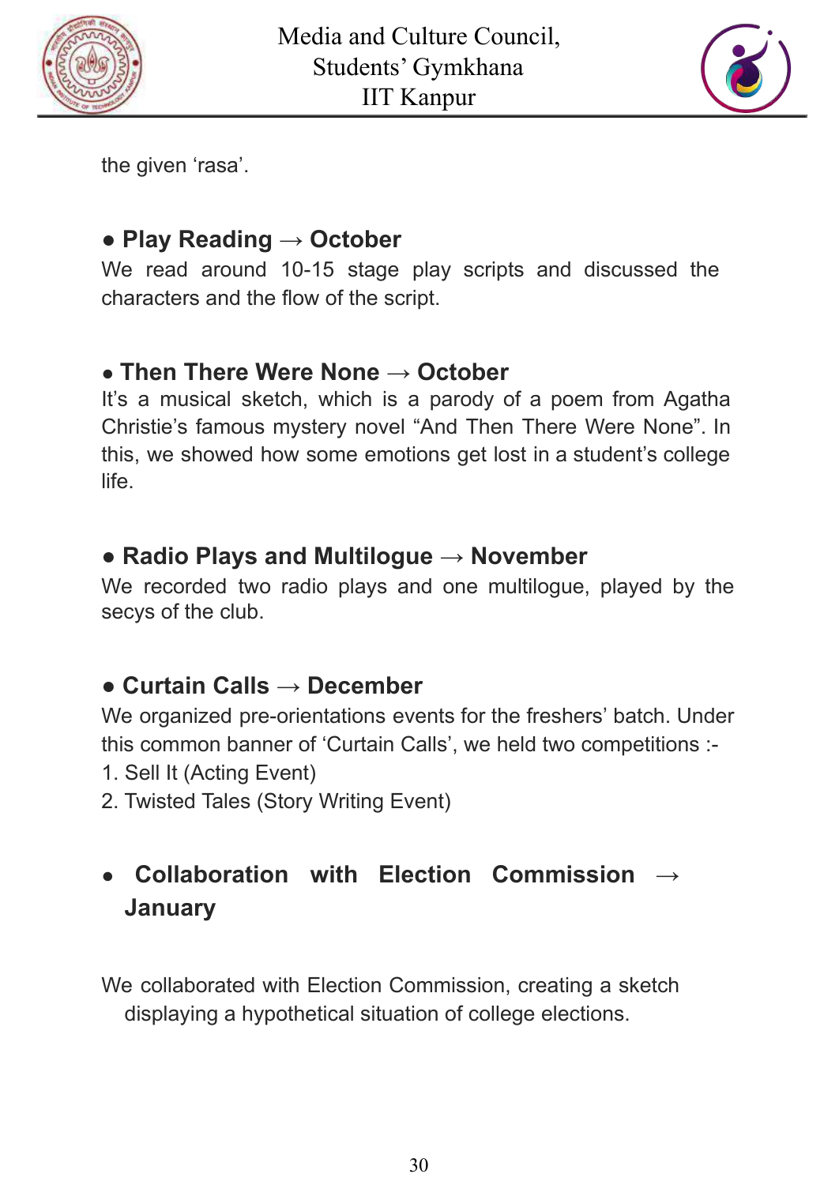the given ‘rasa’.

- **Play Reading → October**

We read around 10-15 stage play scripts and discussed the characters and the flow of the script.

- **Then There Were None → October**

It’s a musical sketch, which is a parody of a poem from Agatha Christie’s famous mystery novel “And Then There Were None”. In this, we showed how some emotions get lost in a student’s college life.

- **Radio Plays and Multilogue → November**

We recorded two radio plays and one multilogue, played by the secys of the club.

- **Curtain Calls → December**

We organized pre-orientations events for the freshers’ batch. Under this common banner of ‘Curtain Calls’, we held two competitions :-

1. Sell It (Acting Event)
2. Twisted Tales (Story Writing Event)

- **Collaboration with Election Commission → January**

We collaborated with Election Commission, creating a sketch displaying a hypothetical situation of college elections.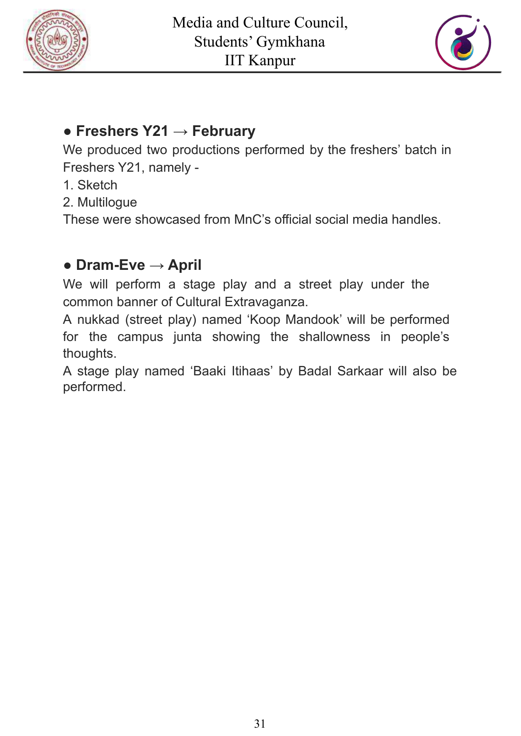- **Freshers Y21 → February**

We produced two productions performed by the freshers' batch in Freshers Y21, namely -

1. Sketch
2. Multilogue

These were showcased from MnC's official social media handles.

- **Dram-Eve → April**

We will perform a stage play and a street play under the common banner of Cultural Extravaganza.

A nukkad (street play) named 'Koop Mandook' will be performed for the campus junta showing the shallowness in people's thoughts.

A stage play named 'Baaki Itihaas' by Badal Sarkaar will also be performed.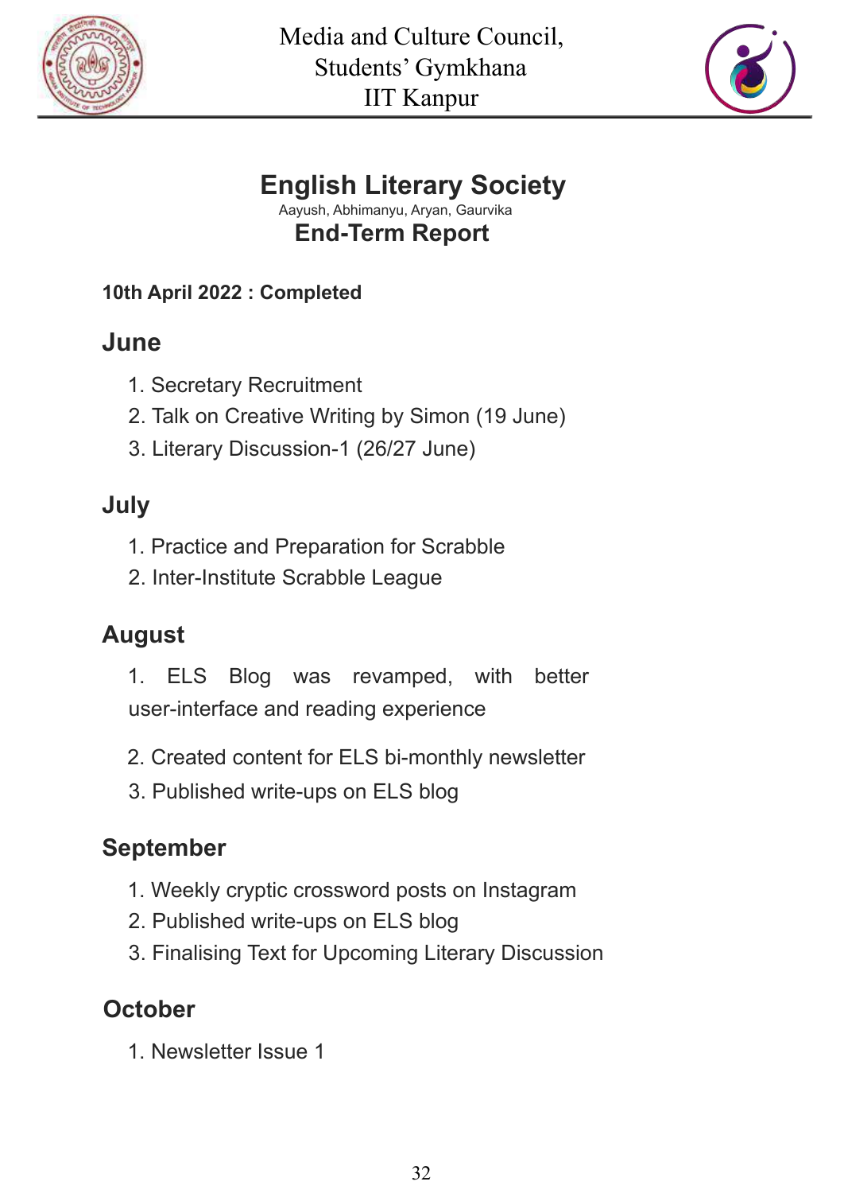# English Literary Society

Aayush, Abhimanyu, Aryan, Gaurvika

## End-Term Report

**10th April 2022 : Completed**

### June

1. Secretary Recruitment
2. Talk on Creative Writing by Simon (19 June)
3. Literary Discussion-1 (26/27 June)

### July

1. Practice and Preparation for Scrabble
2. Inter-Institute Scrabble League

### August

1. ELS Blog was revamped, with better user-interface and reading experience
2. Created content for ELS bi-monthly newsletter
3. Published write-ups on ELS blog

### September

1. Weekly cryptic crossword posts on Instagram
2. Published write-ups on ELS blog
3. Finalising Text for Upcoming Literary Discussion

### October

1. Newsletter Issue 1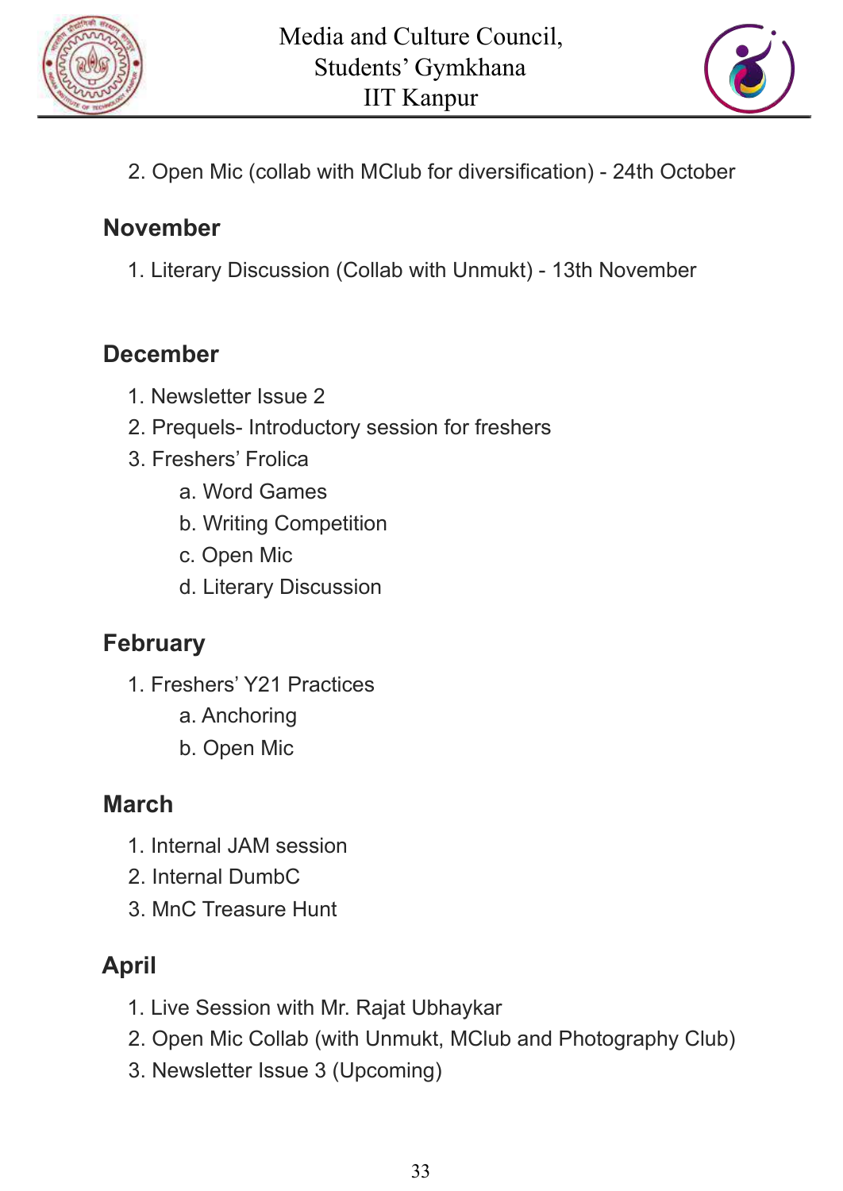2. Open Mic (collab with MClub for diversification) - 24th October

## November

1. Literary Discussion (Collab with Unmukt) - 13th November

## December

1. Newsletter Issue 2
2. Prequels- Introductory session for freshers
3. Freshers' Frolica
    a. Word Games
    b. Writing Competition
    c. Open Mic
    d. Literary Discussion

## February

1. Freshers' Y21 Practices
    a. Anchoring
    b. Open Mic

## March

1. Internal JAM session
2. Internal DumbC
3. MnC Treasure Hunt

## April

1. Live Session with Mr. Rajat Ubhaykar
2. Open Mic Collab (with Unmukt, MClub and Photography Club)
3. Newsletter Issue 3 (Upcoming)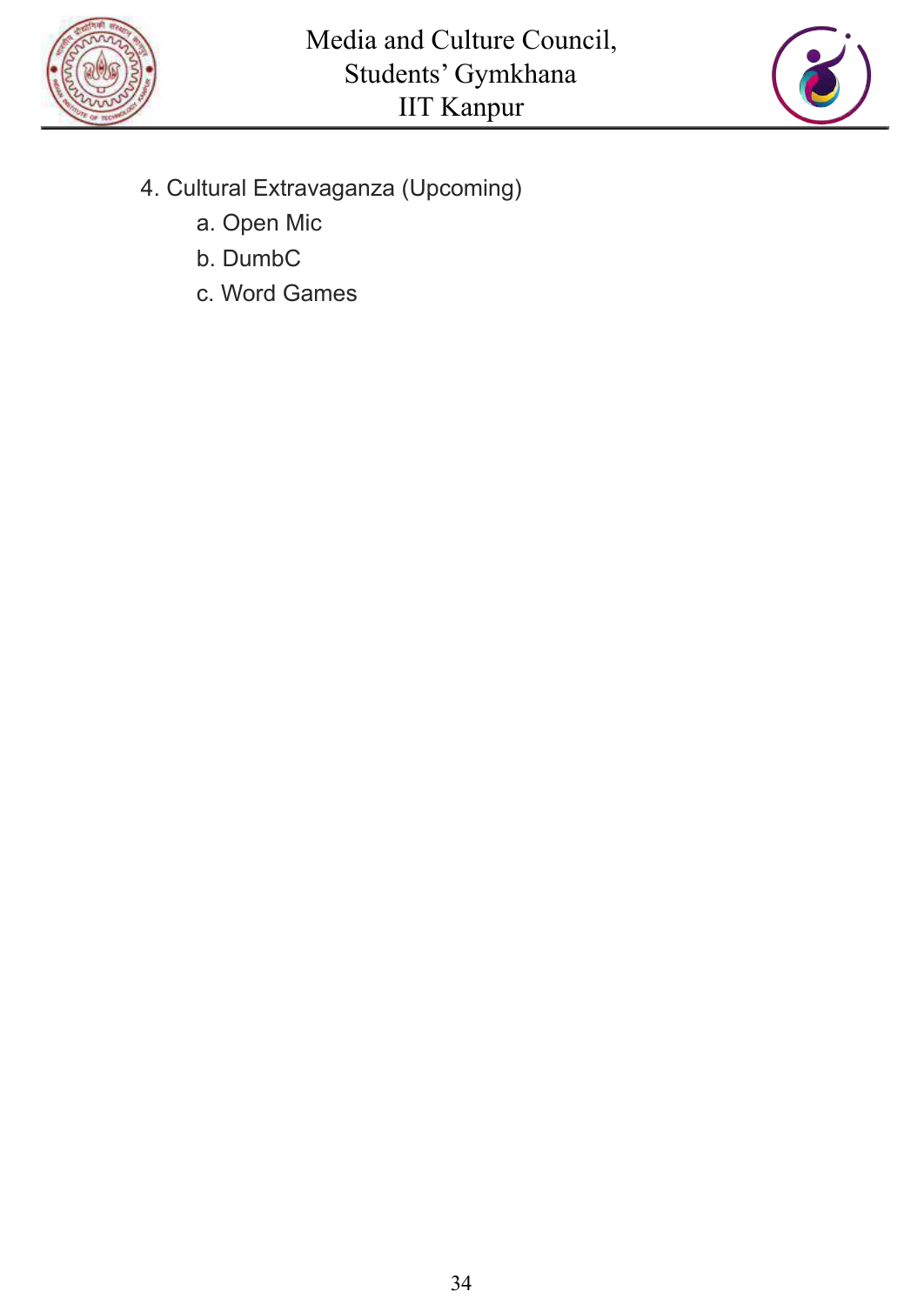4. Cultural Extravaganza (Upcoming)
    a. Open Mic
    b. DumbC
    c. Word Games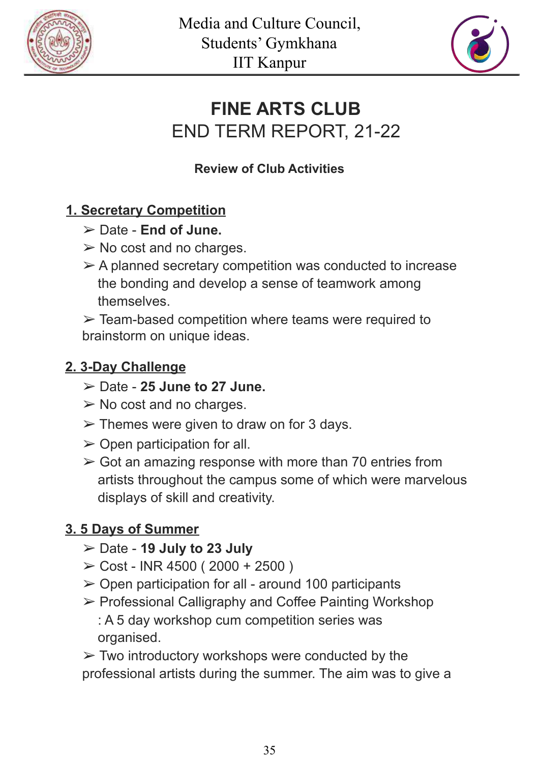# FINE ARTS CLUB

## END TERM REPORT, 21-22

### Review of Club Activities

**1. Secretary Competition**

- ➢ Date - **End of June.**
- ➢ No cost and no charges.
- ➢ A planned secretary competition was conducted to increase the bonding and develop a sense of teamwork among themselves.
- ➢ Team-based competition where teams were required to brainstorm on unique ideas.

**2. 3-Day Challenge**

- ➢ Date - **25 June to 27 June.**
- ➢ No cost and no charges.
- ➢ Themes were given to draw on for 3 days.
- ➢ Open participation for all.
- ➢ Got an amazing response with more than 70 entries from artists throughout the campus some of which were marvelous displays of skill and creativity.

**3. 5 Days of Summer**

- ➢ Date - **19 July to 23 July**
- ➢ Cost - INR 4500 ( 2000 + 2500 )
- ➢ Open participation for all - around 100 participants
- ➢ Professional Calligraphy and Coffee Painting Workshop : A 5 day workshop cum competition series was organised.
- ➢ Two introductory workshops were conducted by the professional artists during the summer. The aim was to give a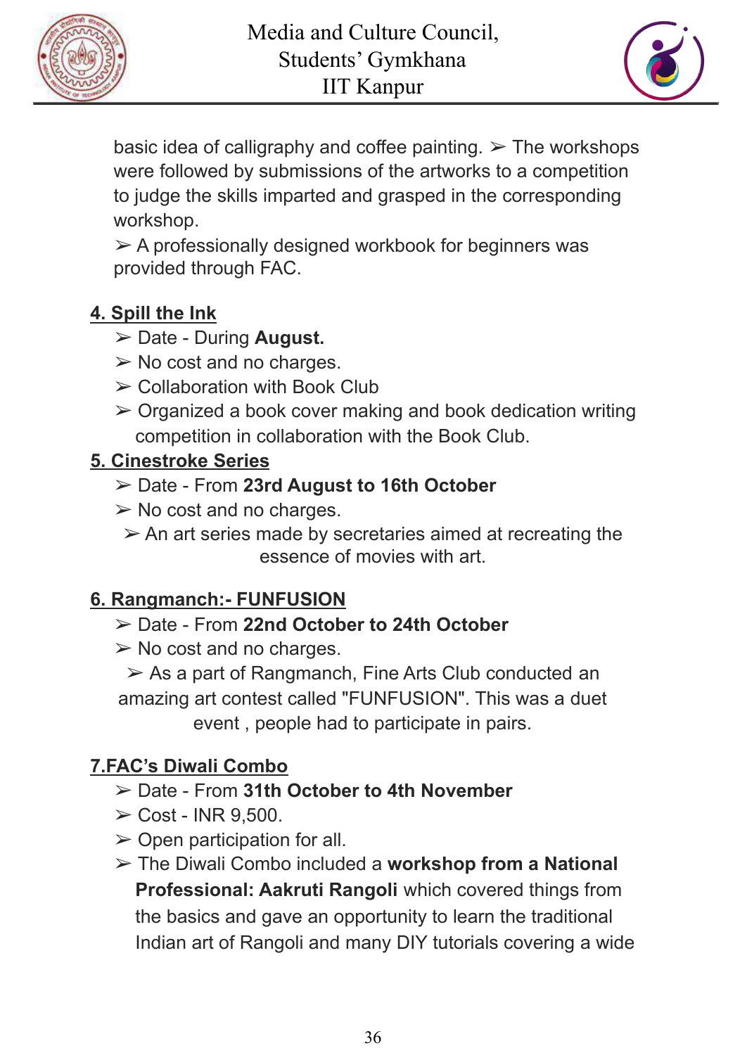basic idea of calligraphy and coffee painting. ➢ The workshops were followed by submissions of the artworks to a competition to judge the skills imparted and grasped in the corresponding workshop.

➢ A professionally designed workbook for beginners was provided through FAC.

**4. Spill the Ink**

- ➢ Date - During **August.**
- ➢ No cost and no charges.
- ➢ Collaboration with Book Club
- ➢ Organized a book cover making and book dedication writing competition in collaboration with the Book Club.

**5. Cinestroke Series**

- ➢ Date - From **23rd August to 16th October**
- ➢ No cost and no charges.
- ➢ An art series made by secretaries aimed at recreating the essence of movies with art.

**6. Rangmanch:- FUNFUSION**

- ➢ Date - From **22nd October to 24th October**
- ➢ No cost and no charges.
- ➢ As a part of Rangmanch, Fine Arts Club conducted an amazing art contest called "FUNFUSION". This was a duet event , people had to participate in pairs.

**7.FAC's Diwali Combo**

- ➢ Date - From **31th October to 4th November**
- ➢ Cost - INR 9,500.
- ➢ Open participation for all.
- ➢ The Diwali Combo included a **workshop from a National Professional: Aakruti Rangoli** which covered things from the basics and gave an opportunity to learn the traditional Indian art of Rangoli and many DIY tutorials covering a wide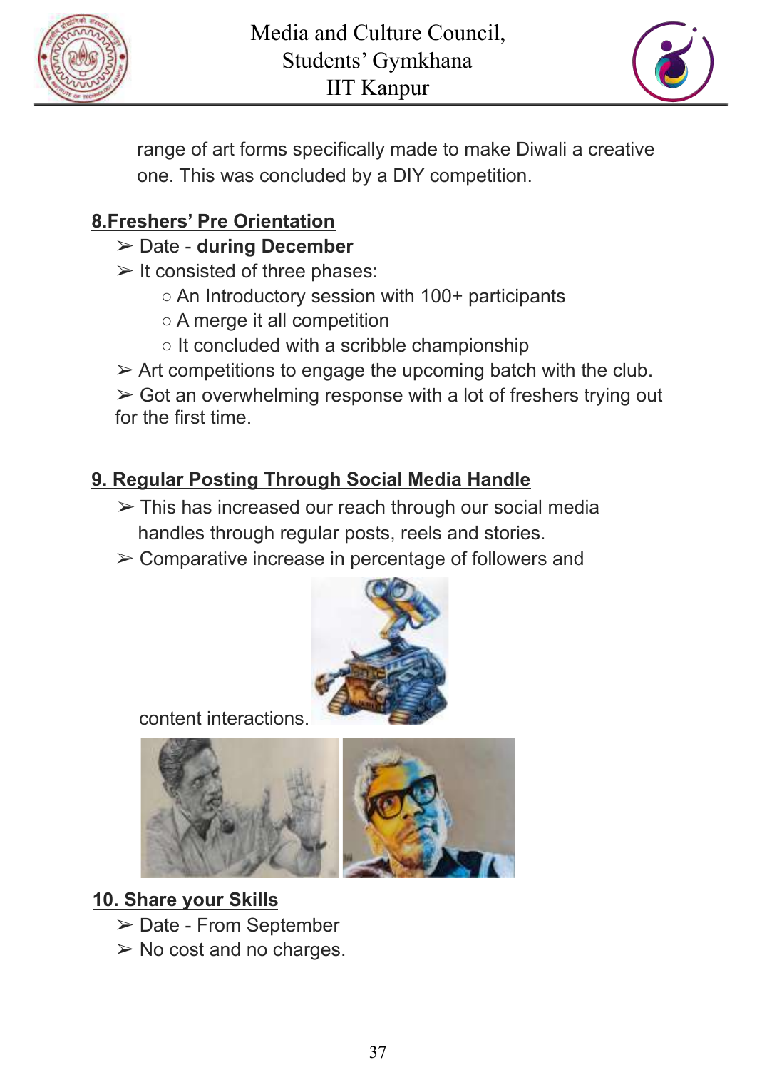range of art forms specifically made to make Diwali a creative one. This was concluded by a DIY competition.

## 8.Freshers' Pre Orientation

- Date - **during December**
- It consisted of three phases:
  - An Introductory session with 100+ participants
  - A merge it all competition
  - It concluded with a scribble championship
- Art competitions to engage the upcoming batch with the club.
- Got an overwhelming response with a lot of freshers trying out for the first time.

## 9. Regular Posting Through Social Media Handle

- This has increased our reach through our social media handles through regular posts, reels and stories.
- Comparative increase in percentage of followers and content interactions.

## 10. Share your Skills

- Date - From September
- No cost and no charges.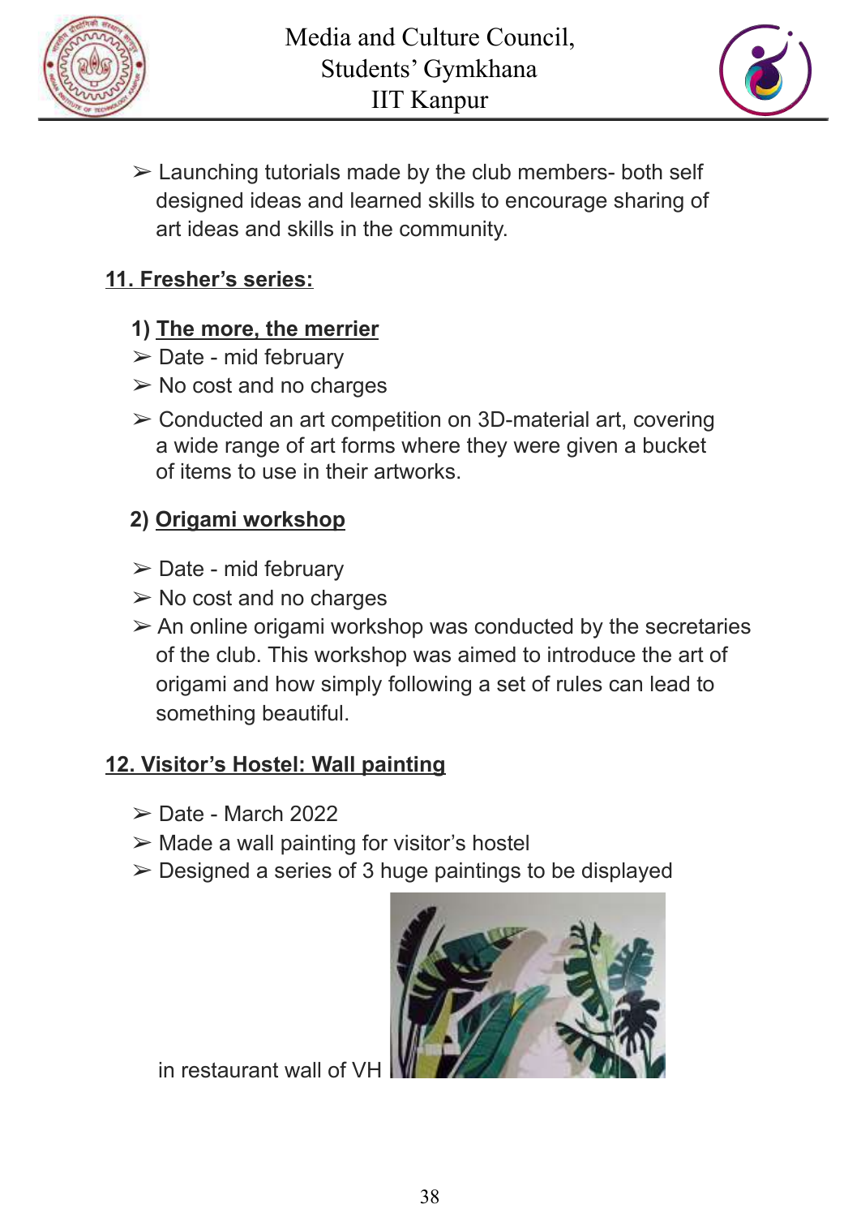- Launching tutorials made by the club members- both self designed ideas and learned skills to encourage sharing of art ideas and skills in the community.

## 11. Fresher's series:

### 1) The more, the merrier

- Date - mid february
- No cost and no charges
- Conducted an art competition on 3D-material art, covering a wide range of art forms where they were given a bucket of items to use in their artworks.

### 2) Origami workshop

- Date - mid february
- No cost and no charges
- An online origami workshop was conducted by the secretaries of the club. This workshop was aimed to introduce the art of origami and how simply following a set of rules can lead to something beautiful.

## 12. Visitor's Hostel: Wall painting

- Date - March 2022
- Made a wall painting for visitor's hostel
- Designed a series of 3 huge paintings to be displayed in restaurant wall of VH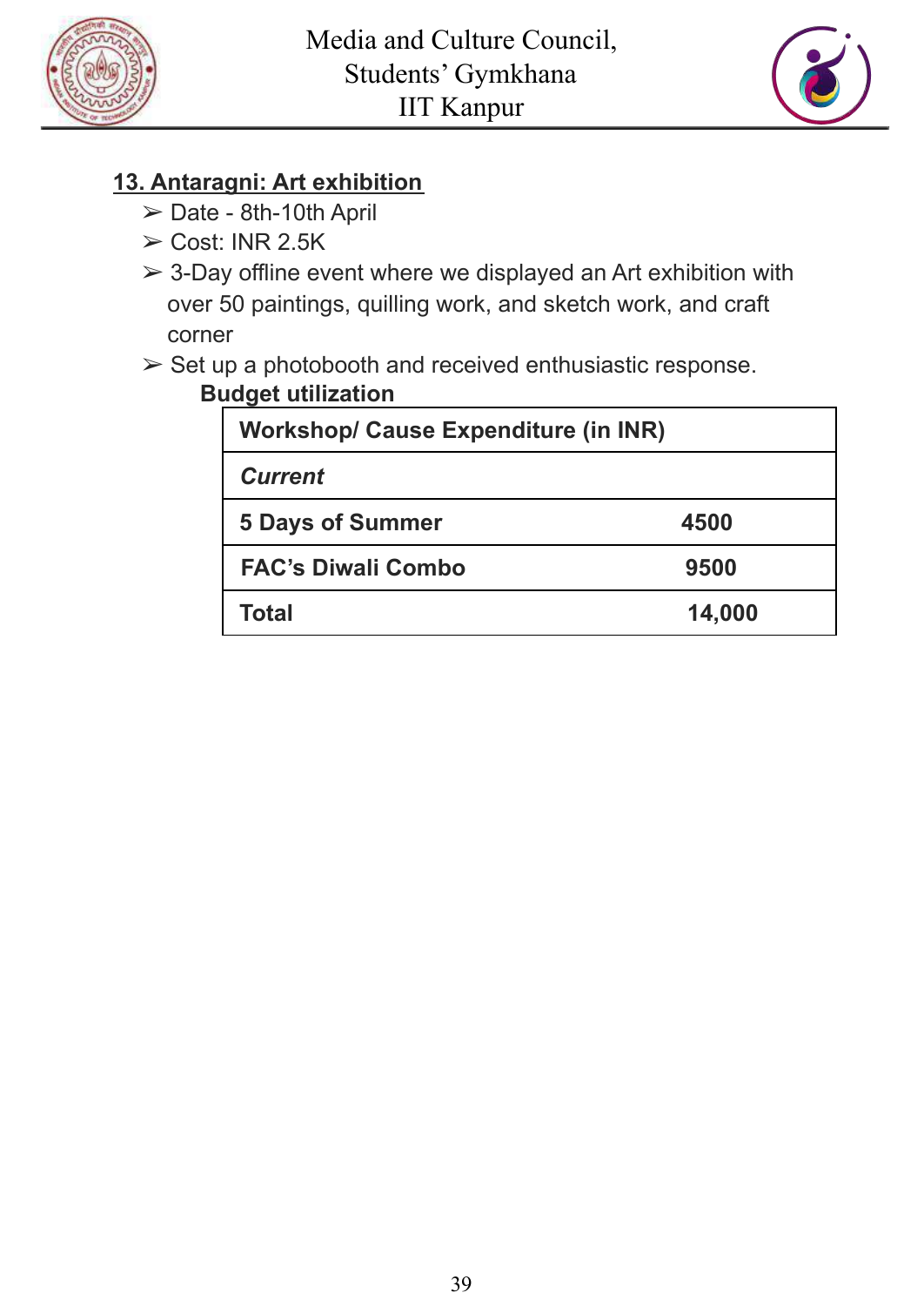## 13. Antaragni: Art exhibition

- ➢ Date - 8th-10th April
- ➢ Cost: INR 2.5K
- ➢ 3-Day offline event where we displayed an Art exhibition with over 50 paintings, quilling work, and sketch work, and craft corner
- ➢ Set up a photobooth and received enthusiastic response.

**Budget utilization**

| **Workshop/ Cause Expenditure (in INR)** | |
|---|---|
| ***Current*** | |
| **5 Days of Summer** | **4500** |
| **FAC's Diwali Combo** | **9500** |
| **Total** | **14,000** |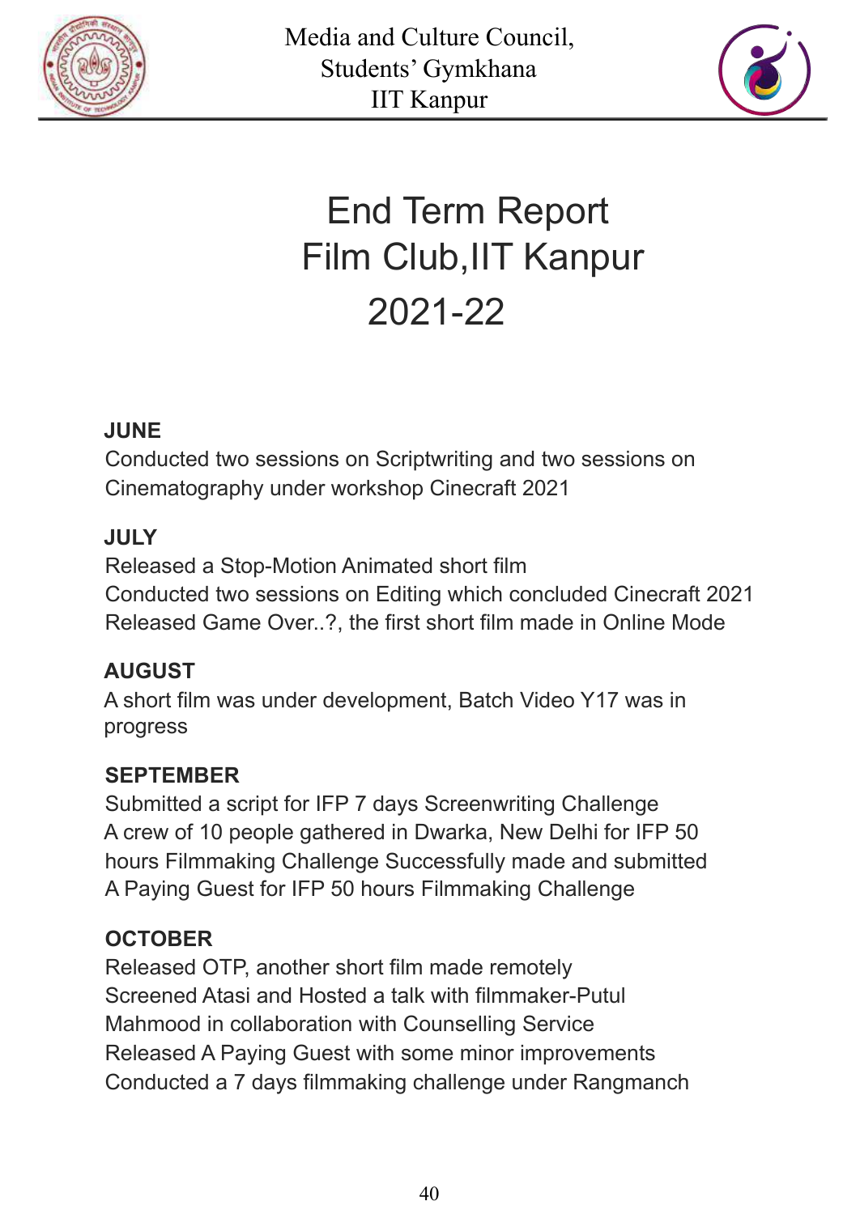# End Term Report
# Film Club,IIT Kanpur
# 2021-22

**JUNE**

Conducted two sessions on Scriptwriting and two sessions on Cinematography under workshop Cinecraft 2021

**JULY**

Released a Stop-Motion Animated short film
Conducted two sessions on Editing which concluded Cinecraft 2021
Released Game Over..?, the first short film made in Online Mode

**AUGUST**

A short film was under development, Batch Video Y17 was in progress

**SEPTEMBER**

Submitted a script for IFP 7 days Screenwriting Challenge
A crew of 10 people gathered in Dwarka, New Delhi for IFP 50 hours Filmmaking Challenge Successfully made and submitted A Paying Guest for IFP 50 hours Filmmaking Challenge

**OCTOBER**

Released OTP, another short film made remotely
Screened Atasi and Hosted a talk with filmmaker-Putul Mahmood in collaboration with Counselling Service
Released A Paying Guest with some minor improvements
Conducted a 7 days filmmaking challenge under Rangmanch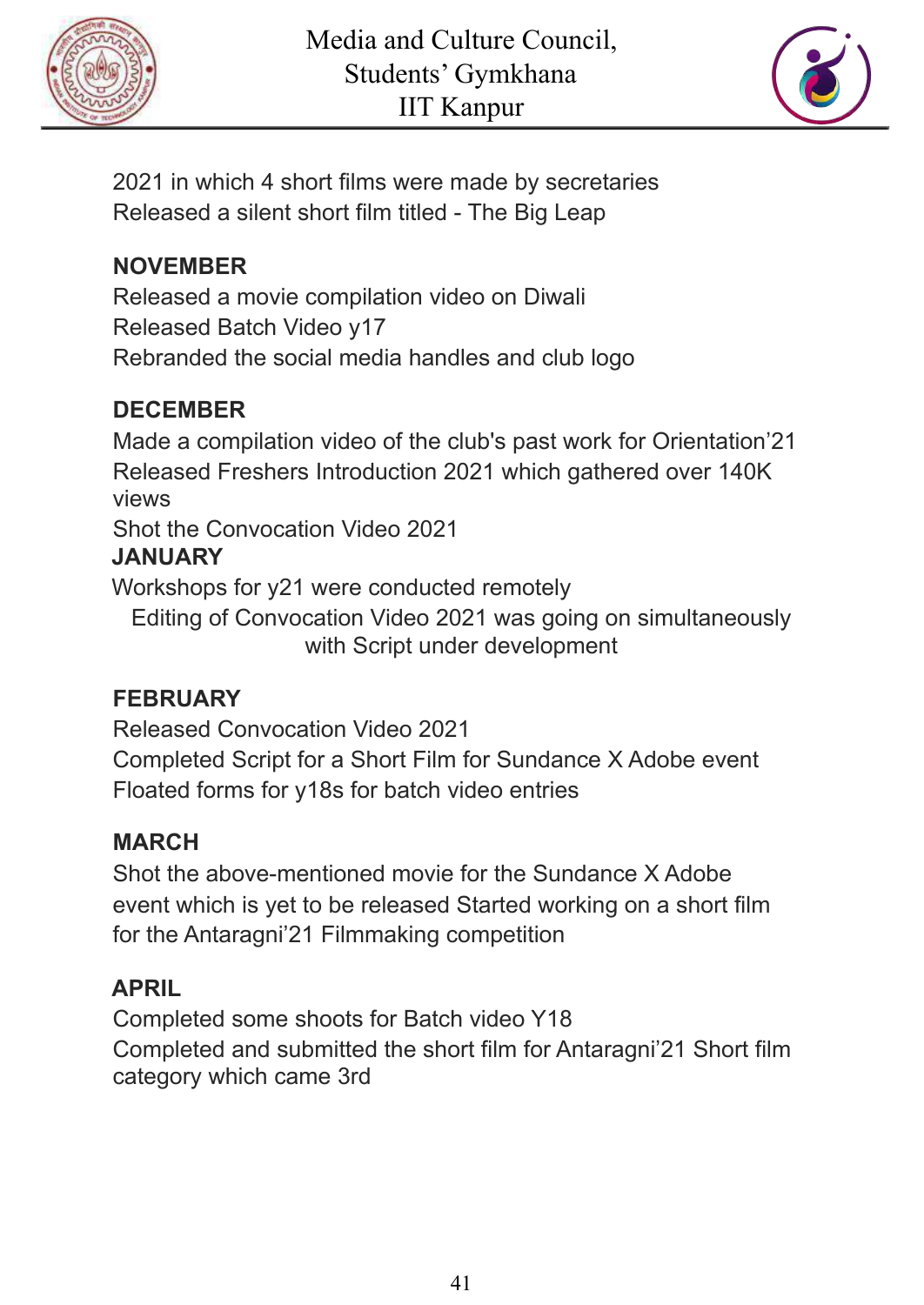2021 in which 4 short films were made by secretaries
Released a silent short film titled - The Big Leap

**NOVEMBER**

Released a movie compilation video on Diwali
Released Batch Video y17
Rebranded the social media handles and club logo

**DECEMBER**

Made a compilation video of the club's past work for Orientation'21
Released Freshers Introduction 2021 which gathered over 140K views
Shot the Convocation Video 2021

**JANUARY**

Workshops for y21 were conducted remotely
Editing of Convocation Video 2021 was going on simultaneously with Script under development

**FEBRUARY**

Released Convocation Video 2021
Completed Script for a Short Film for Sundance X Adobe event
Floated forms for y18s for batch video entries

**MARCH**

Shot the above-mentioned movie for the Sundance X Adobe event which is yet to be released Started working on a short film for the Antaragni'21 Filmmaking competition

**APRIL**

Completed some shoots for Batch video Y18
Completed and submitted the short film for Antaragni'21 Short film category which came 3rd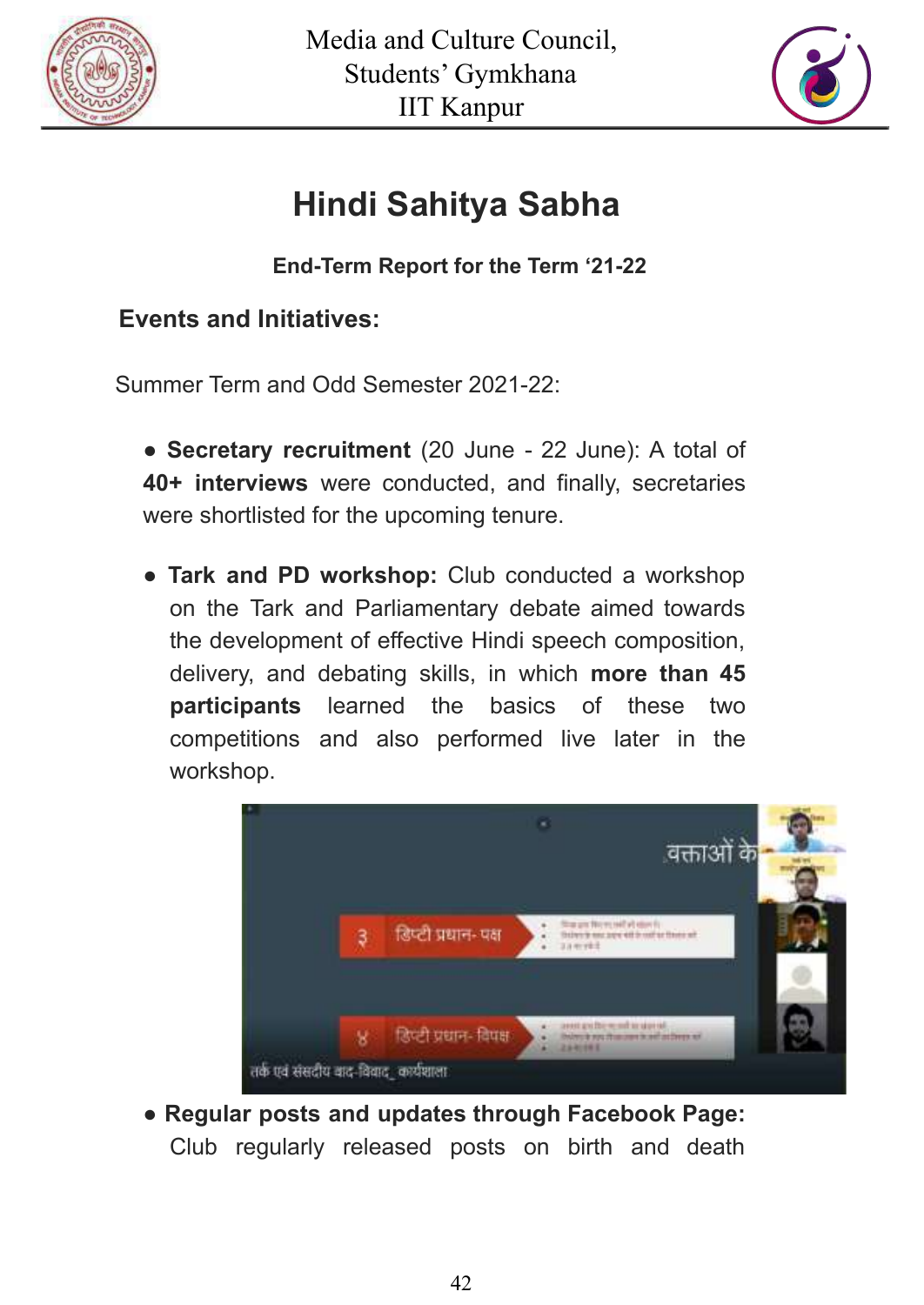# Hindi Sahitya Sabha

**End-Term Report for the Term '21-22**

## Events and Initiatives:

Summer Term and Odd Semester 2021-22:

- **Secretary recruitment** (20 June - 22 June): A total of **40+ interviews** were conducted, and finally, secretaries were shortlisted for the upcoming tenure.

- **Tark and PD workshop:** Club conducted a workshop on the Tark and Parliamentary debate aimed towards the development of effective Hindi speech composition, delivery, and debating skills, in which **more than 45 participants** learned the basics of these two competitions and also performed live later in the workshop.

- **Regular posts and updates through Facebook Page:** Club regularly released posts on birth and death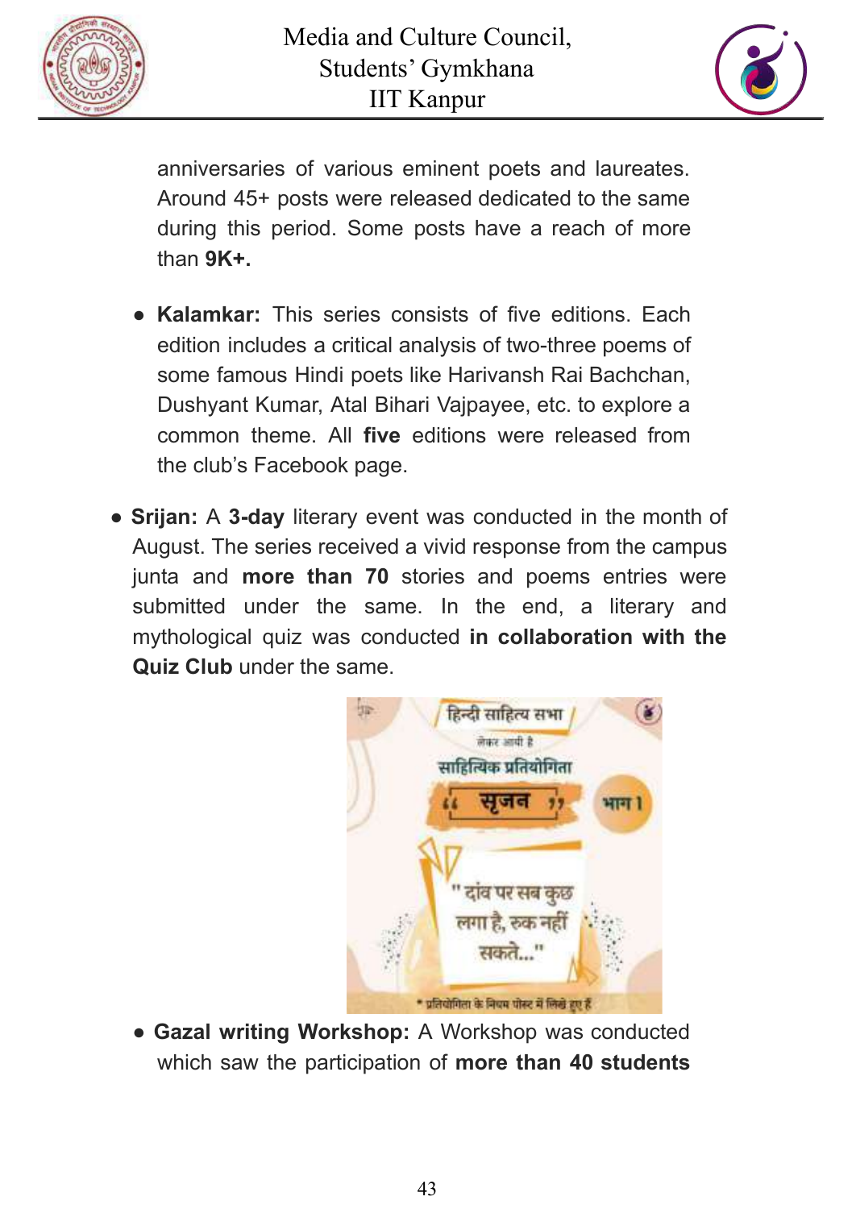anniversaries of various eminent poets and laureates. Around 45+ posts were released dedicated to the same during this period. Some posts have a reach of more than **9K+.**

- **Kalamkar:** This series consists of five editions. Each edition includes a critical analysis of two-three poems of some famous Hindi poets like Harivansh Rai Bachchan, Dushyant Kumar, Atal Bihari Vajpayee, etc. to explore a common theme. All **five** editions were released from the club's Facebook page.

- **Srijan:** A **3-day** literary event was conducted in the month of August. The series received a vivid response from the campus junta and **more than 70** stories and poems entries were submitted under the same. In the end, a literary and mythological quiz was conducted **in collaboration with the Quiz Club** under the same.

- **Gazal writing Workshop:** A Workshop was conducted which saw the participation of **more than 40 students**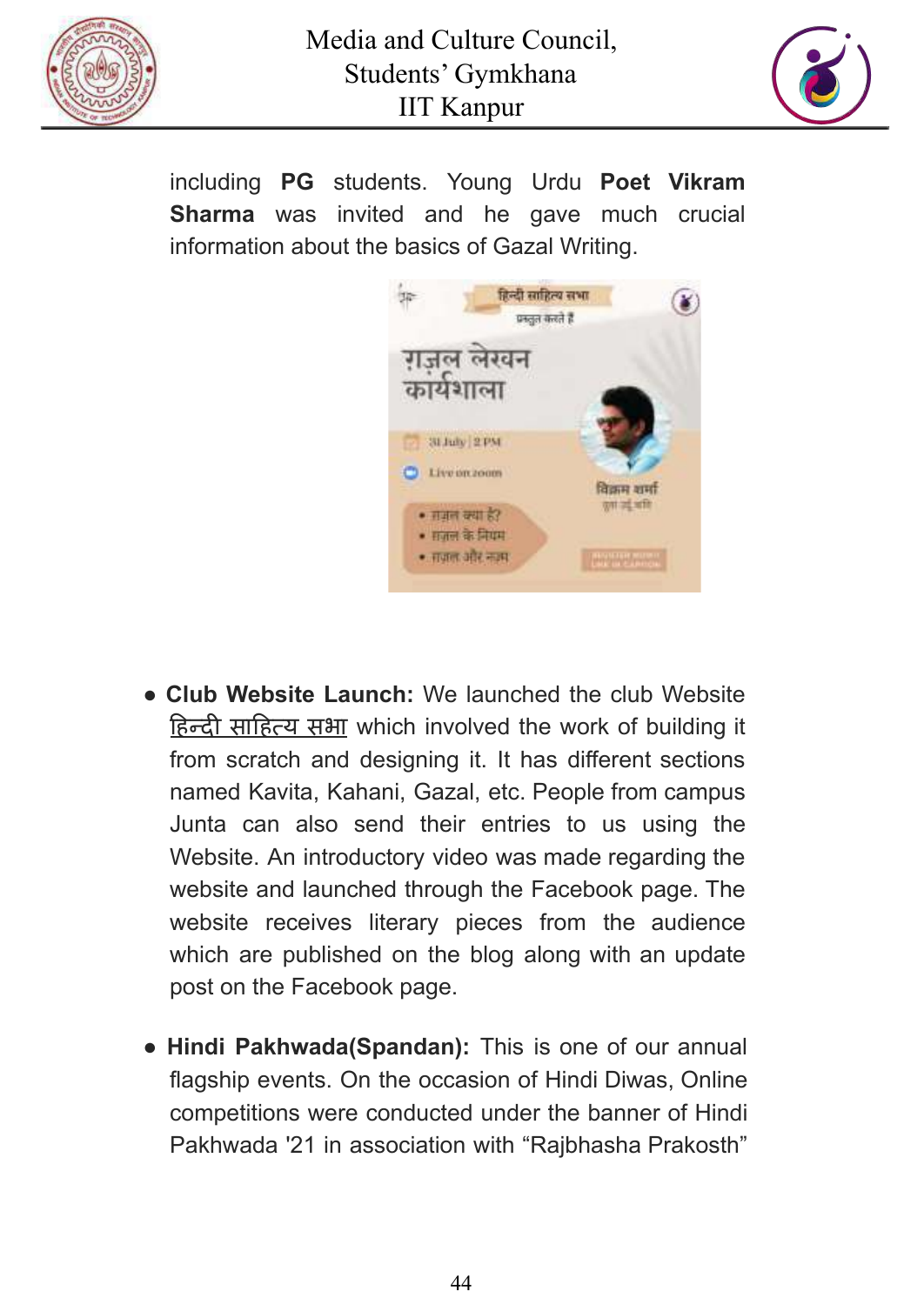including **PG** students. Young Urdu **Poet Vikram Sharma** was invited and he gave much crucial information about the basics of Gazal Writing.

- **Club Website Launch:** We launched the club Website हिन्दी साहित्य सभा which involved the work of building it from scratch and designing it. It has different sections named Kavita, Kahani, Gazal, etc. People from campus Junta can also send their entries to us using the Website. An introductory video was made regarding the website and launched through the Facebook page. The website receives literary pieces from the audience which are published on the blog along with an update post on the Facebook page.

- **Hindi Pakhwada(Spandan):** This is one of our annual flagship events. On the occasion of Hindi Diwas, Online competitions were conducted under the banner of Hindi Pakhwada '21 in association with "Rajbhasha Prakosth"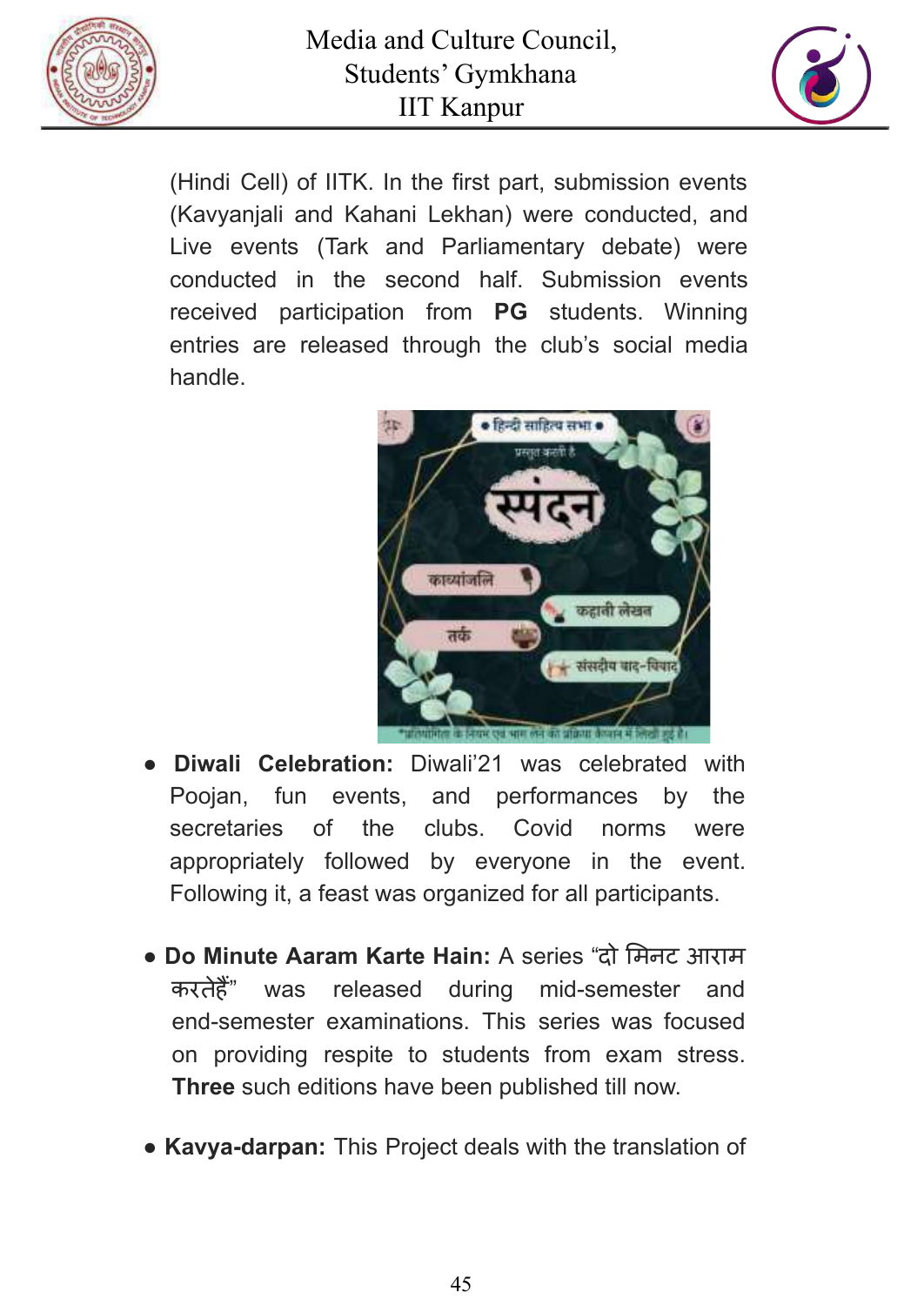(Hindi Cell) of IITK. In the first part, submission events (Kavyanjali and Kahani Lekhan) were conducted, and Live events (Tark and Parliamentary debate) were conducted in the second half. Submission events received participation from **PG** students. Winning entries are released through the club's social media handle.

- **Diwali Celebration:** Diwali'21 was celebrated with Poojan, fun events, and performances by the secretaries of the clubs. Covid norms were appropriately followed by everyone in the event. Following it, a feast was organized for all participants.

- **Do Minute Aaram Karte Hain:** A series "दो मिनट आराम करतेहैं" was released during mid-semester and end-semester examinations. This series was focused on providing respite to students from exam stress. **Three** such editions have been published till now.

- **Kavya-darpan:** This Project deals with the translation of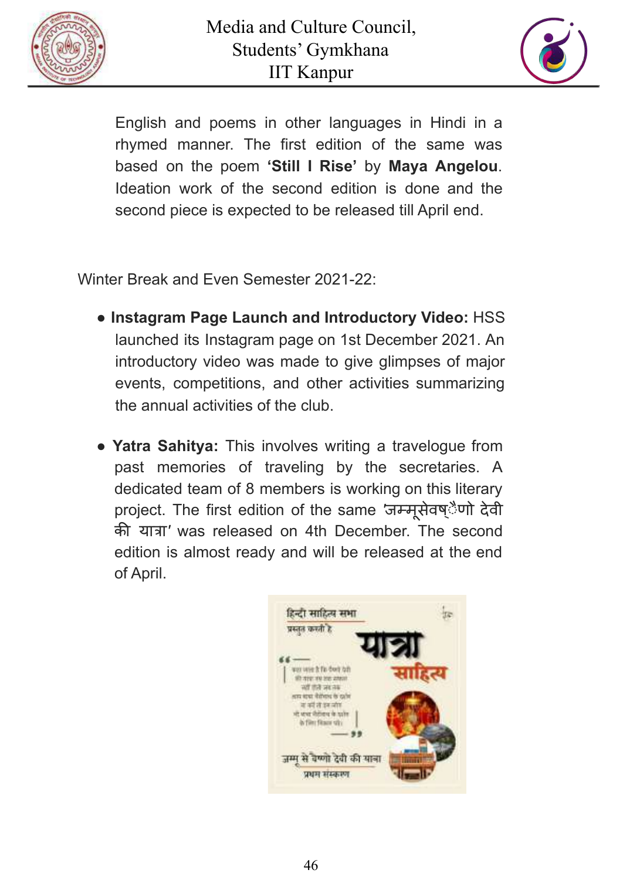English and poems in other languages in Hindi in a rhymed manner. The first edition of the same was based on the poem **'Still I Rise'** by **Maya Angelou**. Ideation work of the second edition is done and the second piece is expected to be released till April end.

Winter Break and Even Semester 2021-22:

- **Instagram Page Launch and Introductory Video:** HSS launched its Instagram page on 1st December 2021. An introductory video was made to give glimpses of major events, competitions, and other activities summarizing the annual activities of the club.

- **Yatra Sahitya:** This involves writing a travelogue from past memories of traveling by the secretaries. A dedicated team of 8 members is working on this literary project. The first edition of the same 'जम्मूसेवष्ैणो देवी की यात्रा' was released on 4th December. The second edition is almost ready and will be released at the end of April.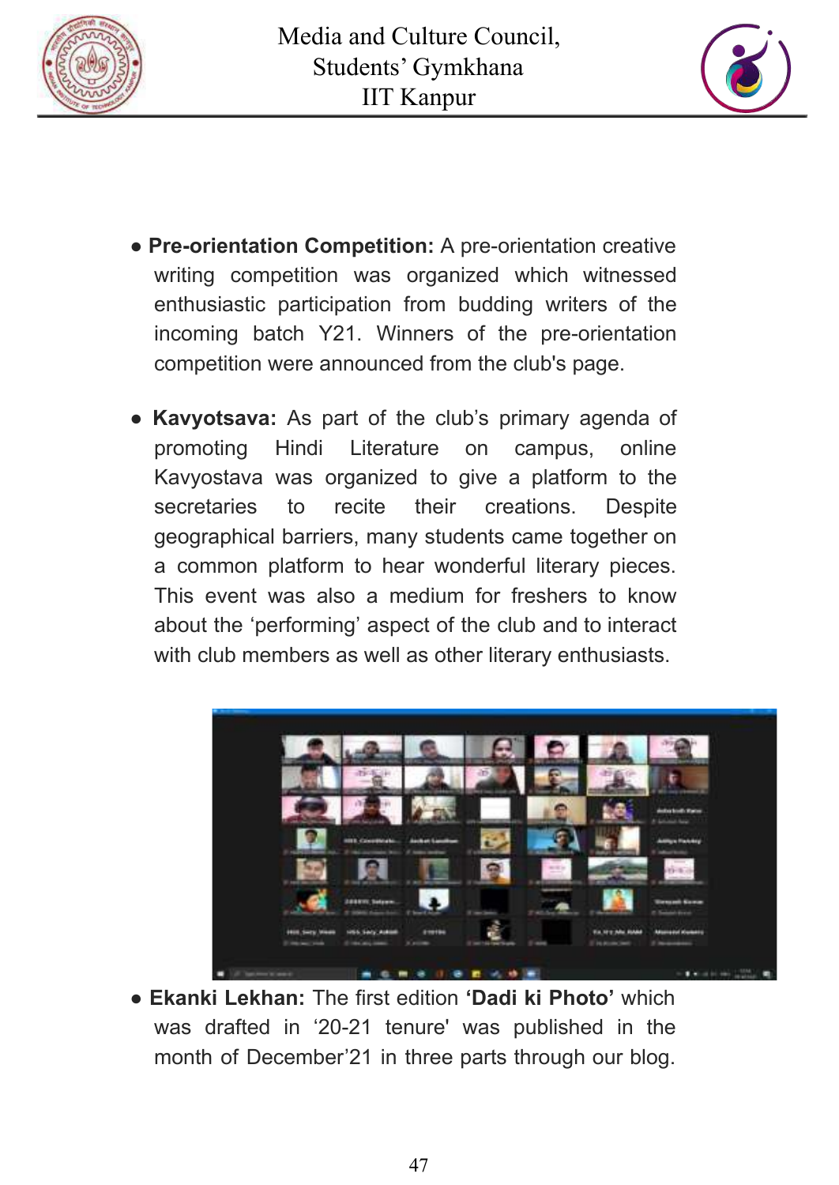- **Pre-orientation Competition:** A pre-orientation creative writing competition was organized which witnessed enthusiastic participation from budding writers of the incoming batch Y21. Winners of the pre-orientation competition were announced from the club's page.

- **Kavyotsava:** As part of the club's primary agenda of promoting Hindi Literature on campus, online Kavyostava was organized to give a platform to the secretaries to recite their creations. Despite geographical barriers, many students came together on a common platform to hear wonderful literary pieces. This event was also a medium for freshers to know about the 'performing' aspect of the club and to interact with club members as well as other literary enthusiasts.

- **Ekanki Lekhan:** The first edition **'Dadi ki Photo'** which was drafted in '20-21 tenure' was published in the month of December'21 in three parts through our blog.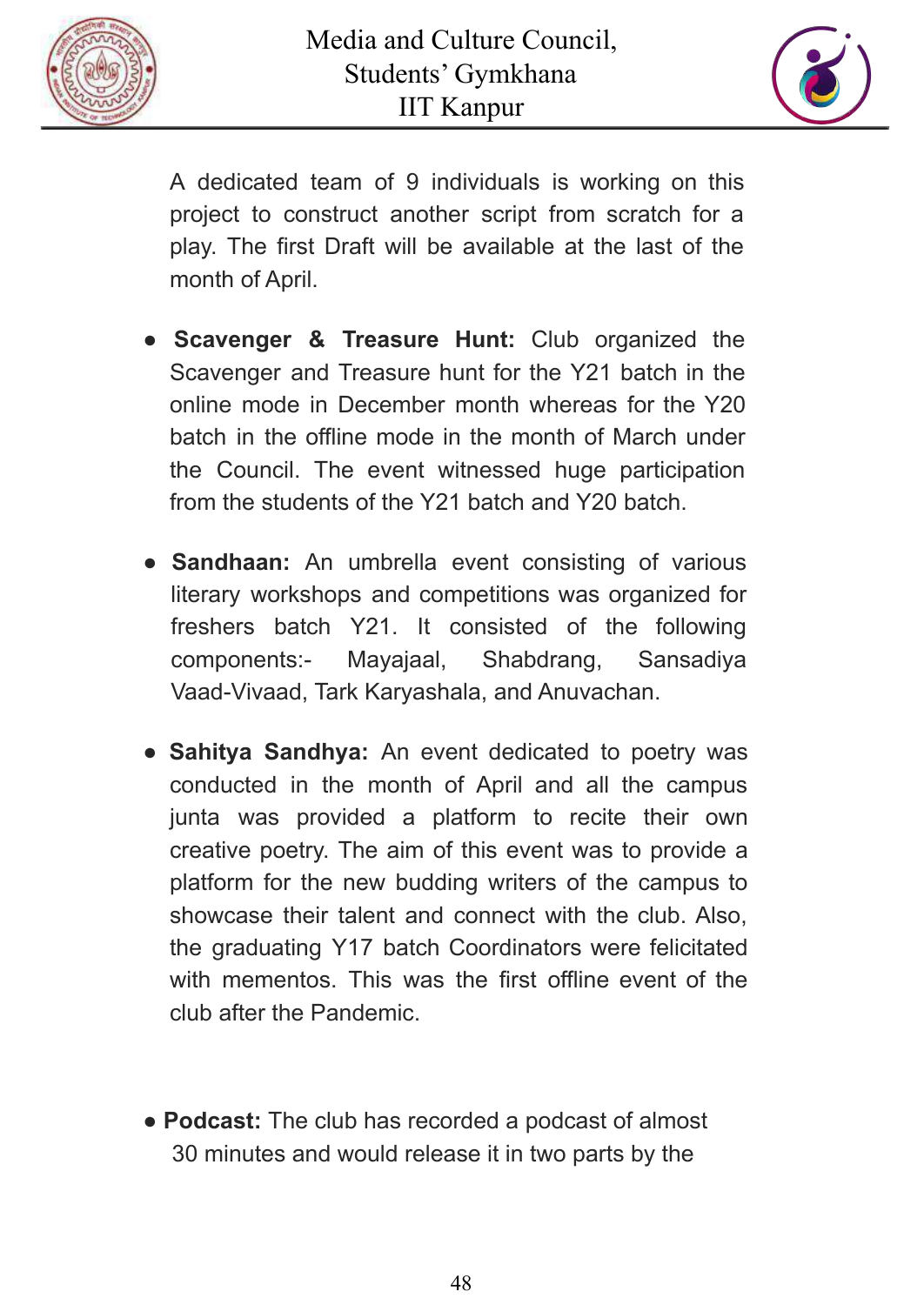A dedicated team of 9 individuals is working on this project to construct another script from scratch for a play. The first Draft will be available at the last of the month of April.

- **Scavenger & Treasure Hunt:** Club organized the Scavenger and Treasure hunt for the Y21 batch in the online mode in December month whereas for the Y20 batch in the offline mode in the month of March under the Council. The event witnessed huge participation from the students of the Y21 batch and Y20 batch.

- **Sandhaan:** An umbrella event consisting of various literary workshops and competitions was organized for freshers batch Y21. It consisted of the following components:- Mayajaal, Shabdrang, Sansadiya Vaad-Vivaad, Tark Karyashala, and Anuvachan.

- **Sahitya Sandhya:** An event dedicated to poetry was conducted in the month of April and all the campus junta was provided a platform to recite their own creative poetry. The aim of this event was to provide a platform for the new budding writers of the campus to showcase their talent and connect with the club. Also, the graduating Y17 batch Coordinators were felicitated with mementos. This was the first offline event of the club after the Pandemic.

- **Podcast:** The club has recorded a podcast of almost 30 minutes and would release it in two parts by the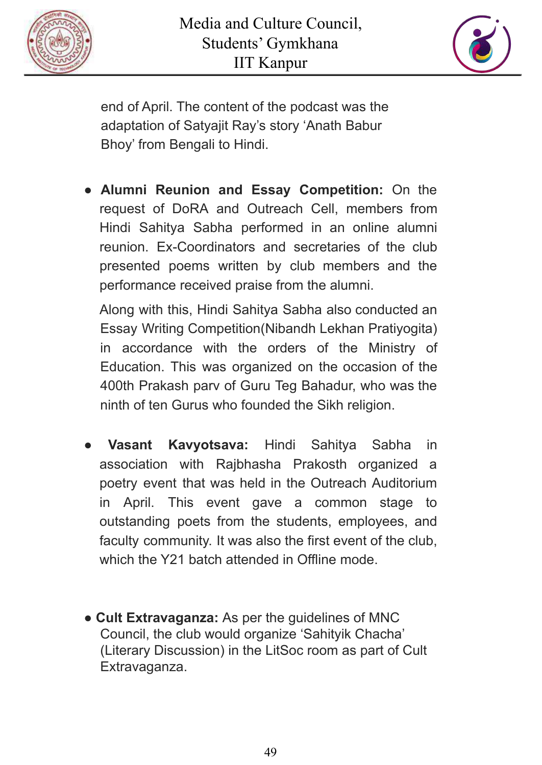end of April. The content of the podcast was the adaptation of Satyajit Ray's story 'Anath Babur Bhoy' from Bengali to Hindi.

- **Alumni Reunion and Essay Competition:** On the request of DoRA and Outreach Cell, members from Hindi Sahitya Sabha performed in an online alumni reunion. Ex-Coordinators and secretaries of the club presented poems written by club members and the performance received praise from the alumni.

  Along with this, Hindi Sahitya Sabha also conducted an Essay Writing Competition(Nibandh Lekhan Pratiyogita) in accordance with the orders of the Ministry of Education. This was organized on the occasion of the 400th Prakash parv of Guru Teg Bahadur, who was the ninth of ten Gurus who founded the Sikh religion.

- **Vasant Kavyotsava:** Hindi Sahitya Sabha in association with Rajbhasha Prakosth organized a poetry event that was held in the Outreach Auditorium in April. This event gave a common stage to outstanding poets from the students, employees, and faculty community. It was also the first event of the club, which the Y21 batch attended in Offline mode.

- **Cult Extravaganza:** As per the guidelines of MNC Council, the club would organize 'Sahityik Chacha' (Literary Discussion) in the LitSoc room as part of Cult Extravaganza.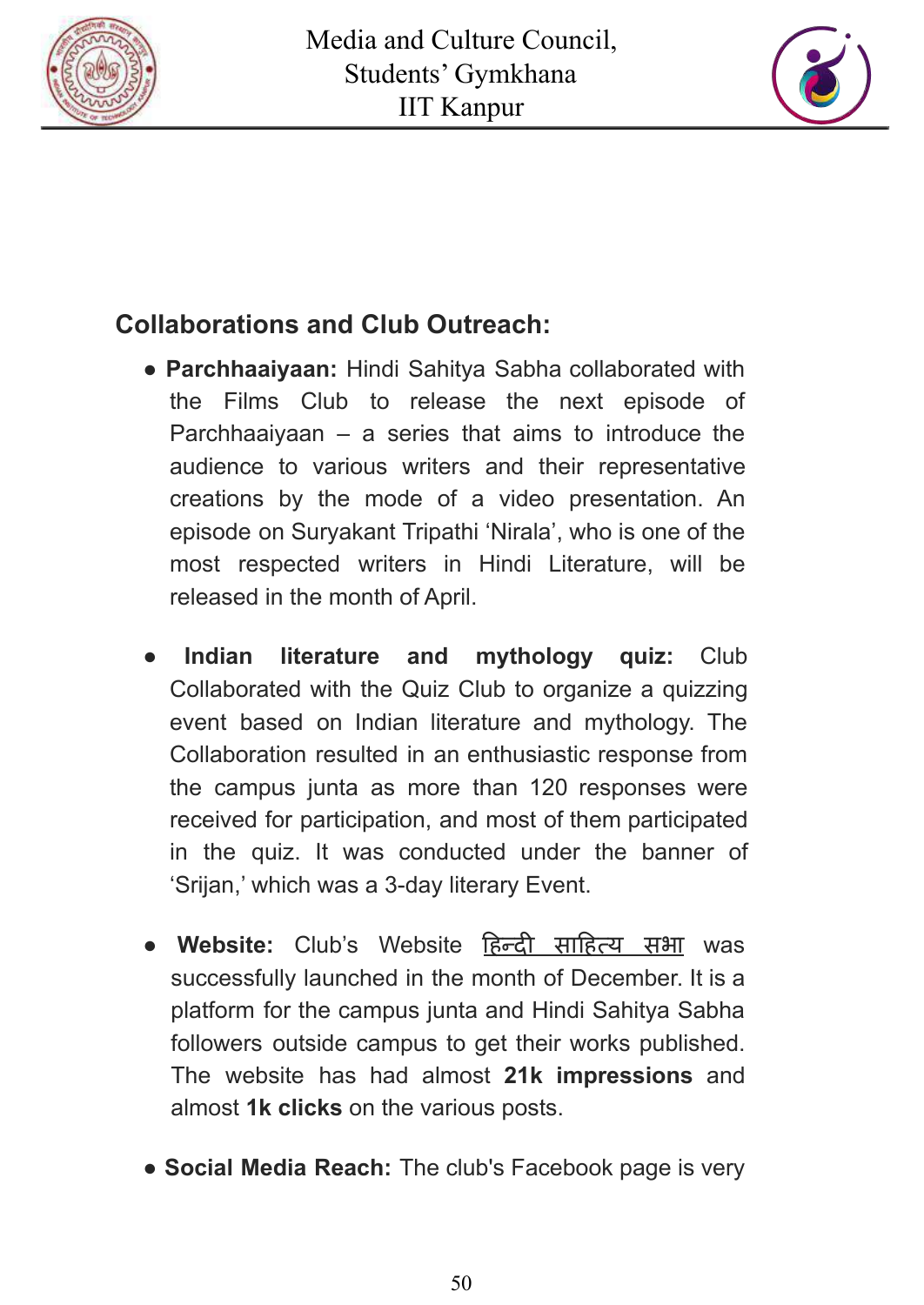## Collaborations and Club Outreach:

- **Parchhaaiyaan:** Hindi Sahitya Sabha collaborated with the Films Club to release the next episode of Parchhaaiyaan – a series that aims to introduce the audience to various writers and their representative creations by the mode of a video presentation. An episode on Suryakant Tripathi 'Nirala', who is one of the most respected writers in Hindi Literature, will be released in the month of April.

- **Indian literature and mythology quiz:** Club Collaborated with the Quiz Club to organize a quizzing event based on Indian literature and mythology. The Collaboration resulted in an enthusiastic response from the campus junta as more than 120 responses were received for participation, and most of them participated in the quiz. It was conducted under the banner of 'Srijan,' which was a 3-day literary Event.

- **Website:** Club's Website हिन्दी साहित्य सभा was successfully launched in the month of December. It is a platform for the campus junta and Hindi Sahitya Sabha followers outside campus to get their works published. The website has had almost **21k impressions** and almost **1k clicks** on the various posts.

- **Social Media Reach:** The club's Facebook page is very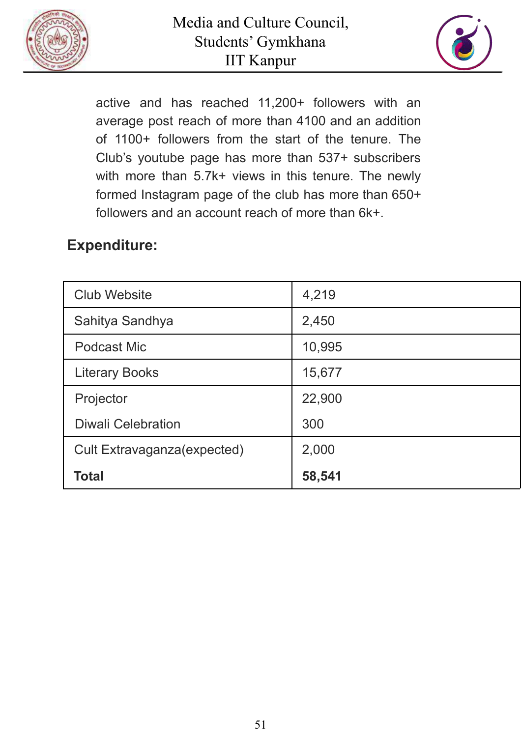active and has reached 11,200+ followers with an average post reach of more than 4100 and an addition of 1100+ followers from the start of the tenure. The Club's youtube page has more than 537+ subscribers with more than 5.7k+ views in this tenure. The newly formed Instagram page of the club has more than 650+ followers and an account reach of more than 6k+.

## Expenditure:

| | |
|---|---|
| Club Website | 4,219 |
| Sahitya Sandhya | 2,450 |
| Podcast Mic | 10,995 |
| Literary Books | 15,677 |
| Projector | 22,900 |
| Diwali Celebration | 300 |
| Cult Extravaganza(expected) | 2,000 |
| **Total** | **58,541** |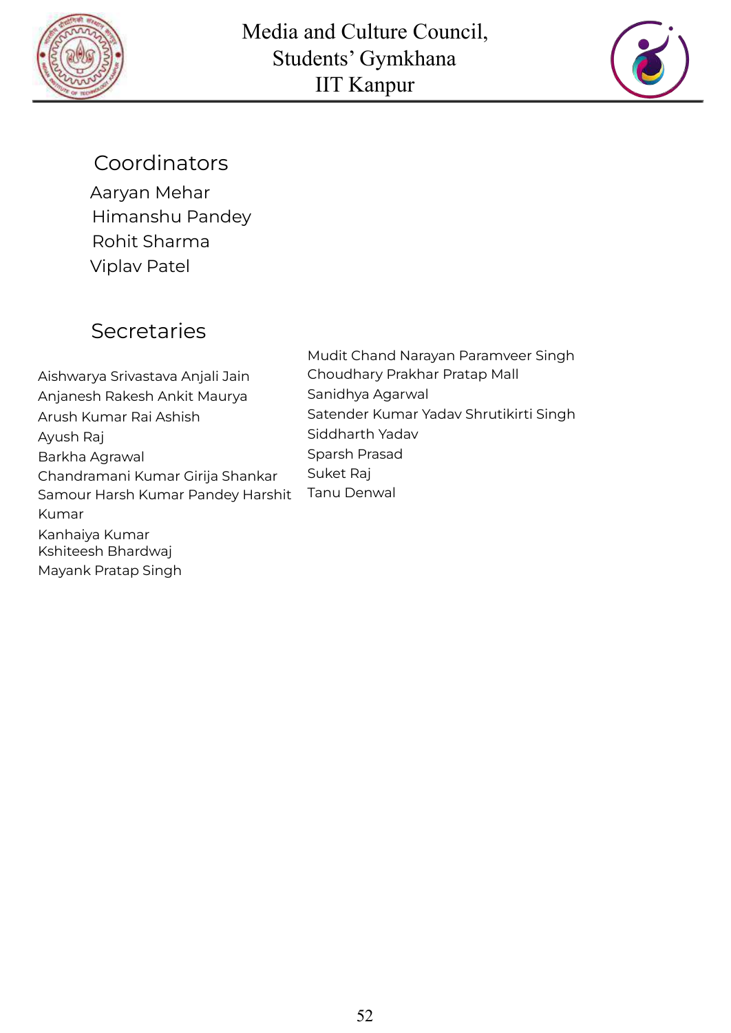## Coordinators

Aaryan Mehar
Himanshu Pandey
Rohit Sharma
Viplav Patel

## Secretaries

Aishwarya Srivastava Anjali Jain
Anjanesh Rakesh Ankit Maurya
Arush Kumar Rai Ashish
Ayush Raj
Barkha Agrawal
Chandramani Kumar Girija Shankar
Samour Harsh Kumar Pandey Harshit Kumar
Kanhaiya Kumar
Kshiteesh Bhardwaj
Mayank Pratap Singh
Mudit Chand Narayan Paramveer Singh
Choudhary Prakhar Pratap Mall
Sanidhya Agarwal
Satender Kumar Yadav Shrutikirti Singh
Siddharth Yadav
Sparsh Prasad
Suket Raj
Tanu Denwal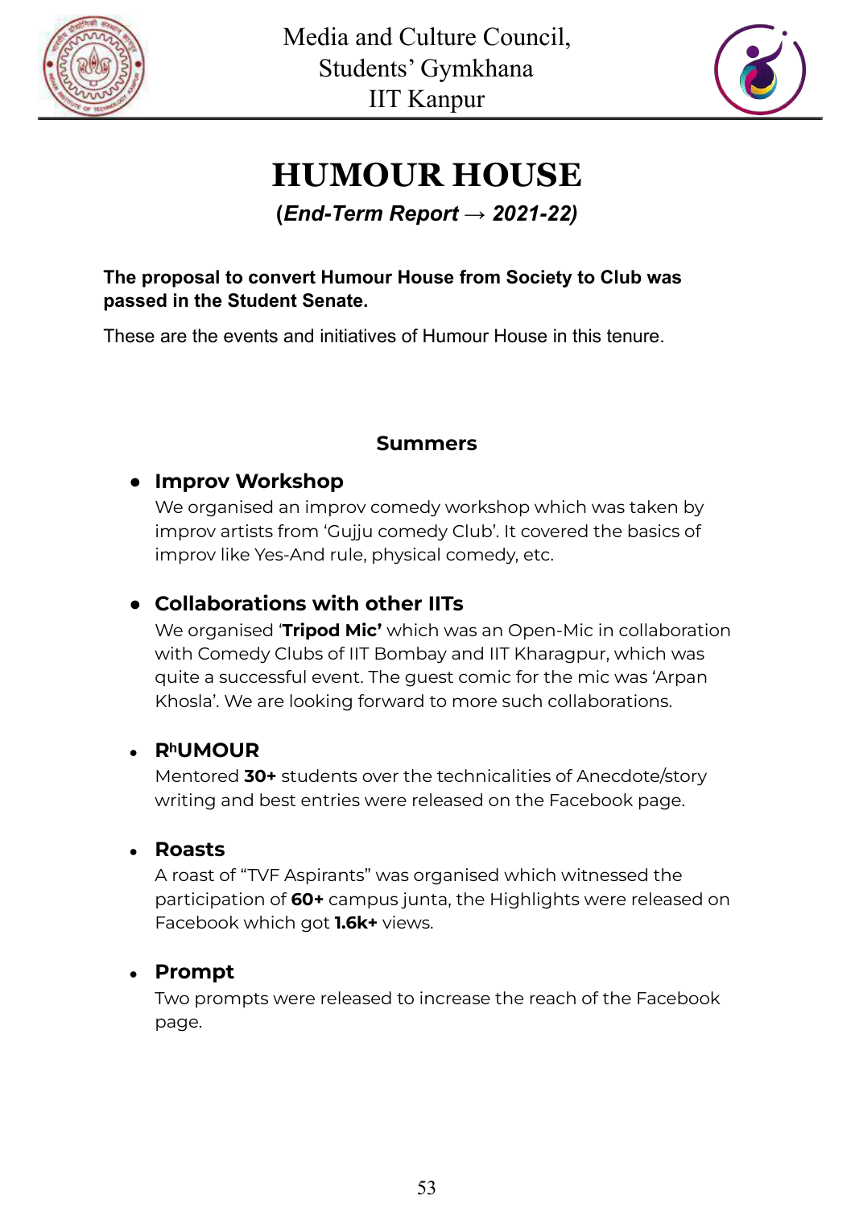# HUMOUR HOUSE

**(*End-Term Report → 2021-22)***

**The proposal to convert Humour House from Society to Club was passed in the Student Senate.**

These are the events and initiatives of Humour House in this tenure.

### Summers

- **Improv Workshop**
  We organised an improv comedy workshop which was taken by improv artists from 'Gujju comedy Club'. It covered the basics of improv like Yes-And rule, physical comedy, etc.

- **Collaborations with other IITs**
  We organised '**Tripod Mic'** which was an Open-Mic in collaboration with Comedy Clubs of IIT Bombay and IIT Kharagpur, which was quite a successful event. The guest comic for the mic was 'Arpan Khosla'. We are looking forward to more such collaborations.

- **R$^{h}$UMOUR**
  Mentored **30+** students over the technicalities of Anecdote/story writing and best entries were released on the Facebook page.

- **Roasts**
  A roast of "TVF Aspirants" was organised which witnessed the participation of **60+** campus junta, the Highlights were released on Facebook which got **1.6k+** views.

- **Prompt**
  Two prompts were released to increase the reach of the Facebook page.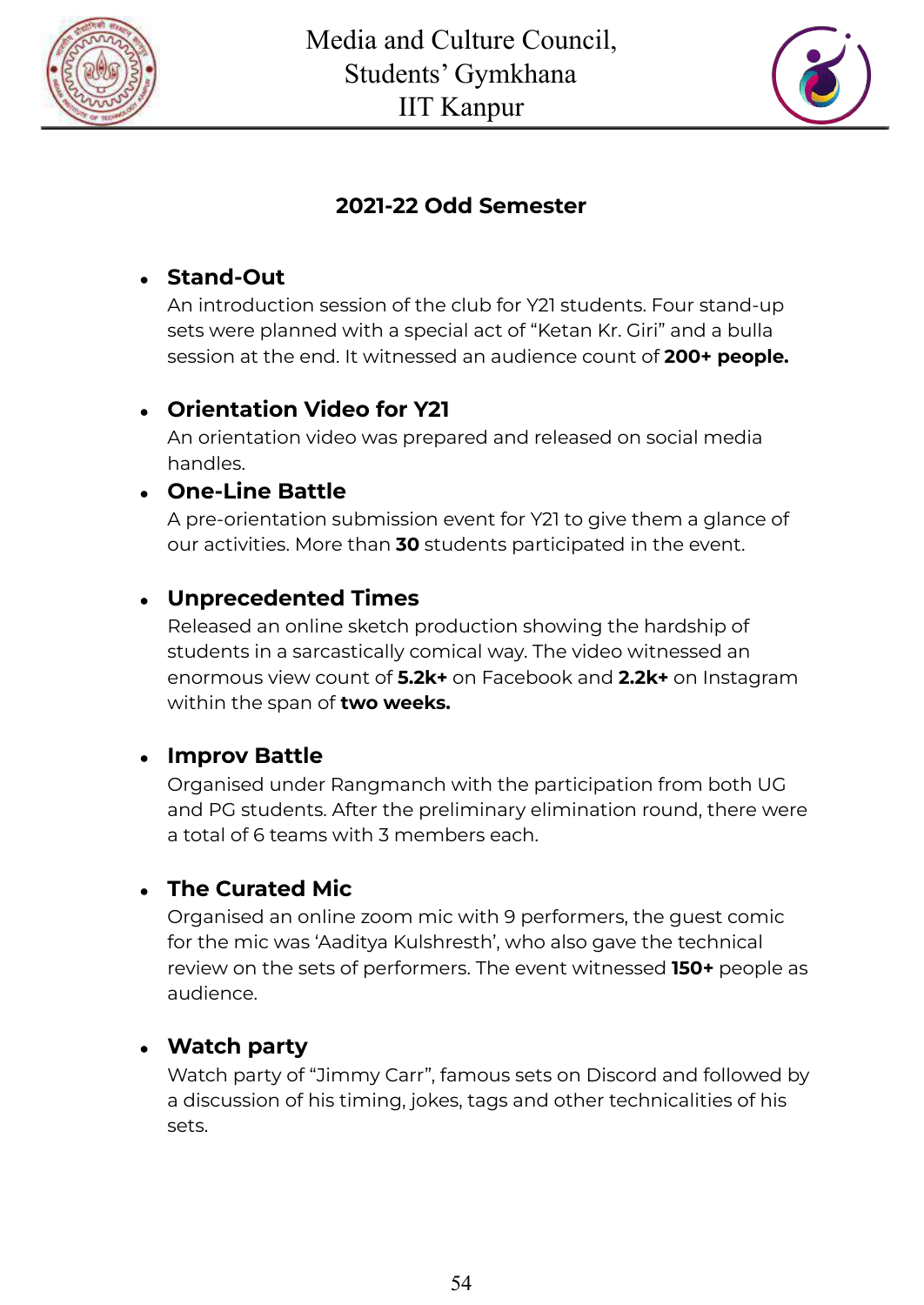## 2021-22 Odd Semester

- **Stand-Out**
  An introduction session of the club for Y21 students. Four stand-up sets were planned with a special act of "Ketan Kr. Giri" and a bulla session at the end. It witnessed an audience count of **200+ people.**

- **Orientation Video for Y21**
  An orientation video was prepared and released on social media handles.

- **One-Line Battle**
  A pre-orientation submission event for Y21 to give them a glance of our activities. More than **30** students participated in the event.

- **Unprecedented Times**
  Released an online sketch production showing the hardship of students in a sarcastically comical way. The video witnessed an enormous view count of **5.2k+** on Facebook and **2.2k+** on Instagram within the span of **two weeks.**

- **Improv Battle**
  Organised under Rangmanch with the participation from both UG and PG students. After the preliminary elimination round, there were a total of 6 teams with 3 members each.

- **The Curated Mic**
  Organised an online zoom mic with 9 performers, the guest comic for the mic was 'Aaditya Kulshresth', who also gave the technical review on the sets of performers. The event witnessed **150+** people as audience.

- **Watch party**
  Watch party of "Jimmy Carr", famous sets on Discord and followed by a discussion of his timing, jokes, tags and other technicalities of his sets.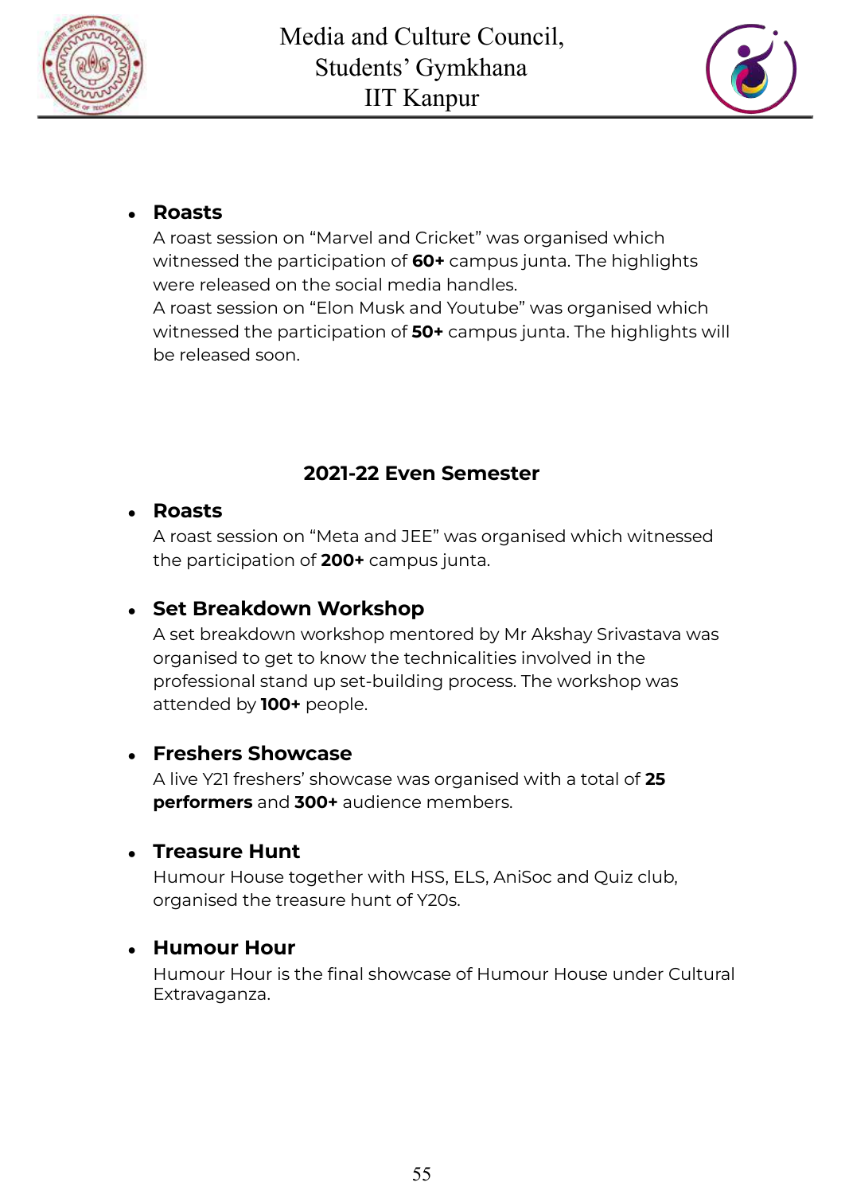- **Roasts**
  A roast session on "Marvel and Cricket" was organised which witnessed the participation of **60+** campus junta. The highlights were released on the social media handles.
  A roast session on "Elon Musk and Youtube" was organised which witnessed the participation of **50+** campus junta. The highlights will be released soon.

## 2021-22 Even Semester

- **Roasts**
  A roast session on "Meta and JEE" was organised which witnessed the participation of **200+** campus junta.

- **Set Breakdown Workshop**
  A set breakdown workshop mentored by Mr Akshay Srivastava was organised to get to know the technicalities involved in the professional stand up set-building process. The workshop was attended by **100+** people.

- **Freshers Showcase**
  A live Y21 freshers' showcase was organised with a total of **25 performers** and **300+** audience members.

- **Treasure Hunt**
  Humour House together with HSS, ELS, AniSoc and Quiz club, organised the treasure hunt of Y20s.

- **Humour Hour**
  Humour Hour is the final showcase of Humour House under Cultural Extravaganza.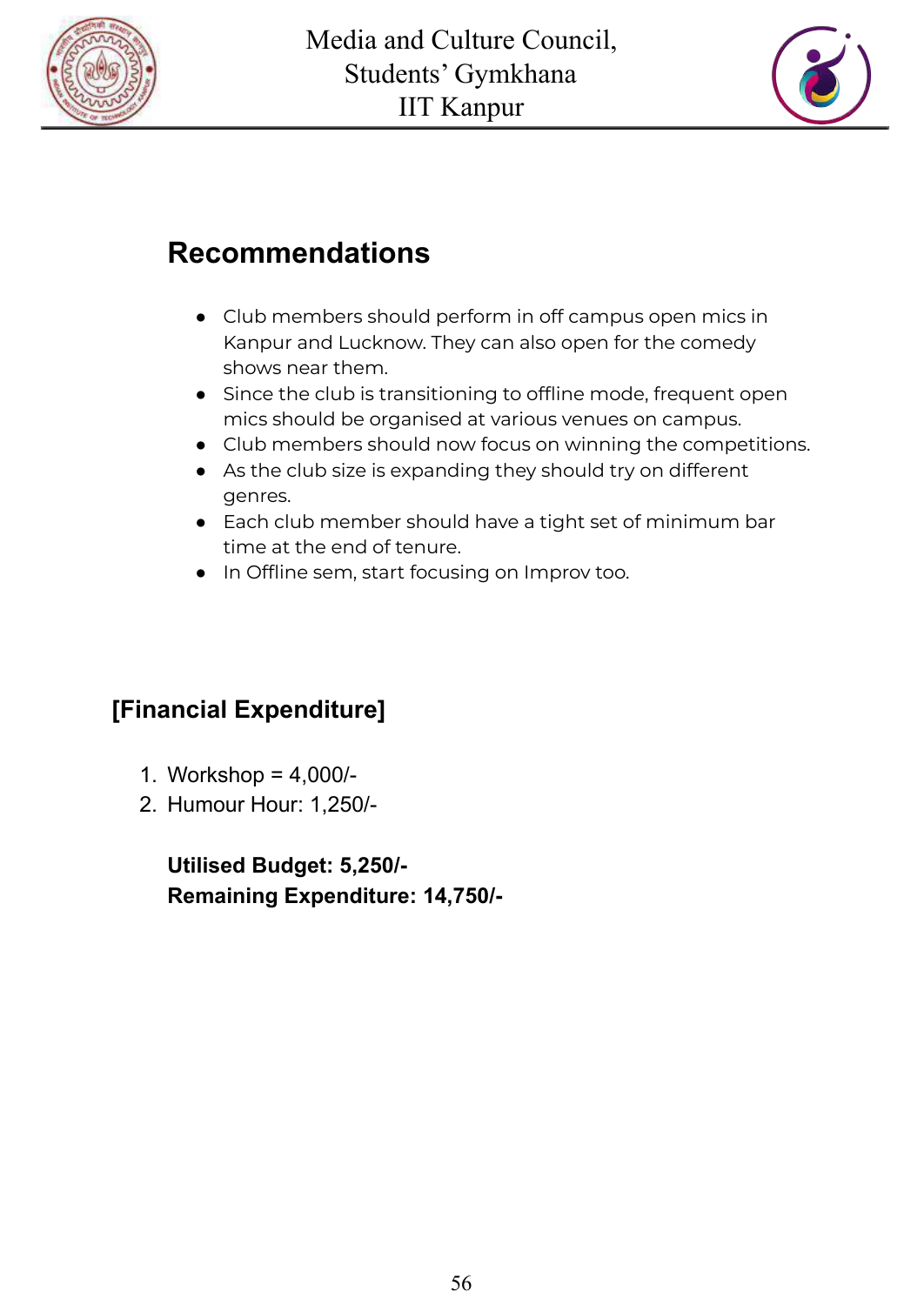## Recommendations

- Club members should perform in off campus open mics in Kanpur and Lucknow. They can also open for the comedy shows near them.
- Since the club is transitioning to offline mode, frequent open mics should be organised at various venues on campus.
- Club members should now focus on winning the competitions.
- As the club size is expanding they should try on different genres.
- Each club member should have a tight set of minimum bar time at the end of tenure.
- In Offline sem, start focusing on Improv too.

## [Financial Expenditure]

1. Workshop = 4,000/-
2. Humour Hour: 1,250/-

**Utilised Budget: 5,250/-**
**Remaining Expenditure: 14,750/-**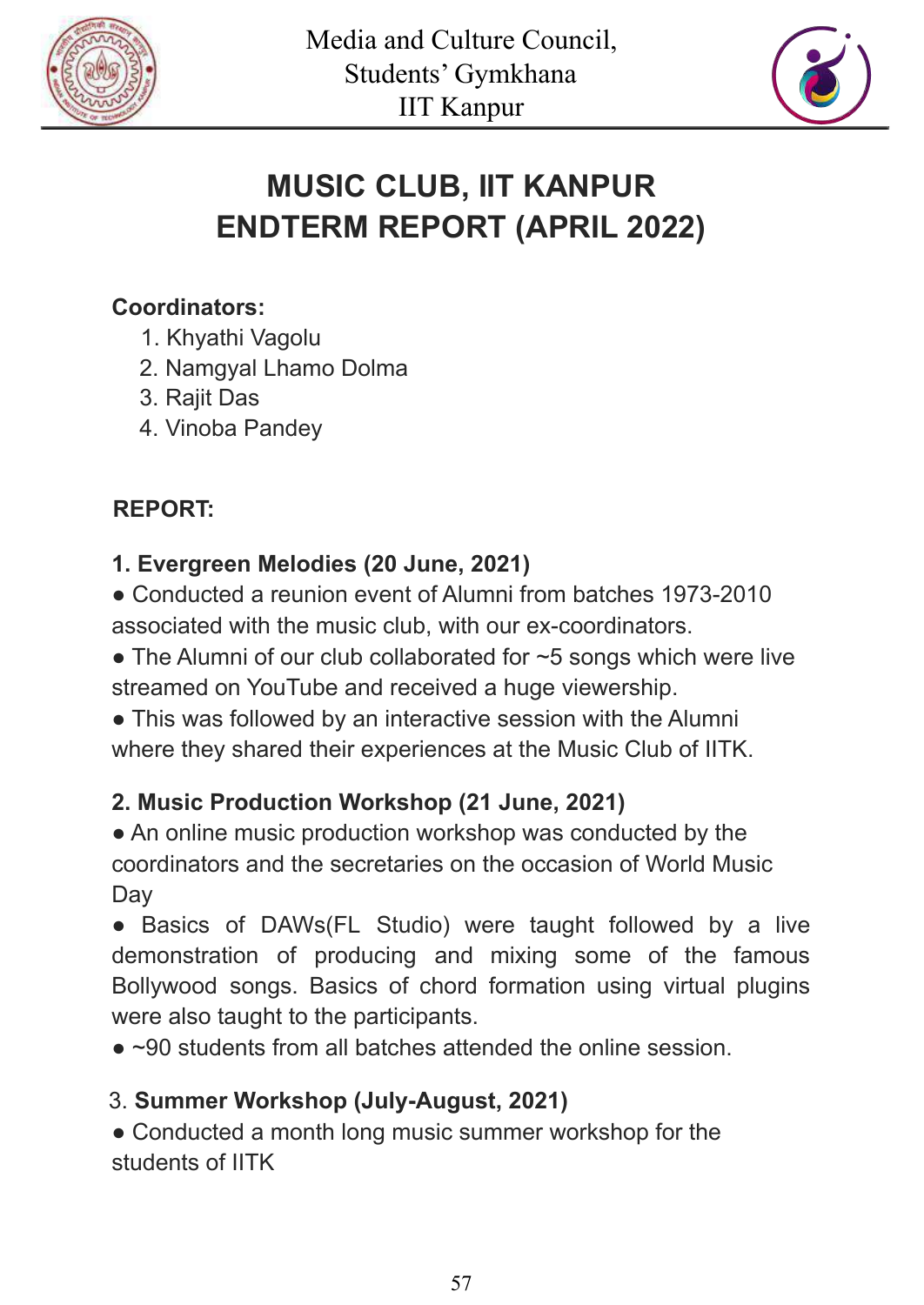Media and Culture Council,
Students' Gymkhana
IIT Kanpur

# MUSIC CLUB, IIT KANPUR
# ENDTERM REPORT (APRIL 2022)

**Coordinators:**

1. Khyathi Vagolu
2. Namgyal Lhamo Dolma
3. Rajit Das
4. Vinoba Pandey

**REPORT:**

**1. Evergreen Melodies (20 June, 2021)**

● Conducted a reunion event of Alumni from batches 1973-2010 associated with the music club, with our ex-coordinators.

● The Alumni of our club collaborated for ~5 songs which were live streamed on YouTube and received a huge viewership.

● This was followed by an interactive session with the Alumni where they shared their experiences at the Music Club of IITK.

**2. Music Production Workshop (21 June, 2021)**

● An online music production workshop was conducted by the coordinators and the secretaries on the occasion of World Music Day

● Basics of DAWs(FL Studio) were taught followed by a live demonstration of producing and mixing some of the famous Bollywood songs. Basics of chord formation using virtual plugins were also taught to the participants.

● ~90 students from all batches attended the online session.

3. **Summer Workshop (July-August, 2021)**

● Conducted a month long music summer workshop for the students of IITK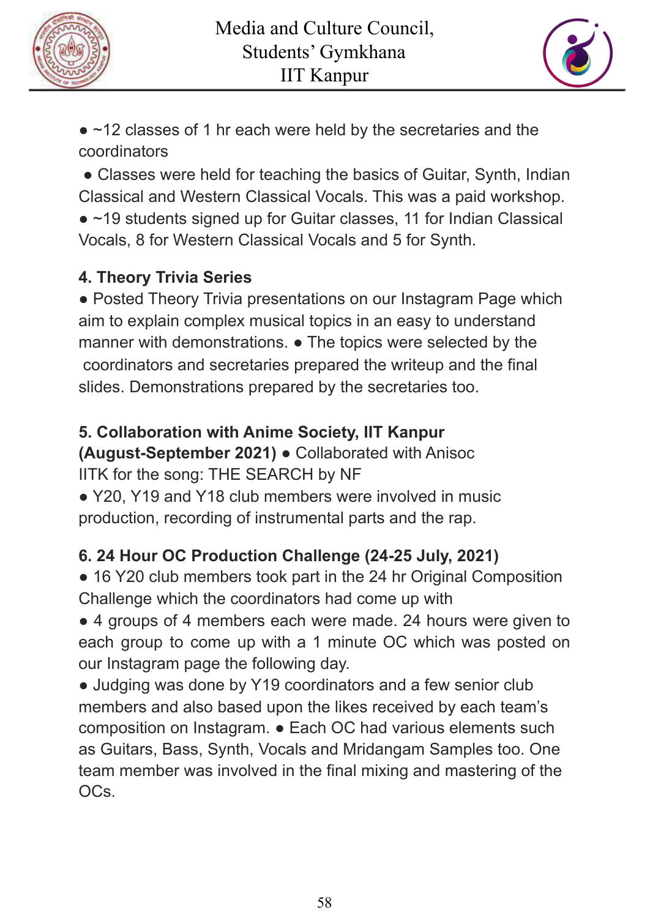- ~12 classes of 1 hr each were held by the secretaries and the coordinators
- Classes were held for teaching the basics of Guitar, Synth, Indian Classical and Western Classical Vocals. This was a paid workshop.
- ~19 students signed up for Guitar classes, 11 for Indian Classical Vocals, 8 for Western Classical Vocals and 5 for Synth.

**4. Theory Trivia Series**

- Posted Theory Trivia presentations on our Instagram Page which aim to explain complex musical topics in an easy to understand manner with demonstrations.
- The topics were selected by the coordinators and secretaries prepared the writeup and the final slides. Demonstrations prepared by the secretaries too.

**5. Collaboration with Anime Society, IIT Kanpur (August-September 2021)**

- Collaborated with Anisoc IITK for the song: THE SEARCH by NF
- Y20, Y19 and Y18 club members were involved in music production, recording of instrumental parts and the rap.

**6. 24 Hour OC Production Challenge (24-25 July, 2021)**

- 16 Y20 club members took part in the 24 hr Original Composition Challenge which the coordinators had come up with
- 4 groups of 4 members each were made. 24 hours were given to each group to come up with a 1 minute OC which was posted on our Instagram page the following day.
- Judging was done by Y19 coordinators and a few senior club members and also based upon the likes received by each team's composition on Instagram.
- Each OC had various elements such as Guitars, Bass, Synth, Vocals and Mridangam Samples too. One team member was involved in the final mixing and mastering of the OCs.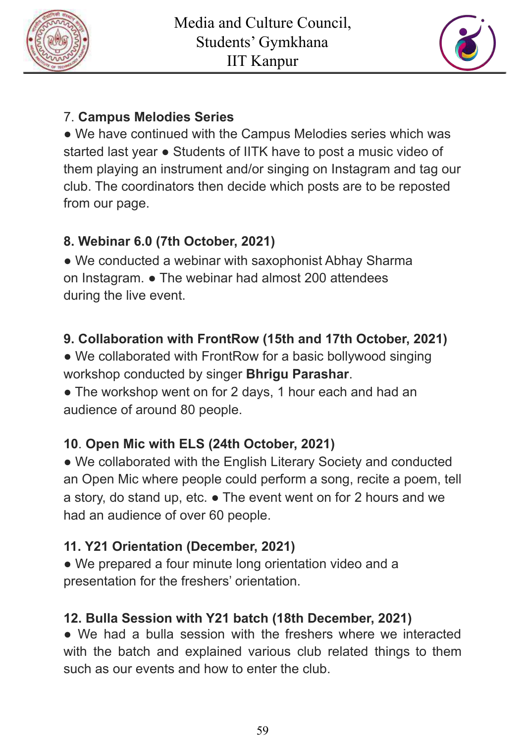7. **Campus Melodies Series**

● We have continued with the Campus Melodies series which was started last year ● Students of IITK have to post a music video of them playing an instrument and/or singing on Instagram and tag our club. The coordinators then decide which posts are to be reposted from our page.

**8. Webinar 6.0 (7th October, 2021)**

● We conducted a webinar with saxophonist Abhay Sharma on Instagram. ● The webinar had almost 200 attendees during the live event.

**9. Collaboration with FrontRow (15th and 17th October, 2021)**

● We collaborated with FrontRow for a basic bollywood singing workshop conducted by singer **Bhrigu Parashar**.

● The workshop went on for 2 days, 1 hour each and had an audience of around 80 people.

**10**. **Open Mic with ELS (24th October, 2021)**

● We collaborated with the English Literary Society and conducted an Open Mic where people could perform a song, recite a poem, tell a story, do stand up, etc. ● The event went on for 2 hours and we had an audience of over 60 people.

**11. Y21 Orientation (December, 2021)**

● We prepared a four minute long orientation video and a presentation for the freshers' orientation.

**12. Bulla Session with Y21 batch (18th December, 2021)**

● We had a bulla session with the freshers where we interacted with the batch and explained various club related things to them such as our events and how to enter the club.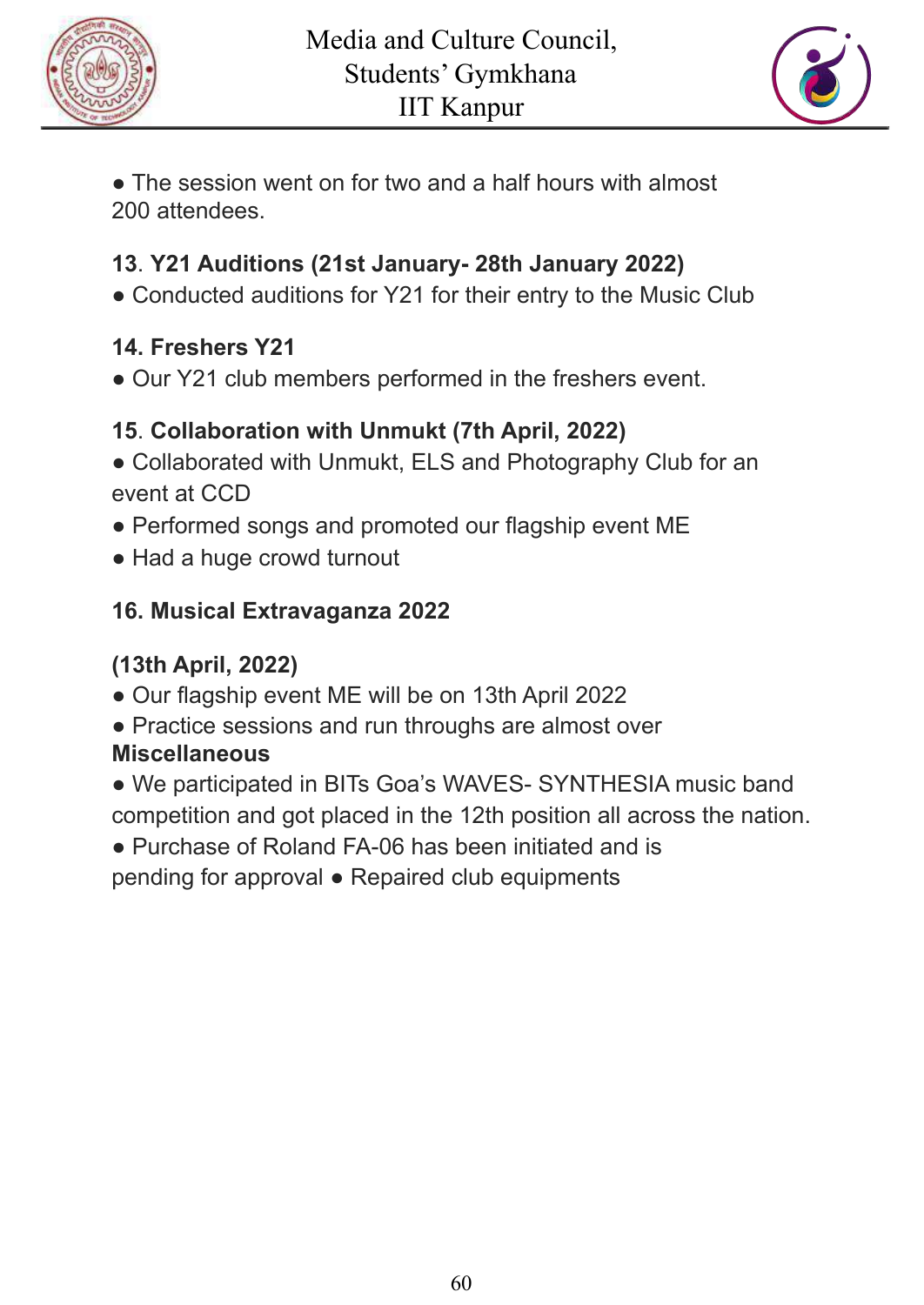● The session went on for two and a half hours with almost 200 attendees.

**13. Y21 Auditions (21st January- 28th January 2022)**

● Conducted auditions for Y21 for their entry to the Music Club

**14. Freshers Y21**

● Our Y21 club members performed in the freshers event.

**15. Collaboration with Unmukt (7th April, 2022)**

● Collaborated with Unmukt, ELS and Photography Club for an event at CCD

● Performed songs and promoted our flagship event ME

● Had a huge crowd turnout

**16. Musical Extravaganza 2022**

**(13th April, 2022)**

● Our flagship event ME will be on 13th April 2022

● Practice sessions and run throughs are almost over

**Miscellaneous**

● We participated in BITs Goa's WAVES- SYNTHESIA music band competition and got placed in the 12th position all across the nation.

● Purchase of Roland FA-06 has been initiated and is pending for approval ● Repaired club equipments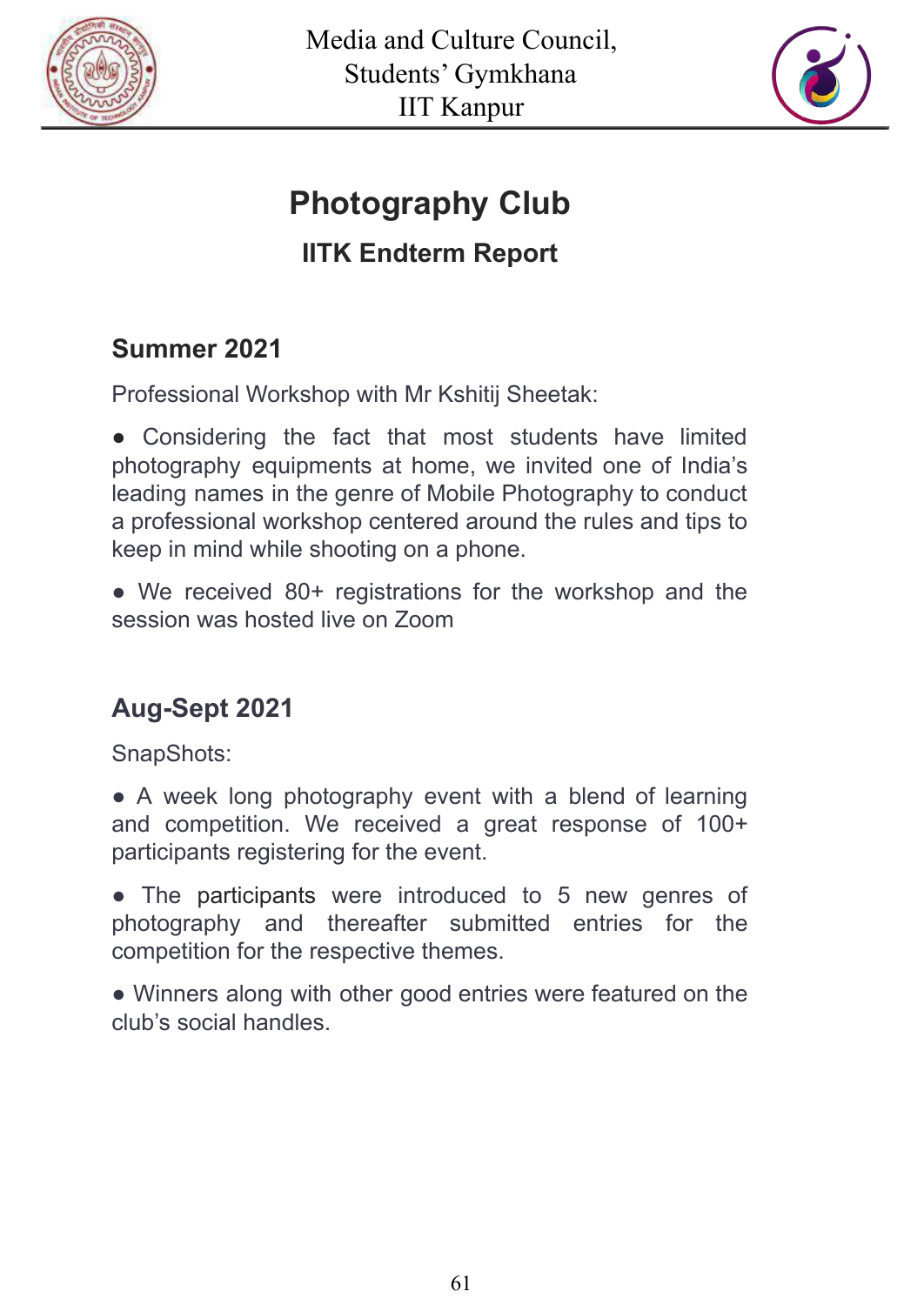# Photography Club

## IITK Endterm Report

### Summer 2021

Professional Workshop with Mr Kshitij Sheetak:

● Considering the fact that most students have limited photography equipments at home, we invited one of India's leading names in the genre of Mobile Photography to conduct a professional workshop centered around the rules and tips to keep in mind while shooting on a phone.

● We received 80+ registrations for the workshop and the session was hosted live on Zoom

### Aug-Sept 2021

SnapShots:

● A week long photography event with a blend of learning and competition. We received a great response of 100+ participants registering for the event.

● The participants were introduced to 5 new genres of photography and thereafter submitted entries for the competition for the respective themes.

● Winners along with other good entries were featured on the club's social handles.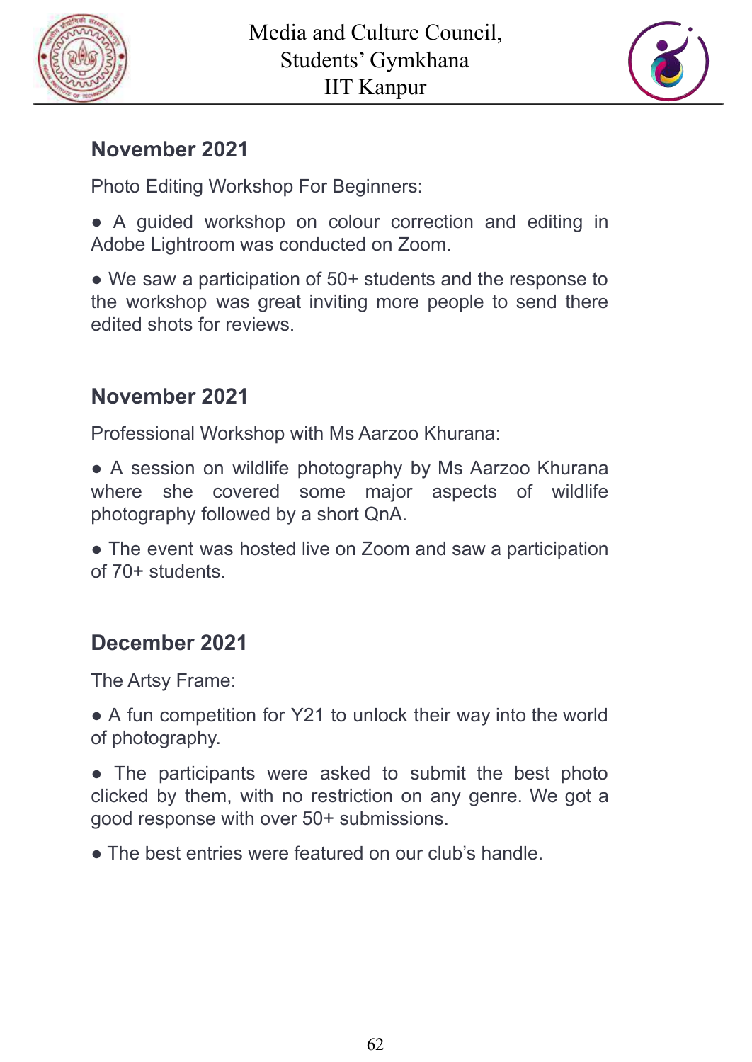## November 2021

Photo Editing Workshop For Beginners:

- A guided workshop on colour correction and editing in Adobe Lightroom was conducted on Zoom.
- We saw a participation of 50+ students and the response to the workshop was great inviting more people to send there edited shots for reviews.

## November 2021

Professional Workshop with Ms Aarzoo Khurana:

- A session on wildlife photography by Ms Aarzoo Khurana where she covered some major aspects of wildlife photography followed by a short QnA.
- The event was hosted live on Zoom and saw a participation of 70+ students.

## December 2021

The Artsy Frame:

- A fun competition for Y21 to unlock their way into the world of photography.
- The participants were asked to submit the best photo clicked by them, with no restriction on any genre. We got a good response with over 50+ submissions.
- The best entries were featured on our club's handle.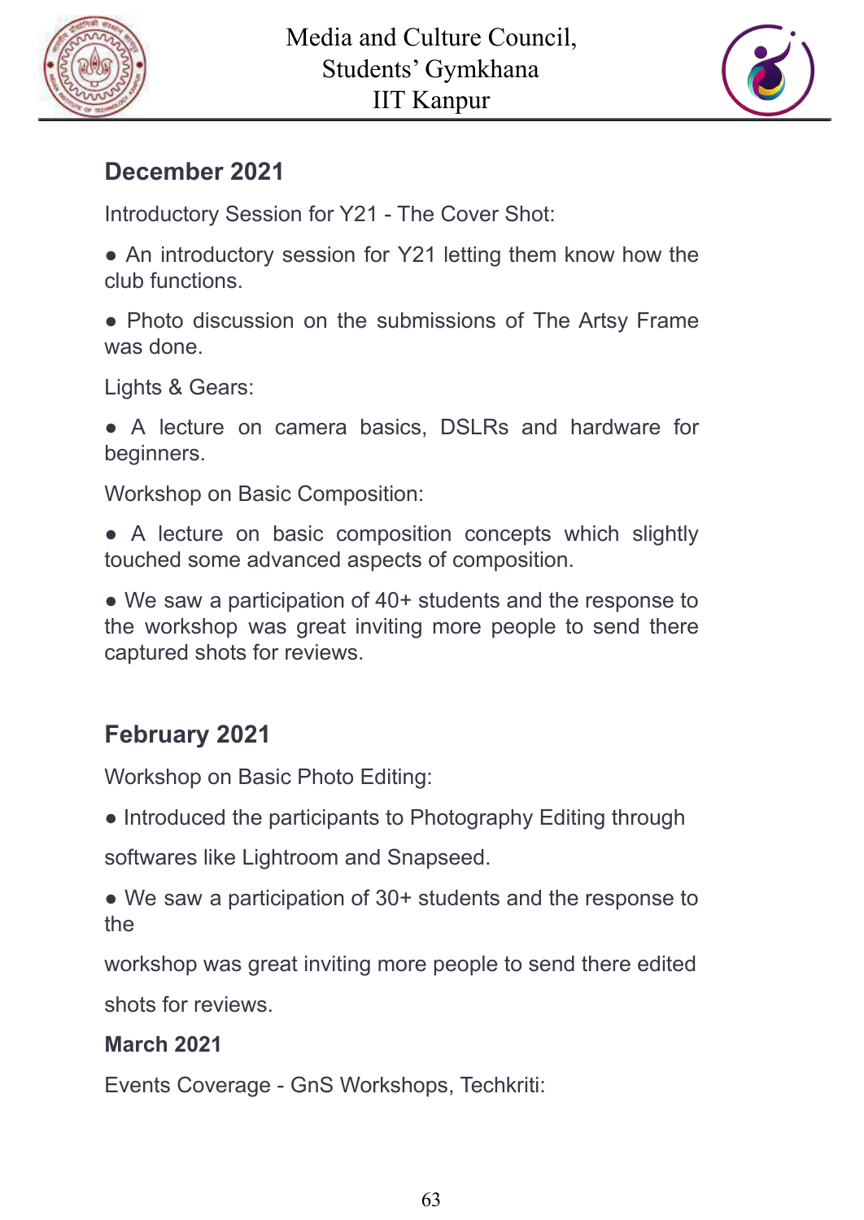## December 2021

Introductory Session for Y21 - The Cover Shot:

- An introductory session for Y21 letting them know how the club functions.
- Photo discussion on the submissions of The Artsy Frame was done.

Lights & Gears:

- A lecture on camera basics, DSLRs and hardware for beginners.

Workshop on Basic Composition:

- A lecture on basic composition concepts which slightly touched some advanced aspects of composition.
- We saw a participation of 40+ students and the response to the workshop was great inviting more people to send there captured shots for reviews.

## February 2021

Workshop on Basic Photo Editing:

- Introduced the participants to Photography Editing through softwares like Lightroom and Snapseed.
- We saw a participation of 30+ students and the response to the workshop was great inviting more people to send there edited shots for reviews.

**March 2021**

Events Coverage - GnS Workshops, Techkriti: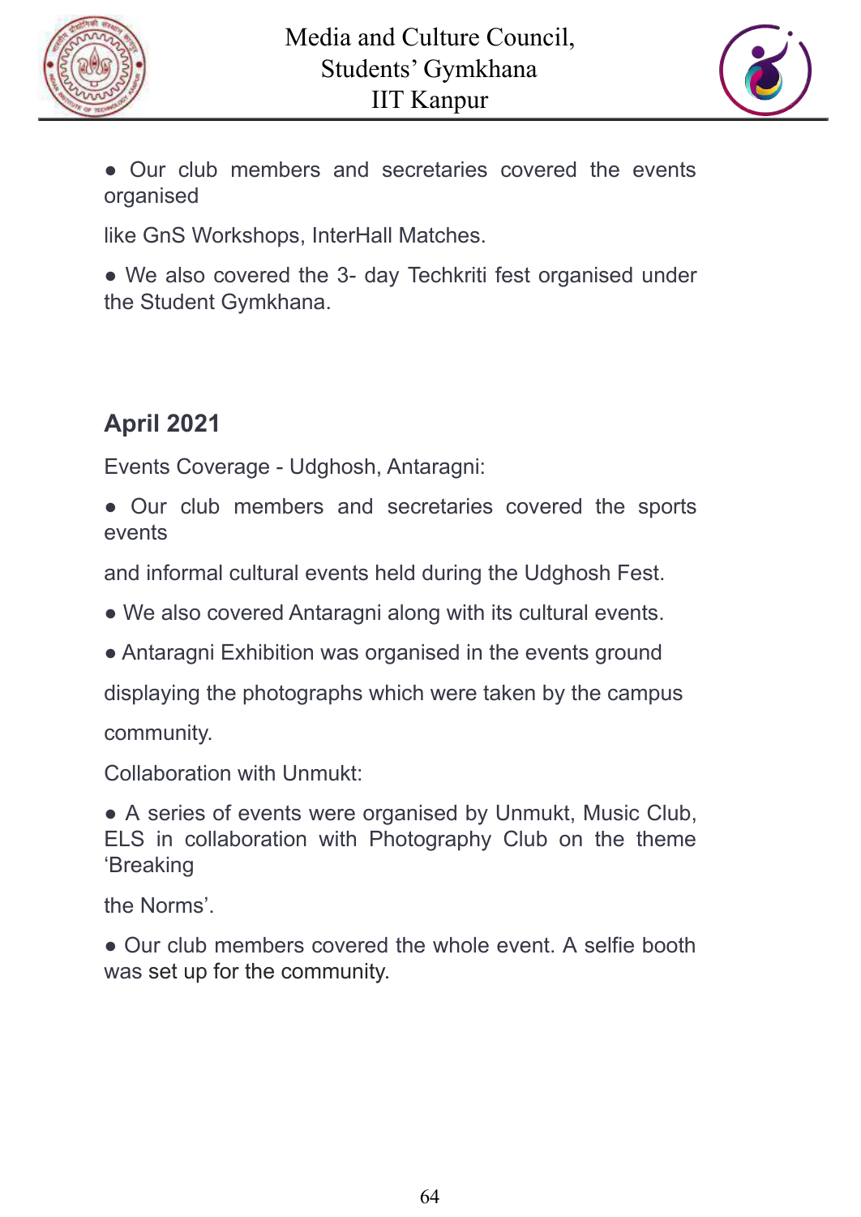- Our club members and secretaries covered the events organised like GnS Workshops, InterHall Matches.
- We also covered the 3- day Techkriti fest organised under the Student Gymkhana.

## April 2021

Events Coverage - Udghosh, Antaragni:

- Our club members and secretaries covered the sports events and informal cultural events held during the Udghosh Fest.
- We also covered Antaragni along with its cultural events.
- Antaragni Exhibition was organised in the events ground displaying the photographs which were taken by the campus community.

Collaboration with Unmukt:

- A series of events were organised by Unmukt, Music Club, ELS in collaboration with Photography Club on the theme 'Breaking the Norms'.
- Our club members covered the whole event. A selfie booth was set up for the community.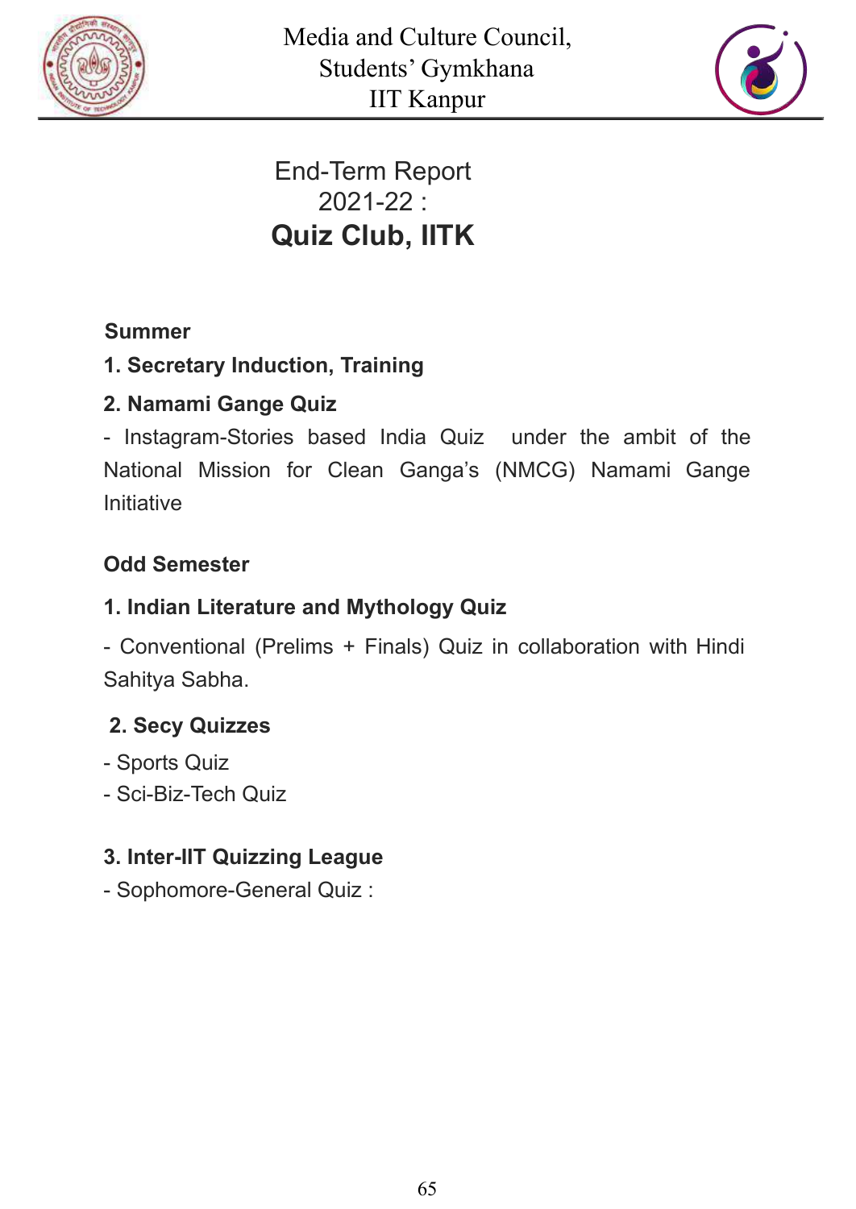Media and Culture Council,
Students' Gymkhana
IIT Kanpur

# End-Term Report 2021-22 : Quiz Club, IITK

**Summer**

**1. Secretary Induction, Training**

**2. Namami Gange Quiz**

- Instagram-Stories based India Quiz under the ambit of the National Mission for Clean Ganga's (NMCG) Namami Gange Initiative

**Odd Semester**

**1. Indian Literature and Mythology Quiz**

- Conventional (Prelims + Finals) Quiz in collaboration with Hindi Sahitya Sabha.

**2. Secy Quizzes**

- Sports Quiz
- Sci-Biz-Tech Quiz

**3. Inter-IIT Quizzing League**

- Sophomore-General Quiz :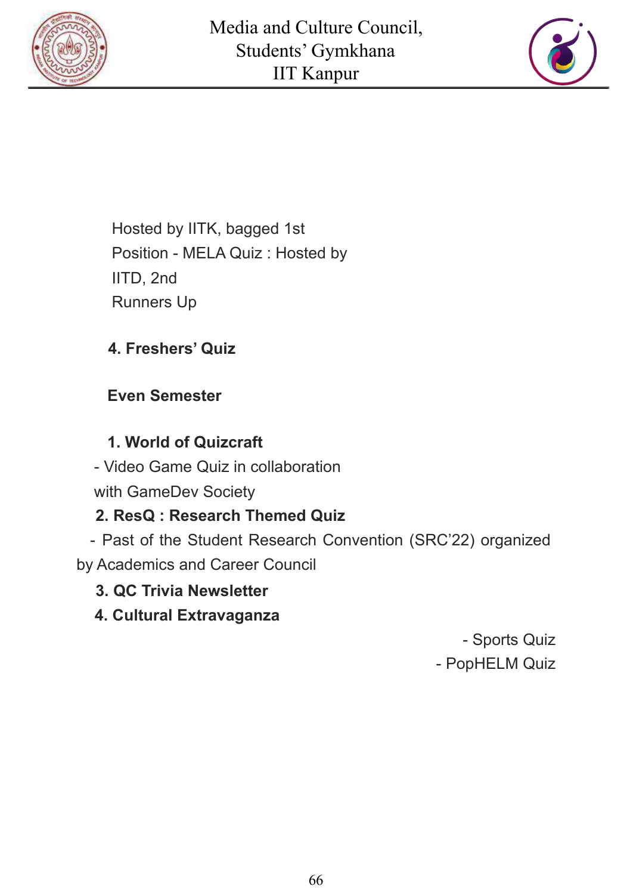Hosted by IITK, bagged 1st Position - MELA Quiz : Hosted by IITD, 2nd Runners Up

**4. Freshers' Quiz**

**Even Semester**

**1. World of Quizcraft**

- Video Game Quiz in collaboration with GameDev Society

**2. ResQ : Research Themed Quiz**

- Past of the Student Research Convention (SRC'22) organized by Academics and Career Council

**3. QC Trivia Newsletter**

**4. Cultural Extravaganza**

- Sports Quiz
- PopHELM Quiz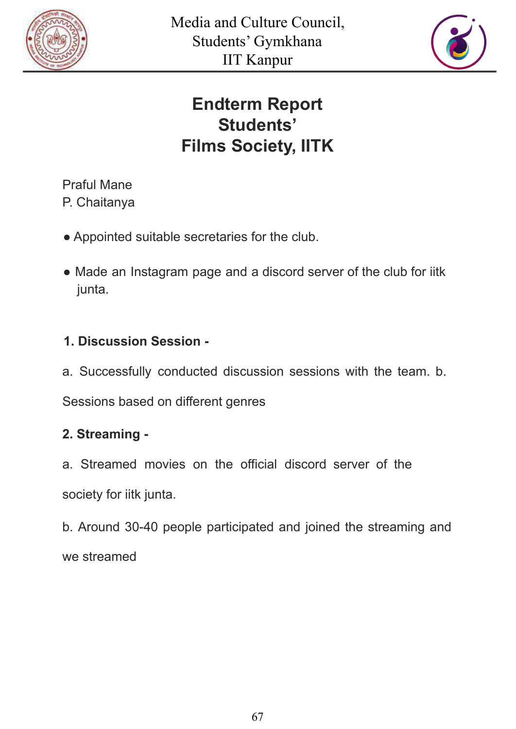Media and Culture Council,
Students' Gymkhana
IIT Kanpur

# Endterm Report
# Students' Films Society, IITK

Praful Mane
P. Chaitanya

- Appointed suitable secretaries for the club.
- Made an Instagram page and a discord server of the club for iitk junta.

**1. Discussion Session -**

a. Successfully conducted discussion sessions with the team. b. Sessions based on different genres

**2. Streaming -**

a. Streamed movies on the official discord server of the society for iitk junta.

b. Around 30-40 people participated and joined the streaming and we streamed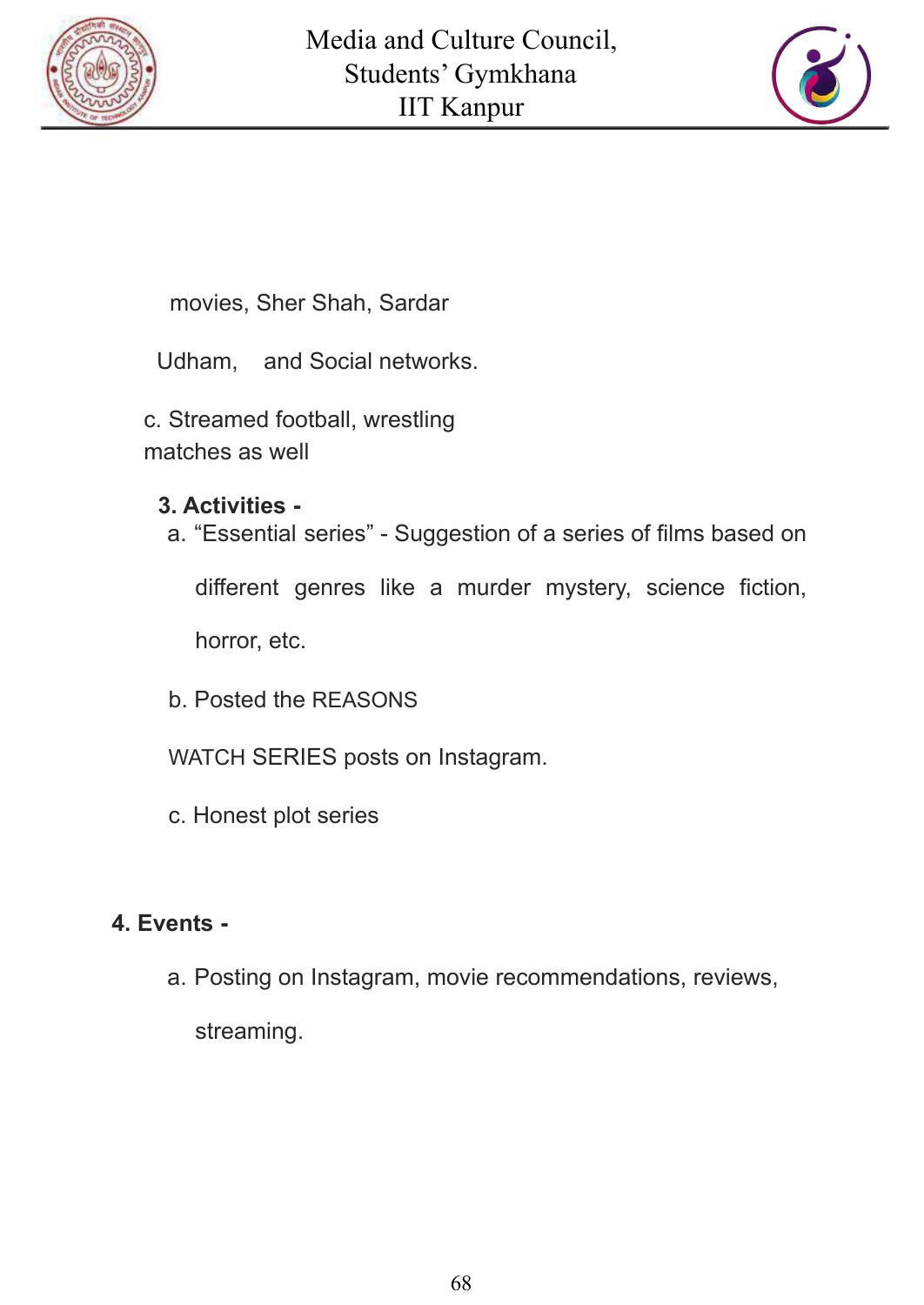movies, Sher Shah, Sardar

Udham, and Social networks.

c. Streamed football, wrestling matches as well

**3. Activities -**

a. “Essential series” - Suggestion of a series of films based on different genres like a murder mystery, science fiction, horror, etc.

b. Posted the REASONS WATCH SERIES posts on Instagram.

c. Honest plot series

**4. Events -**

a. Posting on Instagram, movie recommendations, reviews, streaming.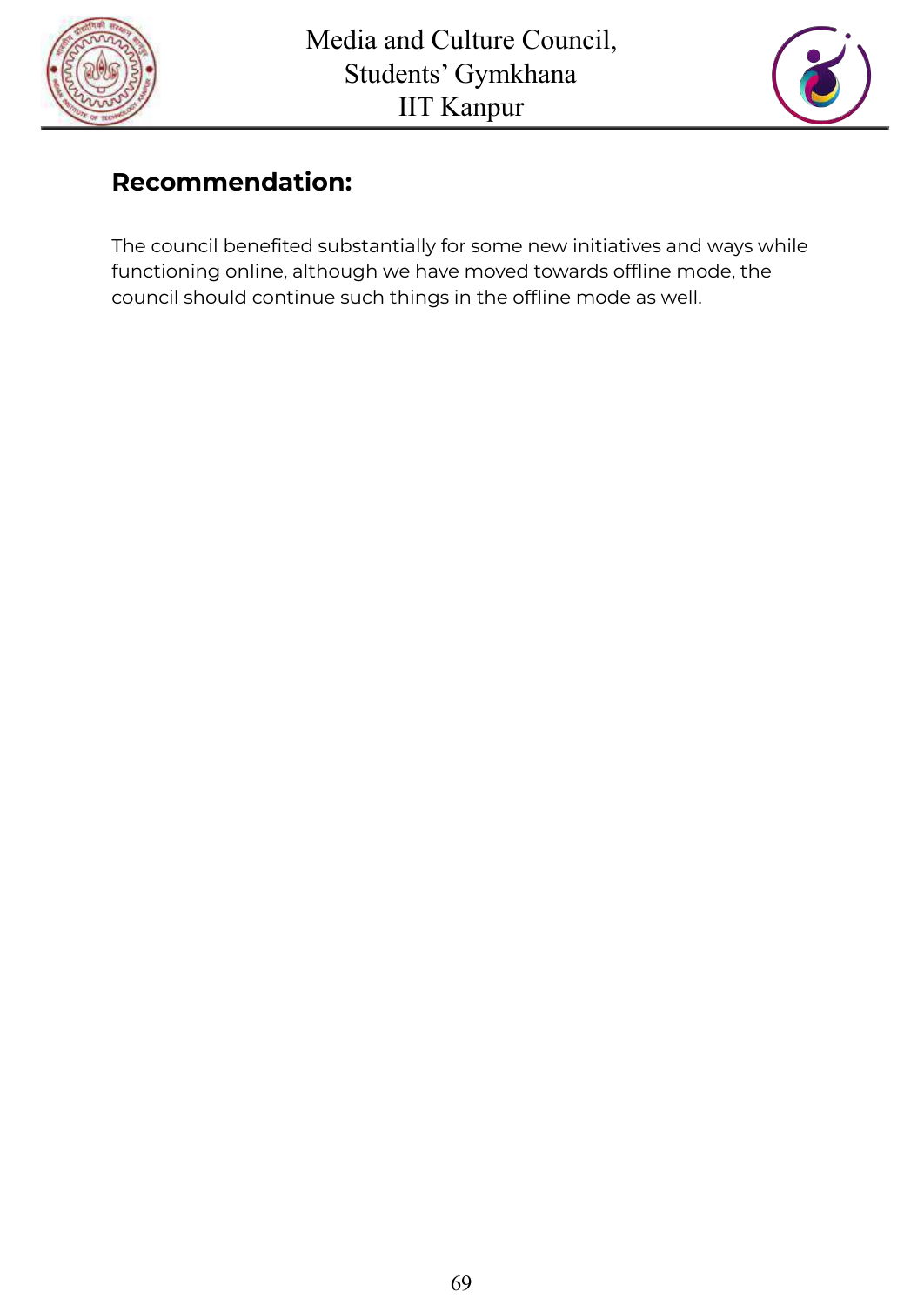## Recommendation:

The council benefited substantially for some new initiatives and ways while functioning online, although we have moved towards offline mode, the council should continue such things in the offline mode as well.